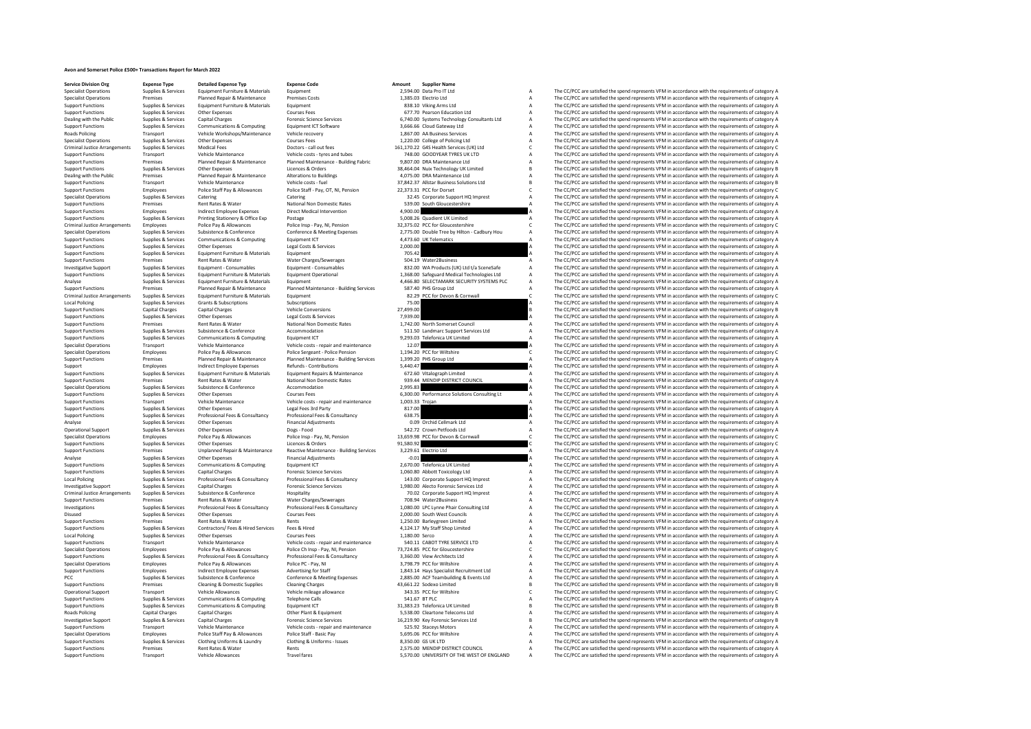# Avon and Somerset Police £500+ Transactions Report for March 2022

| Service Division Org | Expense Type | Detailed Expense Typ | Expense Code | Amount | Supplier Name | | |
|---|---|---|---|---|---|---|---|
| Specialist Operations | Supplies & Services | Equipment Furniture & Materials | Equipment | 2,594.00 | Data Pro IT Ltd | A | The CC/PCC are satisfied the spend represents VFM in accordance with the requirements of category A |
| Specialist Operations | Premises | Planned Repair & Maintenance | Premises Costs | 1,385.03 | Electrio Ltd | A | The CC/PCC are satisfied the spend represents VFM in accordance with the requirements of category A |
| Support Functions | Supplies & Services | Equipment Furniture & Materials | Equipment | 838.10 | Viking Arms Ltd | A | The CC/PCC are satisfied the spend represents VFM in accordance with the requirements of category A |
| Support Functions | Supplies & Services | Other Expenses | Courses Fees | 677.70 | Pearson Education Ltd | A | The CC/PCC are satisfied the spend represents VFM in accordance with the requirements of category A |
| Dealing with the Public | Supplies & Services | Capital Charges | Forensic Science Services | 6,740.00 | Systems Technology Consultants Ltd | A | The CC/PCC are satisfied the spend represents VFM in accordance with the requirements of category A |
| Support Functions | Supplies & Services | Communications & Computing | Equipment ICT Software | 3,666.66 | Cloud Gateway Ltd | A | The CC/PCC are satisfied the spend represents VFM in accordance with the requirements of category A |
| Roads Policing | Transport | Vehicle Workshops/Maintenance | Vehicle recovery | 1,867.00 | AA Business Services | A | The CC/PCC are satisfied the spend represents VFM in accordance with the requirements of category A |
| Specialist Operations | Supplies & Services | Other Expenses | Courses Fees | 1,220.00 | College of Policing Ltd | A | The CC/PCC are satisfied the spend represents VFM in accordance with the requirements of category A |
| Criminal Justice Arrangements | Supplies & Services | Medical Fees | Doctors - call out fees | 161,170.22 | G4S Health Services (UK) Ltd | C | The CC/PCC are satisfied the spend represents VFM in accordance with the requirements of category C |
| Support Functions | Transport | Vehicle Maintenance | Vehicle costs - tyres and tubes | 748.00 | GOODYEAR TYRES UK LTD | A | The CC/PCC are satisfied the spend represents VFM in accordance with the requirements of category A |
| Support Functions | Premises | Planned Repair & Maintenance | Planned Maintenance - Building Fabric | 9,807.00 | DRA Maintenance Ltd | A | The CC/PCC are satisfied the spend represents VFM in accordance with the requirements of category A |
| Support Functions | Supplies & Services | Other Expenses | Licences & Orders | 38,464.04 | Nuix Technology UK Limited | B | The CC/PCC are satisfied the spend represents VFM in accordance with the requirements of category B |
| Dealing with the Public | Premises | Planned Repair & Maintenance | Alterations to Buildings | 4,075.00 | DRA Maintenance Ltd | A | The CC/PCC are satisfied the spend represents VFM in accordance with the requirements of category A |
| Support Functions | Transport | Vehicle Maintenance | Vehicle costs - fuel | 37,842.37 | Allstar Business Solutions Ltd | B | The CC/PCC are satisfied the spend represents VFM in accordance with the requirements of category B |
| Support Functions | Employees | Police Staff Pay & Allowances | Police Staff - Pay, OT, NI, Pension | 22,373.31 | PCC for Dorset | C | The CC/PCC are satisfied the spend represents VFM in accordance with the requirements of category C |
| Specialist Operations | Supplies & Services | Catering | Catering | 32.45 | Corporate Support HQ Imprest | A | The CC/PCC are satisfied the spend represents VFM in accordance with the requirements of category A |
| Support Functions | Premises | Rent Rates & Water | National Non Domestic Rates | 539.00 | South Gloucestershire | A | The CC/PCC are satisfied the spend represents VFM in accordance with the requirements of category A |
| Support Functions | Employees | Indirect Employee Expenses | Direct Medical Intervention | 4,900.00 | | A | The CC/PCC are satisfied the spend represents VFM in accordance with the requirements of category A |
| Support Functions | Supplies & Services | Printing Stationery & Office Exp | Postage | 5,008.26 | Quadient UK Limited | A | The CC/PCC are satisfied the spend represents VFM in accordance with the requirements of category A |
| Criminal Justice Arrangements | Employees | Police Pay & Allowances | Police Insp - Pay, NI, Pension | 32,375.02 | PCC for Gloucestershire | C | The CC/PCC are satisfied the spend represents VFM in accordance with the requirements of category C |
| Specialist Operations | Supplies & Services | Subsistence & Conference | Conference & Meeting Expenses | 2,775.00 | Double Tree by Hilton - Cadbury Hou | A | The CC/PCC are satisfied the spend represents VFM in accordance with the requirements of category A |
| Support Functions | Supplies & Services | Communications & Computing | Equipment ICT | 4,473.60 | UK Telematics | A | The CC/PCC are satisfied the spend represents VFM in accordance with the requirements of category A |
| Support Functions | Supplies & Services | Other Expenses | Legal Costs & Services | 2,000.00 | | A | The CC/PCC are satisfied the spend represents VFM in accordance with the requirements of category A |
| Support Functions | Supplies & Services | Equipment Furniture & Materials | Equipment | 705.42 | | A | The CC/PCC are satisfied the spend represents VFM in accordance with the requirements of category A |
| Support Functions | Premises | Rent Rates & Water | Water Charges/Sewerages | 504.19 | Water2Business | A | The CC/PCC are satisfied the spend represents VFM in accordance with the requirements of category A |
| Investigative Support | Supplies & Services | Equipment - Consumables | Equipment - Consumables | 832.00 | WA Products (UK) Ltd t/a SceneSafe | A | The CC/PCC are satisfied the spend represents VFM in accordance with the requirements of category A |
| Support Functions | Supplies & Services | Equipment Furniture & Materials | Equipment Operational | 1,368.00 | Safeguard Medical Technologies Ltd | A | The CC/PCC are satisfied the spend represents VFM in accordance with the requirements of category A |
| Analyse | Supplies & Services | Equipment Furniture & Materials | Equipment | 4,466.80 | SELECTAMARK SECURITY SYSTEMS PLC | A | The CC/PCC are satisfied the spend represents VFM in accordance with the requirements of category A |
| Support Functions | Premises | Planned Repair & Maintenance | Planned Maintenance - Building Services | 587.40 | PHS Group Ltd | A | The CC/PCC are satisfied the spend represents VFM in accordance with the requirements of category A |
| Criminal Justice Arrangements | Supplies & Services | Equipment Furniture & Materials | Equipment | 82.29 | PCC for Devon & Cornwall | C | The CC/PCC are satisfied the spend represents VFM in accordance with the requirements of category C |
| Local Policing | Supplies & Services | Grants & Subscriptions | Subscriptions | 75.00 | | A | The CC/PCC are satisfied the spend represents VFM in accordance with the requirements of category A |
| Support Functions | Capital Charges | Capital Charges | Vehicle Conversions | 27,499.00 | | B | The CC/PCC are satisfied the spend represents VFM in accordance with the requirements of category B |
| Support Functions | Supplies & Services | Other Expenses | Legal Costs & Services | 7,939.00 | | A | The CC/PCC are satisfied the spend represents VFM in accordance with the requirements of category A |
| Support Functions | Premises | Rent Rates & Water | National Non Domestic Rates | 1,742.00 | North Somerset Council | A | The CC/PCC are satisfied the spend represents VFM in accordance with the requirements of category A |
| Support Functions | Supplies & Services | Subsistence & Conference | Accommodation | 511.50 | Landmarc Support Services Ltd | A | The CC/PCC are satisfied the spend represents VFM in accordance with the requirements of category A |
| Support Functions | Supplies & Services | Communications & Computing | Equipment ICT | 9,293.03 | Telefonica UK Limited | A | The CC/PCC are satisfied the spend represents VFM in accordance with the requirements of category A |
| Specialist Operations | Transport | Vehicle Maintenance | Vehicle costs - repair and maintenance | 12.07 | | A | The CC/PCC are satisfied the spend represents VFM in accordance with the requirements of category A |
| Specialist Operations | Employees | Police Pay & Allowances | Police Sergeant - Police Pension | 1,194.20 | PCC for Wiltshire | C | The CC/PCC are satisfied the spend represents VFM in accordance with the requirements of category C |
| Support Functions | Premises | Planned Repair & Maintenance | Planned Maintenance - Building Services | 1,399.20 | PHS Group Ltd | A | The CC/PCC are satisfied the spend represents VFM in accordance with the requirements of category A |
| Support | Employees | Indirect Employee Expenses | Refunds - Contributions | 5,440.47 | | A | The CC/PCC are satisfied the spend represents VFM in accordance with the requirements of category A |
| Support Functions | Supplies & Services | Equipment Furniture & Materials | Equipment Repairs & Maintenance | 672.60 | Vitalograph Limited | A | The CC/PCC are satisfied the spend represents VFM in accordance with the requirements of category A |
| Support Functions | Premises | Rent Rates & Water | National Non Domestic Rates | 939.44 | MENDIP DISTRICT COUNCIL | A | The CC/PCC are satisfied the spend represents VFM in accordance with the requirements of category A |
| Specialist Operations | Supplies & Services | Subsistence & Conference | Accommodation | 2,995.83 | | A | The CC/PCC are satisfied the spend represents VFM in accordance with the requirements of category A |
| Support Functions | Supplies & Services | Other Expenses | Courses Fees | 6,300.00 | Performance Solutions Consulting Lt | A | The CC/PCC are satisfied the spend represents VFM in accordance with the requirements of category A |
| Support Functions | Transport | Vehicle Maintenance | Vehicle costs - repair and maintenance | 1,003.33 | Trojan | A | The CC/PCC are satisfied the spend represents VFM in accordance with the requirements of category A |
| Support Functions | Supplies & Services | Other Expenses | Legal Fees 3rd Party | 817.00 | | A | The CC/PCC are satisfied the spend represents VFM in accordance with the requirements of category A |
| Support Functions | Supplies & Services | Professional Fees & Consultancy | Professional Fees & Consultancy | 638.75 | | A | The CC/PCC are satisfied the spend represents VFM in accordance with the requirements of category A |
| Analyse | Supplies & Services | Other Expenses | Financial Adjustments | 0.09 | Orchid Cellmark Ltd | A | The CC/PCC are satisfied the spend represents VFM in accordance with the requirements of category A |
| Operational Support | Supplies & Services | Other Expenses | Dogs - Food | 542.72 | Crown Petfoods Ltd | A | The CC/PCC are satisfied the spend represents VFM in accordance with the requirements of category A |
| Specialist Operations | Employees | Police Pay & Allowances | Police Insp - Pay, NI, Pension | 13,659.98 | PCC for Devon & Cornwall | C | The CC/PCC are satisfied the spend represents VFM in accordance with the requirements of category C |
| Support Functions | Supplies & Services | Other Expenses | Licences & Orders | 91,580.92 | | C | The CC/PCC are satisfied the spend represents VFM in accordance with the requirements of category C |
| Support Functions | Premises | Unplanned Repair & Maintenance | Reactive Maintenance - Building Services | 3,229.61 | Electrio Ltd | A | The CC/PCC are satisfied the spend represents VFM in accordance with the requirements of category A |
| Analyse | Supplies & Services | Other Expenses | Financial Adjustments | -0.01 | | A | The CC/PCC are satisfied the spend represents VFM in accordance with the requirements of category A |
| Support Functions | Supplies & Services | Communications & Computing | Equipment ICT | 2,670.00 | Telefonica UK Limited | A | The CC/PCC are satisfied the spend represents VFM in accordance with the requirements of category A |
| Support Functions | Supplies & Services | Capital Charges | Forensic Science Services | 1,060.80 | Abbott Toxicology Ltd | A | The CC/PCC are satisfied the spend represents VFM in accordance with the requirements of category A |
| Local Policing | Supplies & Services | Professional Fees & Consultancy | Professional Fees & Consultancy | 143.00 | Corporate Support HQ Imprest | A | The CC/PCC are satisfied the spend represents VFM in accordance with the requirements of category A |
| Investigative Support | Supplies & Services | Capital Charges | Forensic Science Services | 1,980.00 | Alecto Forensic Services Ltd | A | The CC/PCC are satisfied the spend represents VFM in accordance with the requirements of category A |
| Criminal Justice Arrangements | Supplies & Services | Subsistence & Conference | Hospitality | 70.02 | Corporate Support HQ Imprest | A | The CC/PCC are satisfied the spend represents VFM in accordance with the requirements of category A |
| Support Functions | Premises | Rent Rates & Water | Water Charges/Sewerages | 708.94 | Water2Business | A | The CC/PCC are satisfied the spend represents VFM in accordance with the requirements of category A |
| Investigations | Supplies & Services | Professional Fees & Consultancy | Professional Fees & Consultancy | 1,080.00 | LPC Lynne Phair Consulting Ltd | A | The CC/PCC are satisfied the spend represents VFM in accordance with the requirements of category A |
| Disused | Supplies & Services | Other Expenses | Courses Fees | 2,000.00 | South West Councils | A | The CC/PCC are satisfied the spend represents VFM in accordance with the requirements of category A |
| Support Functions | Premises | Rent Rates & Water | Rents | 1,250.00 | Barleygreen Limited | A | The CC/PCC are satisfied the spend represents VFM in accordance with the requirements of category A |
| Support Functions | Supplies & Services | Contractors/ Fees & Hired Services | Fees & Hired | 4,124.17 | My Staff Shop Limited | A | The CC/PCC are satisfied the spend represents VFM in accordance with the requirements of category A |
| Local Policing | Supplies & Services | Other Expenses | Courses Fees | 1,180.00 | Serco | A | The CC/PCC are satisfied the spend represents VFM in accordance with the requirements of category A |
| Support Functions | Transport | Vehicle Maintenance | Vehicle costs - repair and maintenance | 540.11 | CABOT TYRE SERVICE LTD | A | The CC/PCC are satisfied the spend represents VFM in accordance with the requirements of category A |
| Specialist Operations | Employees | Police Pay & Allowances | Police Ch Insp - Pay, NI, Pension | 73,724.85 | PCC for Gloucestershire | C | The CC/PCC are satisfied the spend represents VFM in accordance with the requirements of category C |
| Support Functions | Supplies & Services | Professional Fees & Consultancy | Professional Fees & Consultancy | 3,360.00 | View Architects Ltd | A | The CC/PCC are satisfied the spend represents VFM in accordance with the requirements of category A |
| Specialist Operations | Employees | Police Pay & Allowances | Police PC - Pay, NI | 3,798.79 | PCC for Wiltshire | A | The CC/PCC are satisfied the spend represents VFM in accordance with the requirements of category A |
| Support Functions | Employees | Indirect Employee Expenses | Advertising for Staff | 1,843.14 | Hays Specialist Recruitment Ltd | A | The CC/PCC are satisfied the spend represents VFM in accordance with the requirements of category A |
| PCC | Supplies & Services | Subsistence & Conference | Conference & Meeting Expenses | 2,885.00 | ACF Teambuilding & Events Ltd | A | The CC/PCC are satisfied the spend represents VFM in accordance with the requirements of category A |
| Support Functions | Premises | Cleaning & Domestic Supplies | Cleaning Charges | 43,661.22 | Sodexo Limited | B | The CC/PCC are satisfied the spend represents VFM in accordance with the requirements of category B |
| Operational Support | Transport | Vehicle Allowances | Vehicle mileage allowance | 343.35 | PCC for Wiltshire | C | The CC/PCC are satisfied the spend represents VFM in accordance with the requirements of category C |
| Support Functions | Supplies & Services | Communications & Computing | Telephone Calls | 541.67 | BT PLC | A | The CC/PCC are satisfied the spend represents VFM in accordance with the requirements of category A |
| Support Functions | Supplies & Services | Communications & Computing | Equipment ICT | 31,383.23 | Telefonica UK Limited | B | The CC/PCC are satisfied the spend represents VFM in accordance with the requirements of category B |
| Roads Policing | Capital Charges | Capital Charges | Other Plant & Equipment | 5,538.00 | Cleartone Telecoms Ltd | A | The CC/PCC are satisfied the spend represents VFM in accordance with the requirements of category A |
| Investigative Support | Supplies & Services | Capital Charges | Forensic Science Services | 16,219.90 | Key Forensic Services Ltd | B | The CC/PCC are satisfied the spend represents VFM in accordance with the requirements of category B |
| Support Functions | Transport | Vehicle Maintenance | Vehicle costs - repair and maintenance | 525.92 | Staceys Motors | A | The CC/PCC are satisfied the spend represents VFM in accordance with the requirements of category A |
| Specialist Operations | Employees | Police Staff Pay & Allowances | Police Staff - Basic Pay | 5,695.06 | PCC for Wiltshire | A | The CC/PCC are satisfied the spend represents VFM in accordance with the requirements of category A |
| Support Functions | Supplies & Services | Clothing Uniforms & Laundry | Clothing & Uniforms - Issues | 8,350.00 | GS UK LTD | A | The CC/PCC are satisfied the spend represents VFM in accordance with the requirements of category A |
| Support Functions | Premises | Rent Rates & Water | Rents | 2,575.00 | MENDIP DISTRICT COUNCIL | A | The CC/PCC are satisfied the spend represents VFM in accordance with the requirements of category A |
| Support Functions | Transport | Vehicle Allowances | Travel fares | 5,570.00 | UNIVERSITY OF THE WEST OF ENGLAND | A | The CC/PCC are satisfied the spend represents VFM in accordance with the requirements of category A |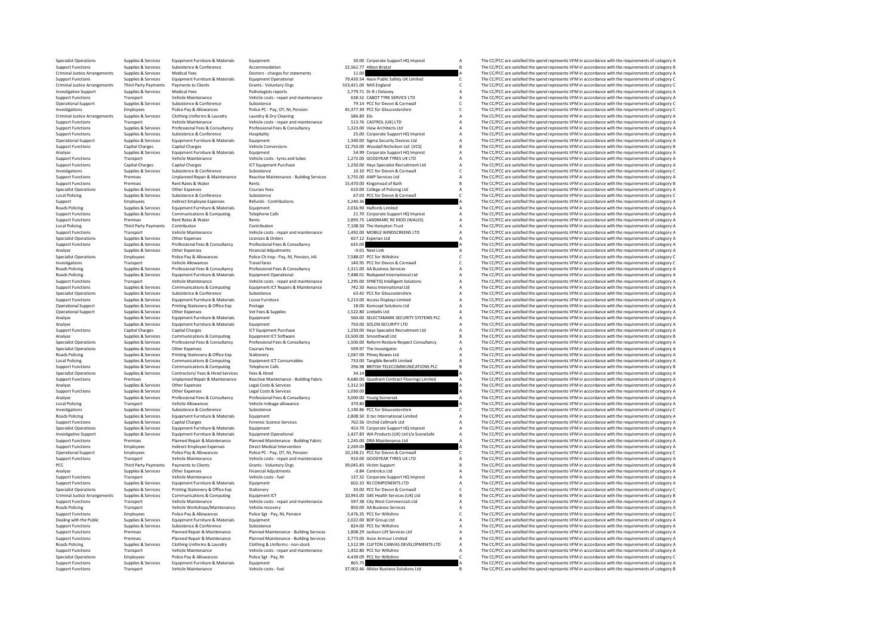| | | | | | | | |
|---|---|---|---|---|---|---|---|
| Specialist Operations | Supplies & Services | Equipment Furniture & Materials | Equipment | 30.00 | Corporate Support HQ Imprest | A | The CC/PCC are satisfied the spend represents VFM in accordance with the requirements of category A |
| Support Functions | Supplies & Services | Subsistence & Conference | Accommodation | 22,562.77 | Hilton Bristol | B | The CC/PCC are satisfied the spend represents VFM in accordance with the requirements of category B |
| Criminal Justice Arrangements | Supplies & Services | Medical Fees | Doctors - charges for statements | 11.00 | | A | The CC/PCC are satisfied the spend represents VFM in accordance with the requirements of category A |
| Support Functions | Supplies & Services | Equipment Furniture & Materials | Equipment Operational | 79,430.54 | Axon Public Safety UK Limited | C | The CC/PCC are satisfied the spend represents VFM in accordance with the requirements of category C |
| Criminal Justice Arrangements | Third Party Payments | Payments to Clients | Grants - Voluntary Orgs | 553,421.00 | NHS England | C | The CC/PCC are satisfied the spend represents VFM in accordance with the requirements of category C |
| Investigative Support | Supplies & Services | Medical Fees | Pathologists reports | 2,779.71 | Dr R J Delaney | A | The CC/PCC are satisfied the spend represents VFM in accordance with the requirements of category A |
| Support Functions | Transport | Vehicle Maintenance | Vehicle costs - repair and maintenance | 638.52 | CABOT TYRE SERVICE LTD | A | The CC/PCC are satisfied the spend represents VFM in accordance with the requirements of category A |
| Operational Support | Supplies & Services | Subsistence & Conference | Subsistence | 79.14 | PCC for Devon & Cornwall | C | The CC/PCC are satisfied the spend represents VFM in accordance with the requirements of category C |
| Investigations | Employees | Police Pay & Allowances | Police PC - Pay, OT, NI, Pension | 45,377.39 | PCC for Gloucestershire | C | The CC/PCC are satisfied the spend represents VFM in accordance with the requirements of category C |
| Criminal Justice Arrangements | Supplies & Services | Clothing Uniforms & Laundry | Laundry & Dry Cleaning | 586.89 | Elis | A | The CC/PCC are satisfied the spend represents VFM in accordance with the requirements of category A |
| Support Functions | Transport | Vehicle Maintenance | Vehicle costs - repair and maintenance | 513.76 | CASTROL (UK) LTD | A | The CC/PCC are satisfied the spend represents VFM in accordance with the requirements of category A |
| Support Functions | Supplies & Services | Professional Fees & Consultancy | Professional Fees & Consultancy | 1,323.00 | View Architects Ltd | A | The CC/PCC are satisfied the spend represents VFM in accordance with the requirements of category A |
| Support Functions | Supplies & Services | Subsistence & Conference | Hospitality | 25.00 | Corporate Support HQ Imprest | A | The CC/PCC are satisfied the spend represents VFM in accordance with the requirements of category A |
| Operational Support | Supplies & Services | Equipment Furniture & Materials | Equipment | 1,340.00 | Sigma Security Devices Ltd | A | The CC/PCC are satisfied the spend represents VFM in accordance with the requirements of category A |
| Support Functions | Capital Charges | Capital Charges | Vehicle Conversions | 12,750.00 | Woodall Nicholson Ltd (VCS) | B | The CC/PCC are satisfied the spend represents VFM in accordance with the requirements of category B |
| Analyse | Supplies & Services | Equipment Furniture & Materials | Equipment | 54.99 | Corporate Support HQ Imprest | A | The CC/PCC are satisfied the spend represents VFM in accordance with the requirements of category A |
| Support Functions | Transport | Vehicle Maintenance | Vehicle costs - tyres and tubes | 1,272.00 | GOODYEAR TYRES UK LTD | A | The CC/PCC are satisfied the spend represents VFM in accordance with the requirements of category A |
| Support Functions | Capital Charges | Capital Charges | ICT Equipment Purchase | 1,250.00 | Hays Specialist Recruitment Ltd | A | The CC/PCC are satisfied the spend represents VFM in accordance with the requirements of category A |
| Investigations | Supplies & Services | Subsistence & Conference | Subsistence | 10.10 | PCC for Devon & Cornwall | C | The CC/PCC are satisfied the spend represents VFM in accordance with the requirements of category C |
| Support Functions | Premises | Unplanned Repair & Maintenance | Reactive Maintenance - Building Services | 3,755.00 | AWP Services Ltd | A | The CC/PCC are satisfied the spend represents VFM in accordance with the requirements of category A |
| Support Functions | Premises | Rent Rates & Water | Rents | 15,470.00 | Kingsmead of Bath | B | The CC/PCC are satisfied the spend represents VFM in accordance with the requirements of category B |
| Specialist Operations | Supplies & Services | Other Expenses | Courses Fees | 610.00 | College of Policing Ltd | A | The CC/PCC are satisfied the spend represents VFM in accordance with the requirements of category A |
| Local Policing | Supplies & Services | Subsistence & Conference | Subsistence | 67.03 | PCC for Devon & Cornwall | C | The CC/PCC are satisfied the spend represents VFM in accordance with the requirements of category C |
| Support | Employees | Indirect Employee Expenses | Refunds - Contributions | 3,240.36 | | A | The CC/PCC are satisfied the spend represents VFM in accordance with the requirements of category A |
| Roads Policing | Supplies & Services | Equipment Furniture & Materials | Equipment | 2,016.90 | Halfords Limited | A | The CC/PCC are satisfied the spend represents VFM in accordance with the requirements of category A |
| Support Functions | Supplies & Services | Communications & Computing | Telephone Calls | 21.70 | Corporate Support HQ Imprest | A | The CC/PCC are satisfied the spend represents VFM in accordance with the requirements of category A |
| Support Functions | Premises | Rent Rates & Water | Rents | 2,893.75 | LANDMARC RE MOD (WALES) | A | The CC/PCC are satisfied the spend represents VFM in accordance with the requirements of category A |
| Local Policing | Third Party Payments | Contribution | Contribution | 7,108.50 | The Hampton Trust | A | The CC/PCC are satisfied the spend represents VFM in accordance with the requirements of category A |
| Support Functions | Transport | Vehicle Maintenance | Vehicle costs - repair and maintenance | 1,492.00 | MOBILE WINDSCREENS LTD | A | The CC/PCC are satisfied the spend represents VFM in accordance with the requirements of category A |
| Specialist Operations | Supplies & Services | Other Expenses | Licences & Orders | 657.12 | Experian Ltd | A | The CC/PCC are satisfied the spend represents VFM in accordance with the requirements of category A |
| Support Functions | Supplies & Services | Professional Fees & Consultancy | Professional Fees & Consultancy | 635.00 | | A | The CC/PCC are satisfied the spend represents VFM in accordance with the requirements of category A |
| Analyse | Supplies & Services | Other Expenses | Financial Adjustments | -0.01 | Next Link | A | The CC/PCC are satisfied the spend represents VFM in accordance with the requirements of category A |
| Specialist Operations | Employees | Police Pay & Allowances | Police Ch Insp - Pay, NI, Pension, HA | 7,588.07 | PCC for Wiltshire | C | The CC/PCC are satisfied the spend represents VFM in accordance with the requirements of category C |
| Investigations | Transport | Vehicle Allowances | Travel fares | 140.95 | PCC for Devon & Cornwall | C | The CC/PCC are satisfied the spend represents VFM in accordance with the requirements of category C |
| Roads Policing | Supplies & Services | Professional Fees & Consultancy | Professional Fees & Consultancy | 1,311.00 | AA Business Services | A | The CC/PCC are satisfied the spend represents VFM in accordance with the requirements of category A |
| Roads Policing | Supplies & Services | Equipment Furniture & Materials | Equipment Operational | 7,488.01 | Redspeed International Ltd | A | The CC/PCC are satisfied the spend represents VFM in accordance with the requirements of category A |
| Support Functions | Transport | Vehicle Maintenance | Vehicle costs - repair and maintenance | 1,295.00 | SYNETIQ Intelligent Solutions | A | The CC/PCC are satisfied the spend represents VFM in accordance with the requirements of category A |
| Support Functions | Supplies & Services | Communications & Computing | Equipment ICT Repairs & Maintenance | 742.50 | Axess International Ltd | A | The CC/PCC are satisfied the spend represents VFM in accordance with the requirements of category A |
| Specialist Operations | Supplies & Services | Subsistence & Conference | Subsistence | 63.42 | PCC for Gloucestershire | A | The CC/PCC are satisfied the spend represents VFM in accordance with the requirements of category A |
| Support Functions | Supplies & Services | Equipment Furniture & Materials | Loose Furniture | 5,213.00 | Access Displays Limited | A | The CC/PCC are satisfied the spend represents VFM in accordance with the requirements of category A |
| Operational Support | Supplies & Services | Printing Stationery & Office Exp | Postage | 18.00 | Komcept Solutions Ltd | A | The CC/PCC are satisfied the spend represents VFM in accordance with the requirements of category A |
| Operational Support | Supplies & Services | Other Expenses | Vet Fees & Supplies | 1,522.80 | Lintbells Ltd | A | The CC/PCC are satisfied the spend represents VFM in accordance with the requirements of category A |
| Analyse | Supplies & Services | Equipment Furniture & Materials | Equipment | 560.00 | SELECTAMARK SECURITY SYSTEMS PLC | A | The CC/PCC are satisfied the spend represents VFM in accordance with the requirements of category A |
| Analyse | Supplies & Services | Equipment Furniture & Materials | Equipment | 750.00 | SOLON SECURITY LTD | A | The CC/PCC are satisfied the spend represents VFM in accordance with the requirements of category A |
| Support Functions | Capital Charges | Capital Charges | ICT Equipment Purchase | 1,250.00 | Hays Specialist Recruitment Ltd | A | The CC/PCC are satisfied the spend represents VFM in accordance with the requirements of category A |
| Analyse | Supplies & Services | Communications & Computing | Equipment ICT Software | 13,500.00 | Smoothwall Ltd | B | The CC/PCC are satisfied the spend represents VFM in accordance with the requirements of category B |
| Specialist Operations | Supplies & Services | Professional Fees & Consultancy | Professional Fees & Consultancy | 1,500.00 | Reform Restore Respect Consultancy | A | The CC/PCC are satisfied the spend represents VFM in accordance with the requirements of category A |
| Specialist Operations | Supplies & Services | Other Expenses | Courses Fees | 599.97 | The Investigator | A | The CC/PCC are satisfied the spend represents VFM in accordance with the requirements of category A |
| Roads Policing | Supplies & Services | Printing Stationery & Office Exp | Stationery | 1,067.00 | Pitney Bowes Ltd | A | The CC/PCC are satisfied the spend represents VFM in accordance with the requirements of category A |
| Local Policing | Supplies & Services | Communications & Computing | Equipment ICT Consumables | 733.00 | Tangible Benefit Limited | A | The CC/PCC are satisfied the spend represents VFM in accordance with the requirements of category A |
| Support Functions | Supplies & Services | Communications & Computing | Telephone Calls | 296.98 | BRITISH TELECOMMUNICATIONS PLC | B | The CC/PCC are satisfied the spend represents VFM in accordance with the requirements of category B |
| Specialist Operations | Supplies & Services | Contractors/ Fees & Hired Services | Fees & Hired | 34.14 | | A | The CC/PCC are satisfied the spend represents VFM in accordance with the requirements of category A |
| Support Functions | Premises | Unplanned Repair & Maintenance | Reactive Maintenance - Building Fabric | 4,680.00 | Quadrant Contract Floorings Limited | A | The CC/PCC are satisfied the spend represents VFM in accordance with the requirements of category A |
| Analyse | Supplies & Services | Other Expenses | Legal Costs & Services | 1,312.50 | | A | The CC/PCC are satisfied the spend represents VFM in accordance with the requirements of category A |
| Support Functions | Supplies & Services | Other Expenses | Legal Costs & Services | 1,050.00 | | A | The CC/PCC are satisfied the spend represents VFM in accordance with the requirements of category A |
| Analyse | Supplies & Services | Professional Fees & Consultancy | Professional Fees & Consultancy | 3,000.00 | Young Somerset | A | The CC/PCC are satisfied the spend represents VFM in accordance with the requirements of category A |
| Local Policing | Transport | Vehicle Allowances | Vehicle mileage allowance | 370.80 | | A | The CC/PCC are satisfied the spend represents VFM in accordance with the requirements of category A |
| Investigations | Supplies & Services | Subsistence & Conference | Subsistence | 1,190.86 | PCC for Gloucestershire | C | The CC/PCC are satisfied the spend represents VFM in accordance with the requirements of category C |
| Roads Policing | Supplies & Services | Equipment Furniture & Materials | Equipment | 2,808.50 | D.tec International Limited | A | The CC/PCC are satisfied the spend represents VFM in accordance with the requirements of category A |
| Support Functions | Supplies & Services | Capital Charges | Forensic Science Services | 762.56 | Orchid Cellmark Ltd | A | The CC/PCC are satisfied the spend represents VFM in accordance with the requirements of category A |
| Specialist Operations | Supplies & Services | Equipment Furniture & Materials | Equipment | 453.70 | Corporate Support HQ Imprest | A | The CC/PCC are satisfied the spend represents VFM in accordance with the requirements of category A |
| Investigative Support | Supplies & Services | Equipment Furniture & Materials | Equipment Operational | 1,427.83 | WA Products (UK) Ltd t/a SceneSafe | A | The CC/PCC are satisfied the spend represents VFM in accordance with the requirements of category A |
| Support Functions | Premises | Planned Repair & Maintenance | Planned Maintenance - Building Fabric | 1,245.00 | DRA Maintenance Ltd | A | The CC/PCC are satisfied the spend represents VFM in accordance with the requirements of category A |
| Support Functions | Employees | Indirect Employee Expenses | Direct Medical Intervention | 2,269.00 | | A | The CC/PCC are satisfied the spend represents VFM in accordance with the requirements of category A |
| Operational Support | Employees | Police Pay & Allowances | Police PC - Pay, OT, NI, Pension | 10,138.21 | PCC for Devon & Cornwall | C | The CC/PCC are satisfied the spend represents VFM in accordance with the requirements of category C |
| Support Functions | Transport | Vehicle Maintenance | Vehicle costs - repair and maintenance | 910.00 | GOODYEAR TYRES UK LTD | A | The CC/PCC are satisfied the spend represents VFM in accordance with the requirements of category A |
| PCC | Third Party Payments | Payments to Clients | Grants - Voluntary Orgs | 39,045.83 | Victim Support | B | The CC/PCC are satisfied the spend represents VFM in accordance with the requirements of category B |
| Analyse | Supplies & Services | Other Expenses | Financial Adjustments | -0.84 | Controlco Ltd | A | The CC/PCC are satisfied the spend represents VFM in accordance with the requirements of category A |
| Support Functions | Transport | Vehicle Maintenance | Vehicle costs - fuel | 137.32 | Corporate Support HQ Imprest | A | The CC/PCC are satisfied the spend represents VFM in accordance with the requirements of category A |
| Support Functions | Supplies & Services | Equipment Furniture & Materials | Equipment | 602.33 | RS COMPONENTS LTD | A | The CC/PCC are satisfied the spend represents VFM in accordance with the requirements of category A |
| Specialist Operations | Supplies & Services | Printing Stationery & Office Exp | Stationery | 20.00 | PCC for Devon & Cornwall | C | The CC/PCC are satisfied the spend represents VFM in accordance with the requirements of category C |
| Criminal Justice Arrangements | Supplies & Services | Communications & Computing | Equipment ICT | 10,943.00 | G4S Health Services (UK) Ltd | B | The CC/PCC are satisfied the spend represents VFM in accordance with the requirements of category B |
| Support Functions | Transport | Vehicle Maintenance | Vehicle costs - repair and maintenance | 597.38 | City West Commercials Ltd | A | The CC/PCC are satisfied the spend represents VFM in accordance with the requirements of category A |
| Roads Policing | Transport | Vehicle Workshops/Maintenance | Vehicle recovery | 850.00 | AA Business Services | A | The CC/PCC are satisfied the spend represents VFM in accordance with the requirements of category A |
| Support Functions | Employees | Police Pay & Allowances | Police Sgt - Pay, NI, Pension | 5,476.35 | PCC for Wiltshire | C | The CC/PCC are satisfied the spend represents VFM in accordance with the requirements of category C |
| Dealing with the Public | Supplies & Services | Equipment Furniture & Materials | Equipment | 2,022.00 | BOF Group Ltd | A | The CC/PCC are satisfied the spend represents VFM in accordance with the requirements of category A |
| Support Functions | Supplies & Services | Subsistence & Conference | Subsistence | 824.00 | PCC for Wiltshire | A | The CC/PCC are satisfied the spend represents VFM in accordance with the requirements of category A |
| Support Functions | Premises | Planned Repair & Maintenance | Planned Maintenance - Building Services | 1,808.29 | Jackson Lift Services Ltd | A | The CC/PCC are satisfied the spend represents VFM in accordance with the requirements of category A |
| Support Functions | Premises | Planned Repair & Maintenance | Planned Maintenance - Building Services | 3,773.00 | Avon Armour Limited | A | The CC/PCC are satisfied the spend represents VFM in accordance with the requirements of category A |
| Roads Policing | Supplies & Services | Clothing Uniforms & Laundry | Clothing & Uniforms - non-stock | 1,512.99 | CLIFTON CANVAS DEVELOPMENTS LTD | A | The CC/PCC are satisfied the spend represents VFM in accordance with the requirements of category A |
| Support Functions | Transport | Vehicle Maintenance | Vehicle costs - repair and maintenance | 1,452.80 | PCC for Wiltshire | A | The CC/PCC are satisfied the spend represents VFM in accordance with the requirements of category A |
| Specialist Operations | Employees | Police Pay & Allowances | Police Sgt - Pay, NI | 4,439.09 | PCC for Wiltshire | C | The CC/PCC are satisfied the spend represents VFM in accordance with the requirements of category C |
| Support Functions | Supplies & Services | Equipment Furniture & Materials | Equipment | 865.75 | | A | The CC/PCC are satisfied the spend represents VFM in accordance with the requirements of category A |
| Support Functions | Transport | Vehicle Maintenance | Vehicle costs - fuel | 37,902.46 | Allstar Business Solutions Ltd | B | The CC/PCC are satisfied the spend represents VFM in accordance with the requirements of category B |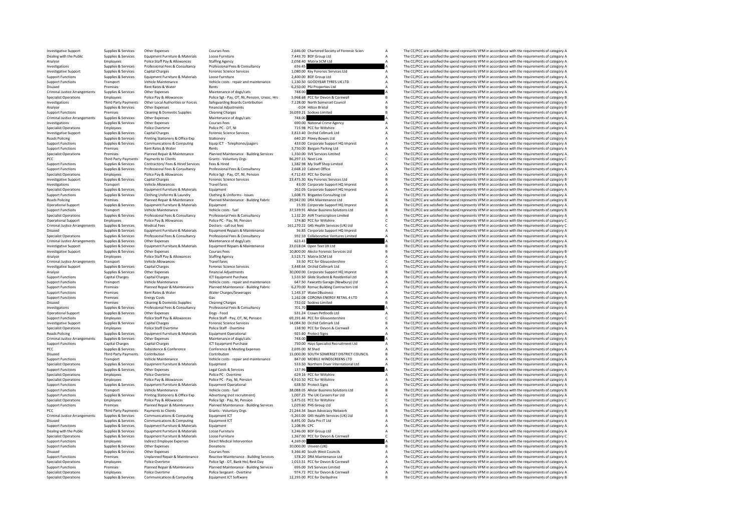| | | | | | | | |
|---|---|---|---|---|---|---|---|
| Investigative Support | Supplies & Services | Other Expenses | Courses Fees | 2,646.00 | Chartered Society of Forensic Scien | A | The CC/PCC are satisfied the spend represents VFM in accordance with the requirements of category A |
| Dealing with the Public | Supplies & Services | Equipment Furniture & Materials | Loose Furniture | 7,443.70 | BOF Group Ltd | A | The CC/PCC are satisfied the spend represents VFM in accordance with the requirements of category A |
| Analyse | Employees | Police Staff Pay & Allowances | Staffing Agency | 2,058.40 | Matrix SCM Ltd | A | The CC/PCC are satisfied the spend represents VFM in accordance with the requirements of category A |
| Investigations | Supplies & Services | Professional Fees & Consultancy | Professional Fees & Consultancy | 636.45 | | A | The CC/PCC are satisfied the spend represents VFM in accordance with the requirements of category A |
| Investigative Support | Supplies & Services | Capital Charges | Forensic Science Services | 1,080.00 | Key Forensic Services Ltd | A | The CC/PCC are satisfied the spend represents VFM in accordance with the requirements of category A |
| Support Functions | Supplies & Services | Equipment Furniture & Materials | Loose Furniture | 2,400.00 | BOF Group Ltd | A | The CC/PCC are satisfied the spend represents VFM in accordance with the requirements of category A |
| Support Functions | Transport | Vehicle Maintenance | Vehicle costs - repair and maintenance | 1,130.50 | GOODYEAR TYRES UK LTD | A | The CC/PCC are satisfied the spend represents VFM in accordance with the requirements of category A |
| Disused | Premises | Rent Rates & Water | Rents | 6,250.00 | PSJ Properties Ltd | A | The CC/PCC are satisfied the spend represents VFM in accordance with the requirements of category A |
| Criminal Justice Arrangements | Supplies & Services | Other Expenses | Maintenance of dogs/cats | 748.00 | | A | The CC/PCC are satisfied the spend represents VFM in accordance with the requirements of category A |
| Specialist Operations | Employees | Police Pay & Allowances | Police Sgt - Pay, OT, NI, Pension, Unsoc. Hrs | 5,968.68 | PCC for Devon & Cornwall | B | The CC/PCC are satisfied the spend represents VFM in accordance with the requirements of category B |
| Investigations | Third Party Payments | Other Local Authorities or Forces | Safeguarding Boards Contribution | 7,128.00 | North Somerset Council | A | The CC/PCC are satisfied the spend represents VFM in accordance with the requirements of category A |
| Analyse | Supplies & Services | Other Expenses | Financial Adjustments | -0.04 | Hilton Bristol | B | The CC/PCC are satisfied the spend represents VFM in accordance with the requirements of category B |
| Support Functions | Premises | Cleaning & Domestic Supplies | Cleaning Charges | 16,039.21 | Sodexo Limited | B | The CC/PCC are satisfied the spend represents VFM in accordance with the requirements of category B |
| Criminal Justice Arrangements | Supplies & Services | Other Expenses | Maintenance of dogs/cats | 748.00 | | A | The CC/PCC are satisfied the spend represents VFM in accordance with the requirements of category A |
| Investigations | Supplies & Services | Other Expenses | Courses Fees | 690.00 | National Crime Agency | A | The CC/PCC are satisfied the spend represents VFM in accordance with the requirements of category A |
| Specialist Operations | Employees | Police Overtime | Police PC - OT, NI | 715.98 | PCC for Wiltshire | A | The CC/PCC are satisfied the spend represents VFM in accordance with the requirements of category A |
| Investigative Support | Supplies & Services | Capital Charges | Forensic Science Services | 3,813.40 | Orchid Cellmark Ltd | A | The CC/PCC are satisfied the spend represents VFM in accordance with the requirements of category A |
| Roads Policing | Supplies & Services | Printing Stationery & Office Exp | Stationery | 640.20 | Pitney Bowes Ltd | A | The CC/PCC are satisfied the spend represents VFM in accordance with the requirements of category A |
| Support Functions | Supplies & Services | Communications & Computing | Equip ICT - Telephones/pagers | 433.00 | Corporate Support HQ Imprest | A | The CC/PCC are satisfied the spend represents VFM in accordance with the requirements of category A |
| Support Functions | Premises | Rent Rates & Water | Rents | 3,750.00 | Bargain Parking Ltd | A | The CC/PCC are satisfied the spend represents VFM in accordance with the requirements of category A |
| Specialist Operations | Premises | Planned Repair & Maintenance | Planned Maintenance - Building Services | 1,350.00 | SVE Services Limited | A | The CC/PCC are satisfied the spend represents VFM in accordance with the requirements of category A |
| PCC | Third Party Payments | Payments to Clients | Grants - Voluntary Orgs | 86,297.15 | Next Link | C | The CC/PCC are satisfied the spend represents VFM in accordance with the requirements of category C |
| Support Functions | Supplies & Services | Contractors/ Fees & Hired Services | Fees & Hired | 1,582.98 | My Staff Shop Limited | A | The CC/PCC are satisfied the spend represents VFM in accordance with the requirements of category A |
| Support Functions | Supplies & Services | Professional Fees & Consultancy | Professional Fees & Consultancy | 2,668.10 | Cabinet Office | A | The CC/PCC are satisfied the spend represents VFM in accordance with the requirements of category A |
| Specialist Operations | Employees | Police Pay & Allowances | Police Sgt - Pay, OT, NI, Pension | 4,712.43 | PCC for Dorset | A | The CC/PCC are satisfied the spend represents VFM in accordance with the requirements of category A |
| Investigative Support | Supplies & Services | Capital Charges | Forensic Science Services | 23,475.30 | Key Forensic Services Ltd | B | The CC/PCC are satisfied the spend represents VFM in accordance with the requirements of category B |
| Investigations | Transport | Vehicle Allowances | Travel fares | 43.00 | Corporate Support HQ Imprest | A | The CC/PCC are satisfied the spend represents VFM in accordance with the requirements of category A |
| Specialist Operations | Supplies & Services | Equipment Furniture & Materials | Equipment | 262.05 | Corporate Support HQ Imprest | A | The CC/PCC are satisfied the spend represents VFM in accordance with the requirements of category A |
| Support Functions | Supplies & Services | Clothing Uniforms & Laundry | Clothing & Uniforms - Issues | 1,608.75 | Brigantes Consulting Ltd | A | The CC/PCC are satisfied the spend represents VFM in accordance with the requirements of category A |
| Roads Policing | Premises | Planned Repair & Maintenance | Planned Maintenance - Building Fabric | 29,942.00 | DRA Maintenance Ltd | B | The CC/PCC are satisfied the spend represents VFM in accordance with the requirements of category B |
| Operational Support | Supplies & Services | Equipment Furniture & Materials | Equipment | 15.93 | Corporate Support HQ Imprest | A | The CC/PCC are satisfied the spend represents VFM in accordance with the requirements of category A |
| Support Functions | Transport | Vehicle Maintenance | Vehicle costs - fuel | 37,539.91 | Allstar Business Solutions Ltd | B | The CC/PCC are satisfied the spend represents VFM in accordance with the requirements of category B |
| Specialist Operations | Supplies & Services | Professional Fees & Consultancy | Professional Fees & Consultancy | 1,132.20 | AVR Transcription Limited | A | The CC/PCC are satisfied the spend represents VFM in accordance with the requirements of category A |
| Operational Support | Employees | Police Pay & Allowances | Police PC - Pay, NI, Pension | 174.80 | PCC for Wiltshire | C | The CC/PCC are satisfied the spend represents VFM in accordance with the requirements of category C |
| Criminal Justice Arrangements | Supplies & Services | Medical Fees | Doctors - call out fees | 161,170.22 | G4S Health Services (UK) Ltd | C | The CC/PCC are satisfied the spend represents VFM in accordance with the requirements of category C |
| Disused | Supplies & Services | Equipment Furniture & Materials | Equipment Repairs & Maintenance | 36.85 | Corporate Support HQ Imprest | A | The CC/PCC are satisfied the spend represents VFM in accordance with the requirements of category A |
| Specialist Operations | Supplies & Services | Professional Fees & Consultancy | Professional Fees & Consultancy | 592.59 | Collaborative Ventures Limited | A | The CC/PCC are satisfied the spend represents VFM in accordance with the requirements of category A |
| Criminal Justice Arrangements | Supplies & Services | Other Expenses | Maintenance of dogs/cats | 623.41 | | A | The CC/PCC are satisfied the spend represents VFM in accordance with the requirements of category A |
| Investigative Support | Supplies & Services | Equipment Furniture & Materials | Equipment Repairs & Maintenance | 23,018.04 | Open Text UK Ltd | B | The CC/PCC are satisfied the spend represents VFM in accordance with the requirements of category B |
| Investigative Support | Supplies & Services | Other Expenses | Courses Fees | 10,800.00 | Alecto Forensic Services Ltd | B | The CC/PCC are satisfied the spend represents VFM in accordance with the requirements of category B |
| Analyse | Employees | Police Staff Pay & Allowances | Staffing Agency | 3,523.71 | Matrix SCM Ltd | A | The CC/PCC are satisfied the spend represents VFM in accordance with the requirements of category A |
| Criminal Justice Arrangements | Transport | Vehicle Allowances | Travel fares | 33.50 | PCC for Gloucestershire | C | The CC/PCC are satisfied the spend represents VFM in accordance with the requirements of category C |
| Investigative Support | Supplies & Services | Capital Charges | Forensic Science Services | 3,448.64 | Orchid Cellmark Ltd | A | The CC/PCC are satisfied the spend represents VFM in accordance with the requirements of category A |
| Analyse | Supplies & Services | Other Expenses | Financial Adjustments | 30,000.00 | Corporate Support HQ Imprest | B | The CC/PCC are satisfied the spend represents VFM in accordance with the requirements of category B |
| Support Functions | Capital Charges | Capital Charges | ICT Equipment Purchase | 1,533.50 | Glide Student & Residential Ltd | A | The CC/PCC are satisfied the spend represents VFM in accordance with the requirements of category A |
| Support Functions | Transport | Vehicle Maintenance | Vehicle costs - repair and maintenance | 647.50 | Fawcetts Garage (Newbury) Ltd | A | The CC/PCC are satisfied the spend represents VFM in accordance with the requirements of category A |
| Support Functions | Premises | Planned Repair & Maintenance | Planned Maintenance - Building Fabric | 6,270.00 | Romac Building Contractors Ltd | A | The CC/PCC are satisfied the spend represents VFM in accordance with the requirements of category A |
| Support Functions | Premises | Rent Rates & Water | Water Charges/Sewerages | 1,143.37 | Water2Business | A | The CC/PCC are satisfied the spend represents VFM in accordance with the requirements of category A |
| Support Functions | Premises | Energy Costs | Gas | 1,162.08 | CORONA ENERGY RETAIL 4 LTD | A | The CC/PCC are satisfied the spend represents VFM in accordance with the requirements of category A |
| Disused | Premises | Cleaning & Domestic Supplies | Cleaning Charges | 732.02 | Sodexo Limited | B | The CC/PCC are satisfied the spend represents VFM in accordance with the requirements of category B |
| Investigations | Supplies & Services | Professional Fees & Consultancy | Professional Fees & Consultancy | 701.70 | | A | The CC/PCC are satisfied the spend represents VFM in accordance with the requirements of category A |
| Operational Support | Supplies & Services | Other Expenses | Dogs - Food | 531.24 | Crown Petfoods Ltd | A | The CC/PCC are satisfied the spend represents VFM in accordance with the requirements of category A |
| Support Functions | Employees | Police Staff Pay & Allowances | Police Staff - Pay, OT, NI, Pension | 69,191.46 | PCC for Gloucestershire | C | The CC/PCC are satisfied the spend represents VFM in accordance with the requirements of category C |
| Investigative Support | Supplies & Services | Capital Charges | Forensic Science Services | 14,084.30 | Orchid Cellmark Ltd | B | The CC/PCC are satisfied the spend represents VFM in accordance with the requirements of category B |
| Specialist Operations | Employees | Police Staff Overtime | Police Staff - Overtime | 138.90 | PCC for Devon & Cornwall | A | The CC/PCC are satisfied the spend represents VFM in accordance with the requirements of category A |
| Roads Policing | Supplies & Services | Equipment Furniture & Materials | Equipment Operational | 925.60 | Protect Signs | A | The CC/PCC are satisfied the spend represents VFM in accordance with the requirements of category A |
| Criminal Justice Arrangements | Supplies & Services | Other Expenses | Maintenance of dogs/cats | 748.00 | | A | The CC/PCC are satisfied the spend represents VFM in accordance with the requirements of category A |
| Support Functions | Capital Charges | Capital Charges | ICT Equipment Purchase | 750.00 | Hays Specialist Recruitment Ltd | A | The CC/PCC are satisfied the spend represents VFM in accordance with the requirements of category A |
| PCC | Supplies & Services | Subsistence & Conference | Conference & Meeting Expenses | 2,695.00 | M Shed | A | The CC/PCC are satisfied the spend represents VFM in accordance with the requirements of category A |
| Disused | Third Party Payments | Contribution | Contribution | 15,000.00 | SOUTH SOMERSET DISTRICT COUNCIL | B | The CC/PCC are satisfied the spend represents VFM in accordance with the requirements of category B |
| Support Functions | Transport | Vehicle Maintenance | Vehicle costs - repair and maintenance | 847.00 | MOBILE WINDSCREENS LTD | A | The CC/PCC are satisfied the spend represents VFM in accordance with the requirements of category A |
| Specialist Operations | Supplies & Services | Equipment Furniture & Materials | Equipment | 533.50 | Northern Diver International Ltd | A | The CC/PCC are satisfied the spend represents VFM in accordance with the requirements of category A |
| Support Functions | Supplies & Services | Other Expenses | Legal Costs & Services | 137.96 | | A | The CC/PCC are satisfied the spend represents VFM in accordance with the requirements of category A |
| Specialist Operations | Employees | Police Overtime | Police PC - Overtime | 629.16 | PCC for Wiltshire | A | The CC/PCC are satisfied the spend represents VFM in accordance with the requirements of category A |
| Specialist Operations | Employees | Police Pay & Allowances | Police PC - Pay, NI, Pension | 4,910.50 | PCC for Wiltshire | A | The CC/PCC are satisfied the spend represents VFM in accordance with the requirements of category A |
| Support Functions | Supplies & Services | Equipment Furniture & Materials | Equipment Operational | 638.50 | Protect Signs | A | The CC/PCC are satisfied the spend represents VFM in accordance with the requirements of category A |
| Support Functions | Transport | Vehicle Maintenance | Vehicle costs - fuel | 38,088.05 | Allstar Business Solutions Ltd | B | The CC/PCC are satisfied the spend represents VFM in accordance with the requirements of category B |
| Support Functions | Supplies & Services | Printing Stationery & Office Exp | Advertising (not recruitment) | 1,007.25 | The UK Careers Fair Ltd | A | The CC/PCC are satisfied the spend represents VFM in accordance with the requirements of category A |
| Specialist Operations | Employees | Police Pay & Allowances | Police Sgt - Pay, NI, Pension | 5,475.01 | PCC for Wiltshire | C | The CC/PCC are satisfied the spend represents VFM in accordance with the requirements of category C |
| Support Functions | Premises | Planned Repair & Maintenance | Planned Maintenance - Building Services | 1,029.60 | PHS Group Ltd | A | The CC/PCC are satisfied the spend represents VFM in accordance with the requirements of category A |
| PCC | Third Party Payments | Payments to Clients | Grants - Voluntary Orgs | 21,244.34 | Swan Advocacy Network | B | The CC/PCC are satisfied the spend represents VFM in accordance with the requirements of category B |
| Criminal Justice Arrangements | Supplies & Services | Communications & Computing | Equipment ICT | -5,265.00 | G4S Health Services (UK) Ltd | A | The CC/PCC are satisfied the spend represents VFM in accordance with the requirements of category A |
| Disused | Supplies & Services | Communications & Computing | Equipment ICT | 8,491.00 | Data Pro IT Ltd | A | The CC/PCC are satisfied the spend represents VFM in accordance with the requirements of category A |
| Support Functions | Supplies & Services | Equipment Furniture & Materials | Equipment | 1,108.95 | CPC | A | The CC/PCC are satisfied the spend represents VFM in accordance with the requirements of category A |
| Dealing with the Public | Supplies & Services | Equipment Furniture & Materials | Loose Furniture | 3,246.00 | BOF Group Ltd | A | The CC/PCC are satisfied the spend represents VFM in accordance with the requirements of category A |
| Specialist Operations | Supplies & Services | Equipment Furniture & Materials | Loose Furniture | 1,367.00 | PCC for Devon & Cornwall | C | The CC/PCC are satisfied the spend represents VFM in accordance with the requirements of category C |
| Support Functions | Employees | Indirect Employee Expenses | Direct Medical Intervention | 4,269.00 | | A | The CC/PCC are satisfied the spend represents VFM in accordance with the requirements of category A |
| Support Functions | Supplies & Services | Other Expenses | Donations | 10,000.00 | Unseen (UK) | B | The CC/PCC are satisfied the spend represents VFM in accordance with the requirements of category B |
| Disused | Supplies & Services | Other Expenses | Courses Fees | 3,366.40 | South West Councils | A | The CC/PCC are satisfied the spend represents VFM in accordance with the requirements of category A |
| Support Functions | Premises | Unplanned Repair & Maintenance | Reactive Maintenance - Building Services | 578.20 | DRA Maintenance Ltd | A | The CC/PCC are satisfied the spend represents VFM in accordance with the requirements of category A |
| Specialist Operations | Employees | Police Overtime | Police Sgt - OT, Bank Hol, Rest Day | 1,013.51 | PCC for Devon & Cornwall | A | The CC/PCC are satisfied the spend represents VFM in accordance with the requirements of category A |
| Support Functions | Premises | Planned Repair & Maintenance | Planned Maintenance - Building Services | 695.00 | SVE Services Limited | A | The CC/PCC are satisfied the spend represents VFM in accordance with the requirements of category A |
| Specialist Operations | Employees | Police Overtime | Police Sergeant - Overtime | 974.72 | PCC for Devon & Cornwall | A | The CC/PCC are satisfied the spend represents VFM in accordance with the requirements of category A |
| Specialist Operations | Supplies & Services | Communications & Computing | Equipment ICT Software | 12,195.00 | PCC for Derbyshire | B | The CC/PCC are satisfied the spend represents VFM in accordance with the requirements of category B |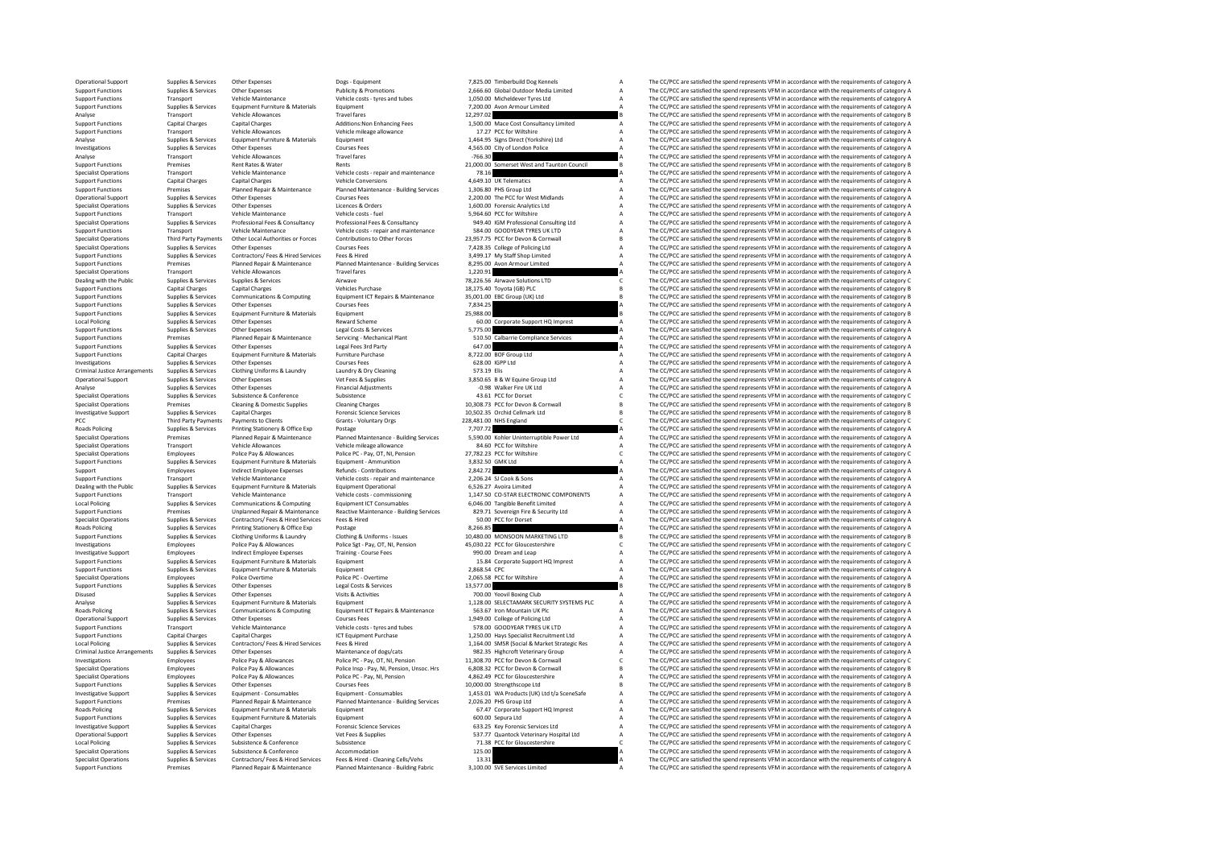| | | | | | | | |
|---|---|---|---|---|---|---|---|
| Operational Support | Supplies & Services | Other Expenses | Dogs - Equipment | 7,825.00 | Timberbuild Dog Kennels | A | The CC/PCC are satisfied the spend represents VFM in accordance with the requirements of category A |
| Support Functions | Supplies & Services | Other Expenses | Publicity & Promotions | 2,666.60 | Global Outdoor Media Limited | A | The CC/PCC are satisfied the spend represents VFM in accordance with the requirements of category A |
| Support Functions | Transport | Vehicle Maintenance | Vehicle costs - tyres and tubes | 1,050.00 | Micheldever Tyres Ltd | A | The CC/PCC are satisfied the spend represents VFM in accordance with the requirements of category A |
| Support Functions | Supplies & Services | Equipment Furniture & Materials | Equipment | 7,200.00 | Avon Armour Limited | A | The CC/PCC are satisfied the spend represents VFM in accordance with the requirements of category A |
| Analyse | Transport | Vehicle Allowances | Travel fares | 12,297.02 | | B | The CC/PCC are satisfied the spend represents VFM in accordance with the requirements of category B |
| Support Functions | Capital Charges | Capital Charges | Additions:Non Enhancing Fees | 1,500.00 | Mace Cost Consultancy Limited | A | The CC/PCC are satisfied the spend represents VFM in accordance with the requirements of category A |
| Support Functions | Transport | Vehicle Allowances | Vehicle mileage allowance | 17.27 | PCC for Wiltshire | A | The CC/PCC are satisfied the spend represents VFM in accordance with the requirements of category A |
| Analyse | Supplies & Services | Equipment Furniture & Materials | Equipment | 1,464.95 | Signs Direct (Yorkshire) Ltd | A | The CC/PCC are satisfied the spend represents VFM in accordance with the requirements of category A |
| Investigations | Supplies & Services | Other Expenses | Courses Fees | 4,565.00 | City of London Police | A | The CC/PCC are satisfied the spend represents VFM in accordance with the requirements of category A |
| Analyse | Transport | Vehicle Allowances | Travel fares | -766.30 | | A | The CC/PCC are satisfied the spend represents VFM in accordance with the requirements of category A |
| Support Functions | Premises | Rent Rates & Water | Rents | 21,000.00 | Somerset West and Taunton Council | B | The CC/PCC are satisfied the spend represents VFM in accordance with the requirements of category B |
| Specialist Operations | Transport | Vehicle Maintenance | Vehicle costs - repair and maintenance | 78.16 | | A | The CC/PCC are satisfied the spend represents VFM in accordance with the requirements of category A |
| Support Functions | Capital Charges | Capital Charges | Vehicle Conversions | 4,649.10 | UK Telematics | A | The CC/PCC are satisfied the spend represents VFM in accordance with the requirements of category A |
| Support Functions | Premises | Planned Repair & Maintenance | Planned Maintenance - Building Services | 1,306.80 | PHS Group Ltd | A | The CC/PCC are satisfied the spend represents VFM in accordance with the requirements of category A |
| Operational Support | Supplies & Services | Other Expenses | Courses Fees | 2,200.00 | The PCC for West Midlands | A | The CC/PCC are satisfied the spend represents VFM in accordance with the requirements of category A |
| Specialist Operations | Supplies & Services | Other Expenses | Licences & Orders | 1,600.00 | Forensic Analytics Ltd | A | The CC/PCC are satisfied the spend represents VFM in accordance with the requirements of category A |
| Support Functions | Transport | Vehicle Maintenance | Vehicle costs - fuel | 5,964.60 | PCC for Wiltshire | A | The CC/PCC are satisfied the spend represents VFM in accordance with the requirements of category A |
| Specialist Operations | Supplies & Services | Professional Fees & Consultancy | Professional Fees & Consultancy | 949.40 | IGM Professional Consulting Ltd | A | The CC/PCC are satisfied the spend represents VFM in accordance with the requirements of category A |
| Support Functions | Transport | Vehicle Maintenance | Vehicle costs - repair and maintenance | 584.00 | GOODYEAR TYRES UK LTD | A | The CC/PCC are satisfied the spend represents VFM in accordance with the requirements of category A |
| Specialist Operations | Third Party Payments | Other Local Authorities or Forces | Contributions to Other Forces | 23,957.75 | PCC for Devon & Cornwall | B | The CC/PCC are satisfied the spend represents VFM in accordance with the requirements of category B |
| Specialist Operations | Supplies & Services | Other Expenses | Courses Fees | 7,428.35 | College of Policing Ltd | A | The CC/PCC are satisfied the spend represents VFM in accordance with the requirements of category A |
| Support Functions | Supplies & Services | Contractors/ Fees & Hired Services | Fees & Hired | 3,499.17 | My Staff Shop Limited | A | The CC/PCC are satisfied the spend represents VFM in accordance with the requirements of category A |
| Support Functions | Premises | Planned Repair & Maintenance | Planned Maintenance - Building Services | 8,295.00 | Avon Armour Limited | A | The CC/PCC are satisfied the spend represents VFM in accordance with the requirements of category A |
| Specialist Operations | Transport | Vehicle Allowances | Travel fares | 1,220.91 | | A | The CC/PCC are satisfied the spend represents VFM in accordance with the requirements of category A |
| Dealing with the Public | Supplies & Services | Supplies & Services | Airwave | 78,226.56 | Airwave Solutions LTD | C | The CC/PCC are satisfied the spend represents VFM in accordance with the requirements of category C |
| Support Functions | Capital Charges | Capital Charges | Vehicles Purchase | 18,175.40 | Toyota (GB) PLC | B | The CC/PCC are satisfied the spend represents VFM in accordance with the requirements of category B |
| Support Functions | Supplies & Services | Communications & Computing | Equipment ICT Repairs & Maintenance | 35,001.00 | EBC Group (UK) Ltd | B | The CC/PCC are satisfied the spend represents VFM in accordance with the requirements of category B |
| Support Functions | Supplies & Services | Other Expenses | Courses Fees | 7,834.25 | | A | The CC/PCC are satisfied the spend represents VFM in accordance with the requirements of category A |
| Support Functions | Supplies & Services | Equipment Furniture & Materials | Equipment | 25,988.00 | | B | The CC/PCC are satisfied the spend represents VFM in accordance with the requirements of category B |
| Local Policing | Supplies & Services | Other Expenses | Reward Scheme | 60.00 | Corporate Support HQ Imprest | A | The CC/PCC are satisfied the spend represents VFM in accordance with the requirements of category A |
| Support Functions | Supplies & Services | Other Expenses | Legal Costs & Services | 5,775.00 | | A | The CC/PCC are satisfied the spend represents VFM in accordance with the requirements of category A |
| Support Functions | Premises | Planned Repair & Maintenance | Servicing - Mechanical Plant | 510.50 | Calbarrie Compliance Services | A | The CC/PCC are satisfied the spend represents VFM in accordance with the requirements of category A |
| Support Functions | Supplies & Services | Other Expenses | Legal Fees 3rd Party | 647.00 | | A | The CC/PCC are satisfied the spend represents VFM in accordance with the requirements of category A |
| Support Functions | Capital Charges | Equipment Furniture & Materials | Furniture Purchase | 8,722.00 | BOF Group Ltd | A | The CC/PCC are satisfied the spend represents VFM in accordance with the requirements of category A |
| Investigations | Supplies & Services | Other Expenses | Courses Fees | 628.00 | IGPP Ltd | A | The CC/PCC are satisfied the spend represents VFM in accordance with the requirements of category A |
| Criminal Justice Arrangements | Supplies & Services | Clothing Uniforms & Laundry | Laundry & Dry Cleaning | 573.19 | Elis | A | The CC/PCC are satisfied the spend represents VFM in accordance with the requirements of category A |
| Operational Support | Supplies & Services | Other Expenses | Vet Fees & Supplies | 3,850.65 | B & W Equine Group Ltd | A | The CC/PCC are satisfied the spend represents VFM in accordance with the requirements of category A |
| Analyse | Supplies & Services | Other Expenses | Financial Adjustments | -0.98 | Walker Fire UK Ltd | A | The CC/PCC are satisfied the spend represents VFM in accordance with the requirements of category A |
| Specialist Operations | Supplies & Services | Subsistence & Conference | Subsistence | 43.61 | PCC for Dorset | C | The CC/PCC are satisfied the spend represents VFM in accordance with the requirements of category C |
| Specialist Operations | Premises | Cleaning & Domestic Supplies | Cleaning Charges | 10,308.73 | PCC for Devon & Cornwall | B | The CC/PCC are satisfied the spend represents VFM in accordance with the requirements of category B |
| Investigative Support | Supplies & Services | Capital Charges | Forensic Science Services | 10,502.35 | Orchid Cellmark Ltd | B | The CC/PCC are satisfied the spend represents VFM in accordance with the requirements of category B |
| PCC | Third Party Payments | Payments to Clients | Grants - Voluntary Orgs | 228,481.00 | NHS England | C | The CC/PCC are satisfied the spend represents VFM in accordance with the requirements of category C |
| Roads Policing | Supplies & Services | Printing Stationery & Office Exp | Postage | 7,707.72 | | A | The CC/PCC are satisfied the spend represents VFM in accordance with the requirements of category A |
| Specialist Operations | Premises | Planned Repair & Maintenance | Planned Maintenance - Building Services | 5,590.00 | Kohler Uninterruptible Power Ltd | A | The CC/PCC are satisfied the spend represents VFM in accordance with the requirements of category A |
| Specialist Operations | Transport | Vehicle Allowances | Vehicle mileage allowance | 84.60 | PCC for Wiltshire | A | The CC/PCC are satisfied the spend represents VFM in accordance with the requirements of category A |
| Specialist Operations | Employees | Police Pay & Allowances | Police PC - Pay, OT, NI, Pension | 27,782.23 | PCC for Wiltshire | C | The CC/PCC are satisfied the spend represents VFM in accordance with the requirements of category C |
| Support Functions | Supplies & Services | Equipment Furniture & Materials | Equipment - Ammunition | 3,832.50 | GMK Ltd | A | The CC/PCC are satisfied the spend represents VFM in accordance with the requirements of category A |
| Support | Employees | Indirect Employee Expenses | Refunds - Contributions | 2,842.72 | | A | The CC/PCC are satisfied the spend represents VFM in accordance with the requirements of category A |
| Support Functions | Transport | Vehicle Maintenance | Vehicle costs - repair and maintenance | 2,206.24 | SJ Cook & Sons | A | The CC/PCC are satisfied the spend represents VFM in accordance with the requirements of category A |
| Dealing with the Public | Supplies & Services | Equipment Furniture & Materials | Equipment Operational | 6,526.27 | Avoira Limited | A | The CC/PCC are satisfied the spend represents VFM in accordance with the requirements of category A |
| Support Functions | Transport | Vehicle Maintenance | Vehicle costs - commissioning | 1,147.50 | CD-STAR ELECTRONIC COMPONENTS | A | The CC/PCC are satisfied the spend represents VFM in accordance with the requirements of category A |
| Local Policing | Supplies & Services | Communications & Computing | Equipment ICT Consumables | 6,046.00 | Tangible Benefit Limited | A | The CC/PCC are satisfied the spend represents VFM in accordance with the requirements of category A |
| Support Functions | Premises | Unplanned Repair & Maintenance | Reactive Maintenance - Building Services | 829.71 | Sovereign Fire & Security Ltd | A | The CC/PCC are satisfied the spend represents VFM in accordance with the requirements of category A |
| Specialist Operations | Supplies & Services | Contractors/ Fees & Hired Services | Fees & Hired | 50.00 | PCC for Dorset | A | The CC/PCC are satisfied the spend represents VFM in accordance with the requirements of category A |
| Roads Policing | Supplies & Services | Printing Stationery & Office Exp | Postage | 8,266.85 | | A | The CC/PCC are satisfied the spend represents VFM in accordance with the requirements of category A |
| Support Functions | Supplies & Services | Clothing Uniforms & Laundry | Clothing & Uniforms - Issues | 10,480.00 | MONSOON MARKETING LTD | B | The CC/PCC are satisfied the spend represents VFM in accordance with the requirements of category B |
| Investigations | Employees | Police Pay & Allowances | Police Sgt - Pay, OT, NI, Pension | 45,030.22 | PCC for Gloucestershire | C | The CC/PCC are satisfied the spend represents VFM in accordance with the requirements of category C |
| Investigative Support | Employees | Indirect Employee Expenses | Training - Course Fees | 990.00 | Dream and Leap | A | The CC/PCC are satisfied the spend represents VFM in accordance with the requirements of category A |
| Support Functions | Supplies & Services | Equipment Furniture & Materials | Equipment | 15.84 | Corporate Support HQ Imprest | A | The CC/PCC are satisfied the spend represents VFM in accordance with the requirements of category A |
| Support Functions | Supplies & Services | Equipment Furniture & Materials | Equipment | 2,868.54 | CPC | A | The CC/PCC are satisfied the spend represents VFM in accordance with the requirements of category A |
| Specialist Operations | Employees | Police Overtime | Police PC - Overtime | 2,065.58 | PCC for Wiltshire | A | The CC/PCC are satisfied the spend represents VFM in accordance with the requirements of category A |
| Support Functions | Supplies & Services | Other Expenses | Legal Costs & Services | 13,577.00 | | B | The CC/PCC are satisfied the spend represents VFM in accordance with the requirements of category B |
| Disused | Supplies & Services | Other Expenses | Visits & Activities | 700.00 | Yeovil Boxing Club | A | The CC/PCC are satisfied the spend represents VFM in accordance with the requirements of category A |
| Analyse | Supplies & Services | Equipment Furniture & Materials | Equipment | 1,128.00 | SELECTAMARK SECURITY SYSTEMS PLC | A | The CC/PCC are satisfied the spend represents VFM in accordance with the requirements of category A |
| Roads Policing | Supplies & Services | Communications & Computing | Equipment ICT Repairs & Maintenance | 563.67 | Iron Mountain UK Plc | A | The CC/PCC are satisfied the spend represents VFM in accordance with the requirements of category A |
| Operational Support | Supplies & Services | Other Expenses | Courses Fees | 1,949.00 | College of Policing Ltd | A | The CC/PCC are satisfied the spend represents VFM in accordance with the requirements of category A |
| Support Functions | Transport | Vehicle Maintenance | Vehicle costs - tyres and tubes | 578.00 | GOODYEAR TYRES UK LTD | A | The CC/PCC are satisfied the spend represents VFM in accordance with the requirements of category A |
| Support Functions | Capital Charges | Capital Charges | ICT Equipment Purchase | 1,250.00 | Hays Specialist Recruitment Ltd | A | The CC/PCC are satisfied the spend represents VFM in accordance with the requirements of category A |
| Local Policing | Supplies & Services | Contractors/ Fees & Hired Services | Fees & Hired | 1,164.00 | SMSR (Social & Market Strategic Res | A | The CC/PCC are satisfied the spend represents VFM in accordance with the requirements of category A |
| Criminal Justice Arrangements | Supplies & Services | Other Expenses | Maintenance of dogs/cats | 982.35 | Highcroft Veterinary Group | A | The CC/PCC are satisfied the spend represents VFM in accordance with the requirements of category A |
| Investigations | Employees | Police Pay & Allowances | Police PC - Pay, OT, NI, Pension | 11,308.70 | PCC for Devon & Cornwall | C | The CC/PCC are satisfied the spend represents VFM in accordance with the requirements of category C |
| Specialist Operations | Employees | Police Pay & Allowances | Police Insp - Pay, NI, Pension, Unsoc. Hrs | 6,808.32 | PCC for Devon & Cornwall | B | The CC/PCC are satisfied the spend represents VFM in accordance with the requirements of category B |
| Specialist Operations | Employees | Police Pay & Allowances | Police PC - Pay, NI, Pension | 4,862.49 | PCC for Gloucestershire | A | The CC/PCC are satisfied the spend represents VFM in accordance with the requirements of category A |
| Support Functions | Supplies & Services | Other Expenses | Courses Fees | 10,000.00 | Strengthscope Ltd | B | The CC/PCC are satisfied the spend represents VFM in accordance with the requirements of category B |
| Investigative Support | Supplies & Services | Equipment - Consumables | Equipment - Consumables | 1,453.01 | WA Products (UK) Ltd t/a SceneSafe | A | The CC/PCC are satisfied the spend represents VFM in accordance with the requirements of category A |
| Support Functions | Premises | Planned Repair & Maintenance | Planned Maintenance - Building Services | 2,026.20 | PHS Group Ltd | A | The CC/PCC are satisfied the spend represents VFM in accordance with the requirements of category A |
| Roads Policing | Supplies & Services | Equipment Furniture & Materials | Equipment | 67.47 | Corporate Support HQ Imprest | A | The CC/PCC are satisfied the spend represents VFM in accordance with the requirements of category A |
| Support Functions | Supplies & Services | Equipment Furniture & Materials | Equipment | 600.00 | Sepura Ltd | A | The CC/PCC are satisfied the spend represents VFM in accordance with the requirements of category A |
| Investigative Support | Supplies & Services | Capital Charges | Forensic Science Services | 633.25 | Key Forensic Services Ltd | A | The CC/PCC are satisfied the spend represents VFM in accordance with the requirements of category A |
| Operational Support | Supplies & Services | Other Expenses | Vet Fees & Supplies | 537.77 | Quantock Veterinary Hospital Ltd | A | The CC/PCC are satisfied the spend represents VFM in accordance with the requirements of category A |
| Local Policing | Supplies & Services | Subsistence & Conference | Subsistence | 71.38 | PCC for Gloucestershire | C | The CC/PCC are satisfied the spend represents VFM in accordance with the requirements of category C |
| Specialist Operations | Supplies & Services | Subsistence & Conference | Accommodation | 125.00 | | A | The CC/PCC are satisfied the spend represents VFM in accordance with the requirements of category A |
| Specialist Operations | Supplies & Services | Contractors/ Fees & Hired Services | Fees & Hired - Cleaning Cells/Vehs | 13.31 | | A | The CC/PCC are satisfied the spend represents VFM in accordance with the requirements of category A |
| Support Functions | Premises | Planned Repair & Maintenance | Planned Maintenance - Building Fabric | 3,100.00 | SVE Services Limited | A | The CC/PCC are satisfied the spend represents VFM in accordance with the requirements of category A |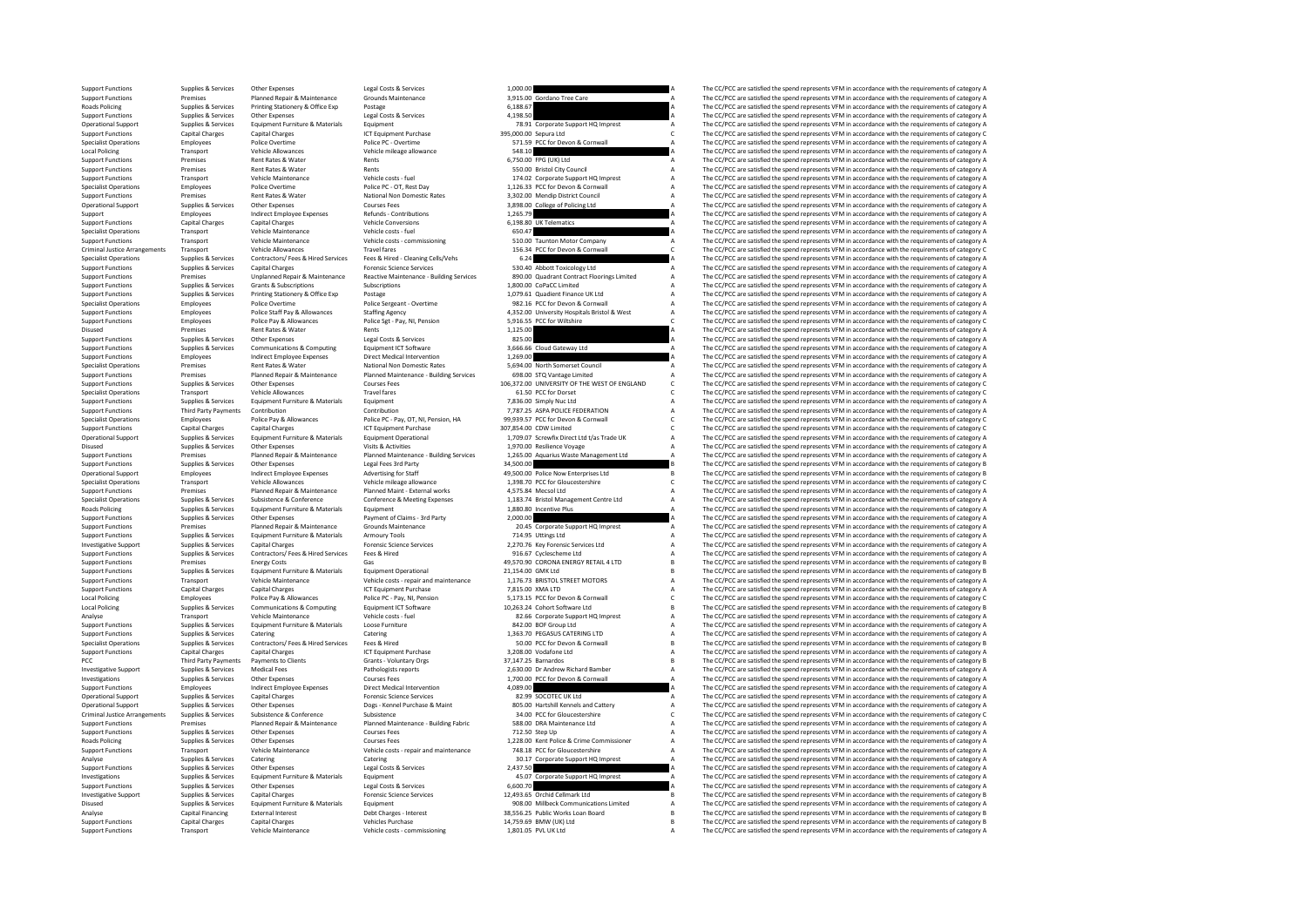| | | | | | | | |
|---|---|---|---|---|---|---|---|
| Support Functions | Supplies & Services | Other Expenses | Legal Costs & Services | 1,000.00 | | A | The CC/PCC are satisfied the spend represents VFM in accordance with the requirements of category A |
| Support Functions | Premises | Planned Repair & Maintenance | Grounds Maintenance | 3,915.00 | Gordano Tree Care | A | The CC/PCC are satisfied the spend represents VFM in accordance with the requirements of category A |
| Roads Policing | Supplies & Services | Printing Stationery & Office Exp | Postage | 6,188.67 | | A | The CC/PCC are satisfied the spend represents VFM in accordance with the requirements of category A |
| Support Functions | Supplies & Services | Other Expenses | Legal Costs & Services | 4,198.50 | | A | The CC/PCC are satisfied the spend represents VFM in accordance with the requirements of category A |
| Operational Support | Supplies & Services | Equipment Furniture & Materials | Equipment | 78.91 | Corporate Support HQ Imprest | A | The CC/PCC are satisfied the spend represents VFM in accordance with the requirements of category A |
| Support Functions | Capital Charges | Capital Charges | ICT Equipment Purchase | 395,000.00 | Sepura Ltd | C | The CC/PCC are satisfied the spend represents VFM in accordance with the requirements of category C |
| Specialist Operations | Employees | Police Overtime | Police PC - Overtime | 571.59 | PCC for Devon & Cornwall | A | The CC/PCC are satisfied the spend represents VFM in accordance with the requirements of category A |
| Local Policing | Transport | Vehicle Allowances | Vehicle mileage allowance | 548.10 | | A | The CC/PCC are satisfied the spend represents VFM in accordance with the requirements of category A |
| Support Functions | Premises | Rent Rates & Water | Rents | 6,750.00 | FPG (UK) Ltd | A | The CC/PCC are satisfied the spend represents VFM in accordance with the requirements of category A |
| Support Functions | Premises | Rent Rates & Water | Rents | 550.00 | Bristol City Council | A | The CC/PCC are satisfied the spend represents VFM in accordance with the requirements of category A |
| Support Functions | Transport | Vehicle Maintenance | Vehicle costs - fuel | 174.02 | Corporate Support HQ Imprest | A | The CC/PCC are satisfied the spend represents VFM in accordance with the requirements of category A |
| Specialist Operations | Employees | Police Overtime | Police PC - OT, Rest Day | 1,126.33 | PCC for Devon & Cornwall | A | The CC/PCC are satisfied the spend represents VFM in accordance with the requirements of category A |
| Support Functions | Premises | Rent Rates & Water | National Non Domestic Rates | 3,302.00 | Mendip District Council | A | The CC/PCC are satisfied the spend represents VFM in accordance with the requirements of category A |
| Operational Support | Supplies & Services | Other Expenses | Courses Fees | 3,898.00 | College of Policing Ltd | A | The CC/PCC are satisfied the spend represents VFM in accordance with the requirements of category A |
| Support | Employees | Indirect Employee Expenses | Refunds - Contributions | 1,265.79 | | A | The CC/PCC are satisfied the spend represents VFM in accordance with the requirements of category A |
| Support Functions | Capital Charges | Capital Charges | Vehicle Conversions | 6,198.80 | UK Telematics | A | The CC/PCC are satisfied the spend represents VFM in accordance with the requirements of category A |
| Specialist Operations | Transport | Vehicle Maintenance | Vehicle costs - fuel | 650.47 | | A | The CC/PCC are satisfied the spend represents VFM in accordance with the requirements of category A |
| Support Functions | Transport | Vehicle Maintenance | Vehicle costs - commissioning | 510.00 | Taunton Motor Company | A | The CC/PCC are satisfied the spend represents VFM in accordance with the requirements of category A |
| Criminal Justice Arrangements | Transport | Vehicle Allowances | Travel fares | 156.34 | PCC for Devon & Cornwall | C | The CC/PCC are satisfied the spend represents VFM in accordance with the requirements of category C |
| Specialist Operations | Supplies & Services | Contractors/ Fees & Hired Services | Fees & Hired - Cleaning Cells/Vehs | 6.24 | | A | The CC/PCC are satisfied the spend represents VFM in accordance with the requirements of category A |
| Support Functions | Supplies & Services | Capital Charges | Forensic Science Services | 530.40 | Abbott Toxicology Ltd | A | The CC/PCC are satisfied the spend represents VFM in accordance with the requirements of category A |
| Support Functions | Premises | Unplanned Repair & Maintenance | Reactive Maintenance - Building Services | 890.00 | Quadrant Contract Floorings Limited | A | The CC/PCC are satisfied the spend represents VFM in accordance with the requirements of category A |
| Support Functions | Supplies & Services | Grants & Subscriptions | Subscriptions | 1,800.00 | CoPaCC Limited | A | The CC/PCC are satisfied the spend represents VFM in accordance with the requirements of category A |
| Support Functions | Supplies & Services | Printing Stationery & Office Exp | Postage | 1,079.61 | Quadient Finance UK Ltd | A | The CC/PCC are satisfied the spend represents VFM in accordance with the requirements of category A |
| Specialist Operations | Employees | Police Overtime | Police Sergeant - Overtime | 982.16 | PCC for Devon & Cornwall | A | The CC/PCC are satisfied the spend represents VFM in accordance with the requirements of category A |
| Support Functions | Employees | Police Staff Pay & Allowances | Staffing Agency | 4,352.00 | University Hospitals Bristol & West | A | The CC/PCC are satisfied the spend represents VFM in accordance with the requirements of category A |
| Support Functions | Employees | Police Pay & Allowances | Police Sgt - Pay, NI, Pension | 5,916.55 | PCC for Wiltshire | C | The CC/PCC are satisfied the spend represents VFM in accordance with the requirements of category C |
| Disused | Premises | Rent Rates & Water | Rents | 1,125.00 | | A | The CC/PCC are satisfied the spend represents VFM in accordance with the requirements of category A |
| Support Functions | Supplies & Services | Other Expenses | Legal Costs & Services | 825.00 | | A | The CC/PCC are satisfied the spend represents VFM in accordance with the requirements of category A |
| Support Functions | Supplies & Services | Communications & Computing | Equipment ICT Software | 3,666.66 | Cloud Gateway Ltd | A | The CC/PCC are satisfied the spend represents VFM in accordance with the requirements of category A |
| Support Functions | Employees | Indirect Employee Expenses | Direct Medical Intervention | 1,269.00 | | A | The CC/PCC are satisfied the spend represents VFM in accordance with the requirements of category A |
| Specialist Operations | Premises | Rent Rates & Water | National Non Domestic Rates | 5,694.00 | North Somerset Council | A | The CC/PCC are satisfied the spend represents VFM in accordance with the requirements of category A |
| Support Functions | Premises | Planned Repair & Maintenance | Planned Maintenance - Building Services | 698.00 | STQ Vantage Limited | A | The CC/PCC are satisfied the spend represents VFM in accordance with the requirements of category A |
| Support Functions | Supplies & Services | Other Expenses | Courses Fees | 106,372.00 | UNIVERSITY OF THE WEST OF ENGLAND | C | The CC/PCC are satisfied the spend represents VFM in accordance with the requirements of category C |
| Specialist Operations | Transport | Vehicle Allowances | Travel fares | 61.50 | PCC for Dorset | C | The CC/PCC are satisfied the spend represents VFM in accordance with the requirements of category C |
| Support Functions | Supplies & Services | Equipment Furniture & Materials | Equipment | 7,836.00 | Simply Nuc Ltd | A | The CC/PCC are satisfied the spend represents VFM in accordance with the requirements of category A |
| Support Functions | Third Party Payments | Contribution | Contribution | 7,787.25 | ASPA POLICE FEDERATION | A | The CC/PCC are satisfied the spend represents VFM in accordance with the requirements of category A |
| Specialist Operations | Employees | Police Pay & Allowances | Police PC - Pay, OT, NI, Pension, HA | 99,939.57 | PCC for Devon & Cornwall | C | The CC/PCC are satisfied the spend represents VFM in accordance with the requirements of category C |
| Support Functions | Capital Charges | Capital Charges | ICT Equipment Purchase | 307,854.00 | CDW Limited | C | The CC/PCC are satisfied the spend represents VFM in accordance with the requirements of category C |
| Operational Support | Supplies & Services | Equipment Furniture & Materials | Equipment Operational | 1,709.07 | Screwfix Direct Ltd t/as Trade UK | A | The CC/PCC are satisfied the spend represents VFM in accordance with the requirements of category A |
| Disused | Supplies & Services | Other Expenses | Visits & Activities | 1,970.00 | Resilience Voyage | A | The CC/PCC are satisfied the spend represents VFM in accordance with the requirements of category A |
| Support Functions | Premises | Planned Repair & Maintenance | Planned Maintenance - Building Services | 1,265.00 | Aquarius Waste Management Ltd | A | The CC/PCC are satisfied the spend represents VFM in accordance with the requirements of category A |
| Support Functions | Supplies & Services | Other Expenses | Legal Fees 3rd Party | 34,500.00 | | B | The CC/PCC are satisfied the spend represents VFM in accordance with the requirements of category B |
| Operational Support | Employees | Indirect Employee Expenses | Advertising for Staff | 49,500.00 | Police Now Enterprises Ltd | B | The CC/PCC are satisfied the spend represents VFM in accordance with the requirements of category B |
| Specialist Operations | Transport | Vehicle Allowances | Vehicle mileage allowance | 1,398.70 | PCC for Gloucestershire | C | The CC/PCC are satisfied the spend represents VFM in accordance with the requirements of category C |
| Support Functions | Premises | Planned Repair & Maintenance | Planned Maint - External works | 4,575.84 | Mecsol Ltd | A | The CC/PCC are satisfied the spend represents VFM in accordance with the requirements of category A |
| Specialist Operations | Supplies & Services | Subsistence & Conference | Conference & Meeting Expenses | 1,183.74 | Bristol Management Centre Ltd | A | The CC/PCC are satisfied the spend represents VFM in accordance with the requirements of category A |
| Roads Policing | Supplies & Services | Equipment Furniture & Materials | Equipment | 1,880.80 | Incentive Plus | A | The CC/PCC are satisfied the spend represents VFM in accordance with the requirements of category A |
| Support Functions | Supplies & Services | Other Expenses | Payment of Claims - 3rd Party | 2,000.00 | | A | The CC/PCC are satisfied the spend represents VFM in accordance with the requirements of category A |
| Support Functions | Premises | Planned Repair & Maintenance | Grounds Maintenance | 20.45 | Corporate Support HQ Imprest | A | The CC/PCC are satisfied the spend represents VFM in accordance with the requirements of category A |
| Support Functions | Supplies & Services | Equipment Furniture & Materials | Armoury Tools | 714.95 | Uttings Ltd | A | The CC/PCC are satisfied the spend represents VFM in accordance with the requirements of category A |
| Investigative Support | Supplies & Services | Capital Charges | Forensic Science Services | 2,270.76 | Key Forensic Services Ltd | A | The CC/PCC are satisfied the spend represents VFM in accordance with the requirements of category A |
| Support Functions | Supplies & Services | Contractors/ Fees & Hired Services | Fees & Hired | 916.67 | Cyclescheme Ltd | A | The CC/PCC are satisfied the spend represents VFM in accordance with the requirements of category A |
| Support Functions | Premises | Energy Costs | Gas | 49,570.90 | CORONA ENERGY RETAIL 4 LTD | B | The CC/PCC are satisfied the spend represents VFM in accordance with the requirements of category B |
| Support Functions | Supplies & Services | Equipment Furniture & Materials | Equipment Operational | 21,154.00 | GMK Ltd | B | The CC/PCC are satisfied the spend represents VFM in accordance with the requirements of category B |
| Support Functions | Transport | Vehicle Maintenance | Vehicle costs - repair and maintenance | 1,176.73 | BRISTOL STREET MOTORS | A | The CC/PCC are satisfied the spend represents VFM in accordance with the requirements of category A |
| Support Functions | Capital Charges | Capital Charges | ICT Equipment Purchase | 7,815.00 | XMA LTD | A | The CC/PCC are satisfied the spend represents VFM in accordance with the requirements of category A |
| Local Policing | Employees | Police Pay & Allowances | Police PC - Pay, NI, Pension | 5,173.15 | PCC for Devon & Cornwall | C | The CC/PCC are satisfied the spend represents VFM in accordance with the requirements of category C |
| Local Policing | Supplies & Services | Communications & Computing | Equipment ICT Software | 10,263.24 | Cohort Software Ltd | B | The CC/PCC are satisfied the spend represents VFM in accordance with the requirements of category B |
| Analyse | Transport | Vehicle Maintenance | Vehicle costs - fuel | 82.66 | Corporate Support HQ Imprest | A | The CC/PCC are satisfied the spend represents VFM in accordance with the requirements of category A |
| Support Functions | Supplies & Services | Equipment Furniture & Materials | Loose Furniture | 842.00 | BOF Group Ltd | A | The CC/PCC are satisfied the spend represents VFM in accordance with the requirements of category A |
| Support Functions | Supplies & Services | Catering | Catering | 1,363.70 | PEGASUS CATERING LTD | A | The CC/PCC are satisfied the spend represents VFM in accordance with the requirements of category A |
| Specialist Operations | Supplies & Services | Contractors/ Fees & Hired Services | Fees & Hired | 50.00 | PCC for Devon & Cornwall | B | The CC/PCC are satisfied the spend represents VFM in accordance with the requirements of category B |
| Support Functions | Capital Charges | Capital Charges | ICT Equipment Purchase | 3,208.00 | Vodafone Ltd | A | The CC/PCC are satisfied the spend represents VFM in accordance with the requirements of category A |
| PCC | Third Party Payments | Payments to Clients | Grants - Voluntary Orgs | 37,147.25 | Barnardos | B | The CC/PCC are satisfied the spend represents VFM in accordance with the requirements of category B |
| Investigative Support | Supplies & Services | Medical Fees | Pathologists reports | 2,630.00 | Dr Andrew Richard Bamber | A | The CC/PCC are satisfied the spend represents VFM in accordance with the requirements of category A |
| Investigations | Supplies & Services | Other Expenses | Courses Fees | 1,700.00 | PCC for Devon & Cornwall | A | The CC/PCC are satisfied the spend represents VFM in accordance with the requirements of category A |
| Support Functions | Employees | Indirect Employee Expenses | Direct Medical Intervention | 4,089.00 | | A | The CC/PCC are satisfied the spend represents VFM in accordance with the requirements of category A |
| Operational Support | Supplies & Services | Capital Charges | Forensic Science Services | 82.99 | SOCOTEC UK Ltd | A | The CC/PCC are satisfied the spend represents VFM in accordance with the requirements of category A |
| Operational Support | Supplies & Services | Other Expenses | Dogs - Kennel Purchase & Maint | 805.00 | Hartshill Kennels and Cattery | A | The CC/PCC are satisfied the spend represents VFM in accordance with the requirements of category A |
| Criminal Justice Arrangements | Supplies & Services | Subsistence & Conference | Subsistence | 34.00 | PCC for Gloucestershire | C | The CC/PCC are satisfied the spend represents VFM in accordance with the requirements of category C |
| Support Functions | Premises | Planned Repair & Maintenance | Planned Maintenance - Building Fabric | 588.00 | DRA Maintenance Ltd | A | The CC/PCC are satisfied the spend represents VFM in accordance with the requirements of category A |
| Support Functions | Supplies & Services | Other Expenses | Courses Fees | 712.50 | Step Up | A | The CC/PCC are satisfied the spend represents VFM in accordance with the requirements of category A |
| Roads Policing | Supplies & Services | Other Expenses | Courses Fees | 1,228.00 | Kent Police & Crime Commissioner | A | The CC/PCC are satisfied the spend represents VFM in accordance with the requirements of category A |
| Support Functions | Transport | Vehicle Maintenance | Vehicle costs - repair and maintenance | 748.18 | PCC for Gloucestershire | A | The CC/PCC are satisfied the spend represents VFM in accordance with the requirements of category A |
| Analyse | Supplies & Services | Catering | Catering | 30.17 | Corporate Support HQ Imprest | A | The CC/PCC are satisfied the spend represents VFM in accordance with the requirements of category A |
| Support Functions | Supplies & Services | Other Expenses | Legal Costs & Services | 2,437.50 | | A | The CC/PCC are satisfied the spend represents VFM in accordance with the requirements of category A |
| Investigations | Supplies & Services | Equipment Furniture & Materials | Equipment | 45.07 | Corporate Support HQ Imprest | A | The CC/PCC are satisfied the spend represents VFM in accordance with the requirements of category A |
| Support Functions | Supplies & Services | Other Expenses | Legal Costs & Services | 6,600.70 | | A | The CC/PCC are satisfied the spend represents VFM in accordance with the requirements of category A |
| Investigative Support | Supplies & Services | Capital Charges | Forensic Science Services | 12,493.65 | Orchid Cellmark Ltd | B | The CC/PCC are satisfied the spend represents VFM in accordance with the requirements of category B |
| Disused | Supplies & Services | Equipment Furniture & Materials | Equipment | 908.00 | Millbeck Communications Limited | A | The CC/PCC are satisfied the spend represents VFM in accordance with the requirements of category A |
| Analyse | Capital Financing | External Interest | Debt Charges - Interest | 38,556.25 | Public Works Loan Board | B | The CC/PCC are satisfied the spend represents VFM in accordance with the requirements of category B |
| Support Functions | Capital Charges | Capital Charges | Vehicles Purchase | 14,759.69 | BMW (UK) Ltd | B | The CC/PCC are satisfied the spend represents VFM in accordance with the requirements of category B |
| Support Functions | Transport | Vehicle Maintenance | Vehicle costs - commissioning | 1,801.05 | PVL UK Ltd | A | The CC/PCC are satisfied the spend represents VFM in accordance with the requirements of category A |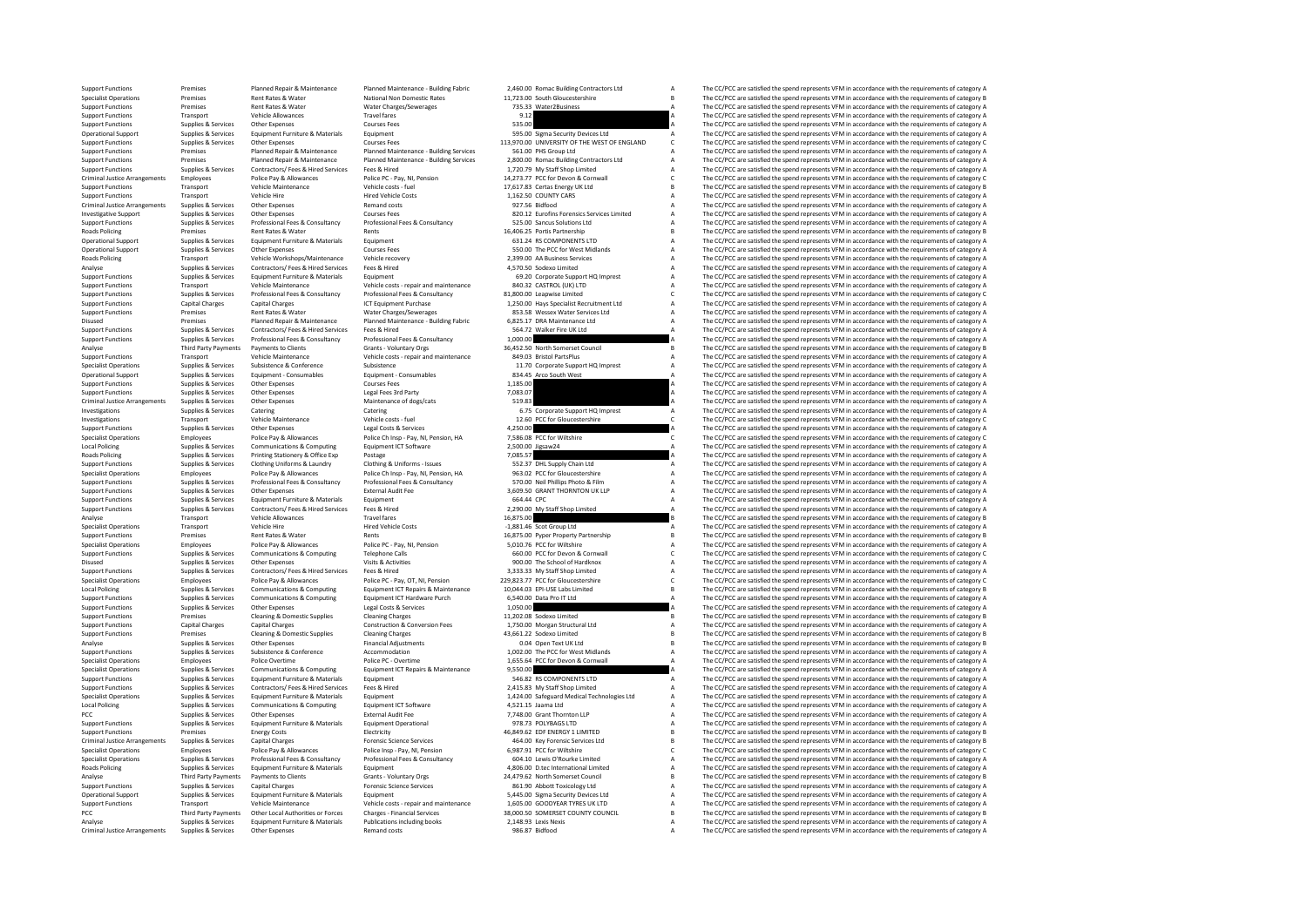| | | | | | | | |
|---|---|---|---|---|---|---|---|
| Support Functions | Premises | Planned Repair & Maintenance | Planned Maintenance - Building Fabric | 2,460.00 | Romac Building Contractors Ltd | A | The CC/PCC are satisfied the spend represents VFM in accordance with the requirements of category A |
| Specialist Operations | Premises | Rent Rates & Water | National Non Domestic Rates | 11,723.00 | South Gloucestershire | B | The CC/PCC are satisfied the spend represents VFM in accordance with the requirements of category B |
| Support Functions | Premises | Rent Rates & Water | Water Charges/Sewerages | 735.33 | Water2Business | A | The CC/PCC are satisfied the spend represents VFM in accordance with the requirements of category A |
| Support Functions | Transport | Vehicle Allowances | Travel fares | 9.12 | | A | The CC/PCC are satisfied the spend represents VFM in accordance with the requirements of category A |
| Support Functions | Supplies & Services | Other Expenses | Courses Fees | 535.00 | | A | The CC/PCC are satisfied the spend represents VFM in accordance with the requirements of category A |
| Operational Support | Supplies & Services | Equipment Furniture & Materials | Equipment | 595.00 | Sigma Security Devices Ltd | A | The CC/PCC are satisfied the spend represents VFM in accordance with the requirements of category A |
| Support Functions | Supplies & Services | Other Expenses | Courses Fees | 113,970.00 | UNIVERSITY OF THE WEST OF ENGLAND | C | The CC/PCC are satisfied the spend represents VFM in accordance with the requirements of category C |
| Support Functions | Premises | Planned Repair & Maintenance | Planned Maintenance - Building Services | 561.00 | PHS Group Ltd | A | The CC/PCC are satisfied the spend represents VFM in accordance with the requirements of category A |
| Support Functions | Premises | Planned Repair & Maintenance | Planned Maintenance - Building Services | 2,800.00 | Romac Building Contractors Ltd | A | The CC/PCC are satisfied the spend represents VFM in accordance with the requirements of category A |
| Support Functions | Supplies & Services | Contractors/ Fees & Hired Services | Fees & Hired | 1,720.79 | My Staff Shop Limited | A | The CC/PCC are satisfied the spend represents VFM in accordance with the requirements of category A |
| Criminal Justice Arrangements | Employees | Police Pay & Allowances | Police PC - Pay, NI, Pension | 14,273.77 | PCC for Devon & Cornwall | C | The CC/PCC are satisfied the spend represents VFM in accordance with the requirements of category C |
| Support Functions | Transport | Vehicle Maintenance | Vehicle costs - fuel | 17,617.83 | Certas Energy UK Ltd | B | The CC/PCC are satisfied the spend represents VFM in accordance with the requirements of category B |
| Support Functions | Transport | Vehicle Hire | Hired Vehicle Costs | 1,162.50 | COUNTY CARS | A | The CC/PCC are satisfied the spend represents VFM in accordance with the requirements of category A |
| Criminal Justice Arrangements | Supplies & Services | Other Expenses | Remand costs | 927.56 | Bidfood | A | The CC/PCC are satisfied the spend represents VFM in accordance with the requirements of category A |
| Investigative Support | Supplies & Services | Other Expenses | Courses Fees | 820.12 | Eurofins Forensics Services Limited | A | The CC/PCC are satisfied the spend represents VFM in accordance with the requirements of category A |
| Support Functions | Supplies & Services | Professional Fees & Consultancy | Professional Fees & Consultancy | 525.00 | Sancus Solutions Ltd | A | The CC/PCC are satisfied the spend represents VFM in accordance with the requirements of category A |
| Roads Policing | Premises | Rent Rates & Water | Rents | 16,406.25 | Portis Partnership | B | The CC/PCC are satisfied the spend represents VFM in accordance with the requirements of category B |
| Operational Support | Supplies & Services | Equipment Furniture & Materials | Equipment | 631.24 | RS COMPONENTS LTD | A | The CC/PCC are satisfied the spend represents VFM in accordance with the requirements of category A |
| Operational Support | Supplies & Services | Other Expenses | Courses Fees | 550.00 | The PCC for West Midlands | A | The CC/PCC are satisfied the spend represents VFM in accordance with the requirements of category A |
| Roads Policing | Transport | Vehicle Workshops/Maintenance | Vehicle recovery | 2,399.00 | AA Business Services | A | The CC/PCC are satisfied the spend represents VFM in accordance with the requirements of category A |
| Analyse | Supplies & Services | Contractors/ Fees & Hired Services | Fees & Hired | 4,570.50 | Sodexo Limited | A | The CC/PCC are satisfied the spend represents VFM in accordance with the requirements of category A |
| Support Functions | Supplies & Services | Equipment Furniture & Materials | Equipment | 69.20 | Corporate Support HQ Imprest | A | The CC/PCC are satisfied the spend represents VFM in accordance with the requirements of category A |
| Support Functions | Transport | Vehicle Maintenance | Vehicle costs - repair and maintenance | 840.32 | CASTROL (UK) LTD | A | The CC/PCC are satisfied the spend represents VFM in accordance with the requirements of category A |
| Support Functions | Supplies & Services | Professional Fees & Consultancy | Professional Fees & Consultancy | 81,800.00 | Leapwise Limited | C | The CC/PCC are satisfied the spend represents VFM in accordance with the requirements of category C |
| Support Functions | Capital Charges | Capital Charges | ICT Equipment Purchase | 1,250.00 | Hays Specialist Recruitment Ltd | A | The CC/PCC are satisfied the spend represents VFM in accordance with the requirements of category A |
| Support Functions | Premises | Rent Rates & Water | Water Charges/Sewerages | 853.58 | Wessex Water Services Ltd | A | The CC/PCC are satisfied the spend represents VFM in accordance with the requirements of category A |
| Disused | Premises | Planned Repair & Maintenance | Planned Maintenance - Building Fabric | 6,825.17 | DRA Maintenance Ltd | A | The CC/PCC are satisfied the spend represents VFM in accordance with the requirements of category A |
| Support Functions | Supplies & Services | Contractors/ Fees & Hired Services | Fees & Hired | 564.72 | Walker Fire UK Ltd | A | The CC/PCC are satisfied the spend represents VFM in accordance with the requirements of category A |
| Support Functions | Supplies & Services | Professional Fees & Consultancy | Professional Fees & Consultancy | 1,000.00 | | A | The CC/PCC are satisfied the spend represents VFM in accordance with the requirements of category A |
| Analyse | Third Party Payments | Payments to Clients | Grants - Voluntary Orgs | 36,452.50 | North Somerset Council | B | The CC/PCC are satisfied the spend represents VFM in accordance with the requirements of category B |
| Support Functions | Transport | Vehicle Maintenance | Vehicle costs - repair and maintenance | 849.03 | Bristol PartsPlus | A | The CC/PCC are satisfied the spend represents VFM in accordance with the requirements of category A |
| Specialist Operations | Supplies & Services | Subsistence & Conference | Subsistence | 11.70 | Corporate Support HQ Imprest | A | The CC/PCC are satisfied the spend represents VFM in accordance with the requirements of category A |
| Operational Support | Supplies & Services | Equipment - Consumables | Equipment - Consumables | 834.45 | Arco South West | A | The CC/PCC are satisfied the spend represents VFM in accordance with the requirements of category A |
| Support Functions | Supplies & Services | Other Expenses | Courses Fees | 1,185.00 | | A | The CC/PCC are satisfied the spend represents VFM in accordance with the requirements of category A |
| Support Functions | Supplies & Services | Other Expenses | Legal Fees 3rd Party | 7,083.07 | | A | The CC/PCC are satisfied the spend represents VFM in accordance with the requirements of category A |
| Criminal Justice Arrangements | Supplies & Services | Other Expenses | Maintenance of dogs/cats | 519.83 | | A | The CC/PCC are satisfied the spend represents VFM in accordance with the requirements of category A |
| Investigations | Supplies & Services | Catering | Catering | 6.75 | Corporate Support HQ Imprest | A | The CC/PCC are satisfied the spend represents VFM in accordance with the requirements of category A |
| Investigations | Transport | Vehicle Maintenance | Vehicle costs - fuel | 12.60 | PCC for Gloucestershire | C | The CC/PCC are satisfied the spend represents VFM in accordance with the requirements of category C |
| Support Functions | Supplies & Services | Other Expenses | Legal Costs & Services | 4,250.00 | | A | The CC/PCC are satisfied the spend represents VFM in accordance with the requirements of category A |
| Specialist Operations | Employees | Police Pay & Allowances | Police Ch Insp - Pay, NI, Pension, HA | 7,586.08 | PCC for Wiltshire | C | The CC/PCC are satisfied the spend represents VFM in accordance with the requirements of category C |
| Local Policing | Supplies & Services | Communications & Computing | Equipment ICT Software | 2,500.00 | Jigsaw24 | A | The CC/PCC are satisfied the spend represents VFM in accordance with the requirements of category A |
| Roads Policing | Supplies & Services | Printing Stationery & Office Exp | Postage | 7,085.57 | | A | The CC/PCC are satisfied the spend represents VFM in accordance with the requirements of category A |
| Support Functions | Supplies & Services | Clothing Uniforms & Laundry | Clothing & Uniforms - Issues | 552.37 | DHL Supply Chain Ltd | A | The CC/PCC are satisfied the spend represents VFM in accordance with the requirements of category A |
| Specialist Operations | Employees | Police Pay & Allowances | Police Ch Insp - Pay, NI, Pension, HA | 963.02 | PCC for Gloucestershire | A | The CC/PCC are satisfied the spend represents VFM in accordance with the requirements of category A |
| Support Functions | Supplies & Services | Professional Fees & Consultancy | Professional Fees & Consultancy | 570.00 | Neil Phillips Photo & Film | A | The CC/PCC are satisfied the spend represents VFM in accordance with the requirements of category A |
| Support Functions | Supplies & Services | Other Expenses | External Audit Fee | 3,609.50 | GRANT THORNTON UK LLP | A | The CC/PCC are satisfied the spend represents VFM in accordance with the requirements of category A |
| Support Functions | Supplies & Services | Equipment Furniture & Materials | Equipment | 664.44 | CPC | A | The CC/PCC are satisfied the spend represents VFM in accordance with the requirements of category A |
| Support Functions | Supplies & Services | Contractors/ Fees & Hired Services | Fees & Hired | 2,290.00 | My Staff Shop Limited | A | The CC/PCC are satisfied the spend represents VFM in accordance with the requirements of category A |
| Analyse | Transport | Vehicle Allowances | Travel fares | 16,875.00 | | B | The CC/PCC are satisfied the spend represents VFM in accordance with the requirements of category B |
| Specialist Operations | Transport | Vehicle Hire | Hired Vehicle Costs | -1,881.46 | Scot Group Ltd | A | The CC/PCC are satisfied the spend represents VFM in accordance with the requirements of category A |
| Support Functions | Premises | Rent Rates & Water | Rents | 16,875.00 | Pyper Property Partnership | B | The CC/PCC are satisfied the spend represents VFM in accordance with the requirements of category B |
| Specialist Operations | Employees | Police Pay & Allowances | Police PC - Pay, NI, Pension | 5,010.76 | PCC for Wiltshire | A | The CC/PCC are satisfied the spend represents VFM in accordance with the requirements of category A |
| Support Functions | Supplies & Services | Communications & Computing | Telephone Calls | 660.00 | PCC for Devon & Cornwall | C | The CC/PCC are satisfied the spend represents VFM in accordance with the requirements of category C |
| Disused | Supplies & Services | Other Expenses | Visits & Activities | 900.00 | The School of Hardknox | A | The CC/PCC are satisfied the spend represents VFM in accordance with the requirements of category A |
| Support Functions | Supplies & Services | Contractors/ Fees & Hired Services | Fees & Hired | 3,333.33 | My Staff Shop Limited | A | The CC/PCC are satisfied the spend represents VFM in accordance with the requirements of category A |
| Specialist Operations | Employees | Police Pay & Allowances | Police PC - Pay, OT, NI, Pension | 229,823.77 | PCC for Gloucestershire | C | The CC/PCC are satisfied the spend represents VFM in accordance with the requirements of category C |
| Local Policing | Supplies & Services | Communications & Computing | Equipment ICT Repairs & Maintenance | 10,044.03 | EPI-USE Labs Limited | B | The CC/PCC are satisfied the spend represents VFM in accordance with the requirements of category B |
| Support Functions | Supplies & Services | Communications & Computing | Equipment ICT Hardware Purch | 6,540.00 | Data Pro IT Ltd | A | The CC/PCC are satisfied the spend represents VFM in accordance with the requirements of category A |
| Support Functions | Supplies & Services | Other Expenses | Legal Costs & Services | 1,050.00 | | A | The CC/PCC are satisfied the spend represents VFM in accordance with the requirements of category A |
| Support Functions | Premises | Cleaning & Domestic Supplies | Cleaning Charges | 11,202.08 | Sodexo Limited | B | The CC/PCC are satisfied the spend represents VFM in accordance with the requirements of category B |
| Support Functions | Capital Charges | Capital Charges | Construction & Conversion Fees | 1,750.00 | Morgan Structural Ltd | A | The CC/PCC are satisfied the spend represents VFM in accordance with the requirements of category A |
| Support Functions | Premises | Cleaning & Domestic Supplies | Cleaning Charges | 43,661.22 | Sodexo Limited | B | The CC/PCC are satisfied the spend represents VFM in accordance with the requirements of category B |
| Analyse | Supplies & Services | Other Expenses | Financial Adjustments | 0.04 | Open Text UK Ltd | B | The CC/PCC are satisfied the spend represents VFM in accordance with the requirements of category B |
| Support Functions | Supplies & Services | Subsistence & Conference | Accommodation | 1,002.00 | The PCC for West Midlands | A | The CC/PCC are satisfied the spend represents VFM in accordance with the requirements of category A |
| Specialist Operations | Employees | Police Overtime | Police PC - Overtime | 1,655.64 | PCC for Devon & Cornwall | A | The CC/PCC are satisfied the spend represents VFM in accordance with the requirements of category A |
| Specialist Operations | Supplies & Services | Communications & Computing | Equipment ICT Repairs & Maintenance | 9,550.00 | | A | The CC/PCC are satisfied the spend represents VFM in accordance with the requirements of category A |
| Support Functions | Supplies & Services | Equipment Furniture & Materials | Equipment | 546.82 | RS COMPONENTS LTD | A | The CC/PCC are satisfied the spend represents VFM in accordance with the requirements of category A |
| Support Functions | Supplies & Services | Contractors/ Fees & Hired Services | Fees & Hired | 2,415.83 | My Staff Shop Limited | A | The CC/PCC are satisfied the spend represents VFM in accordance with the requirements of category A |
| Specialist Operations | Supplies & Services | Equipment Furniture & Materials | Equipment | 1,424.00 | Safeguard Medical Technologies Ltd | A | The CC/PCC are satisfied the spend represents VFM in accordance with the requirements of category A |
| Local Policing | Supplies & Services | Communications & Computing | Equipment ICT Software | 4,521.15 | Jaama Ltd | A | The CC/PCC are satisfied the spend represents VFM in accordance with the requirements of category A |
| PCC | Supplies & Services | Other Expenses | External Audit Fee | 7,748.00 | Grant Thornton LLP | A | The CC/PCC are satisfied the spend represents VFM in accordance with the requirements of category A |
| Support Functions | Supplies & Services | Equipment Furniture & Materials | Equipment Operational | 978.73 | POLYBAGS LTD | A | The CC/PCC are satisfied the spend represents VFM in accordance with the requirements of category A |
| Support Functions | Premises | Energy Costs | Electricity | 46,849.62 | EDF ENERGY 1 LIMITED | B | The CC/PCC are satisfied the spend represents VFM in accordance with the requirements of category B |
| Criminal Justice Arrangements | Supplies & Services | Capital Charges | Forensic Science Services | 464.00 | Key Forensic Services Ltd | B | The CC/PCC are satisfied the spend represents VFM in accordance with the requirements of category B |
| Specialist Operations | Employees | Police Pay & Allowances | Police Insp - Pay, NI, Pension | 6,987.91 | PCC for Wiltshire | C | The CC/PCC are satisfied the spend represents VFM in accordance with the requirements of category C |
| Specialist Operations | Supplies & Services | Professional Fees & Consultancy | Professional Fees & Consultancy | 604.10 | Lewis O'Rourke Limited | A | The CC/PCC are satisfied the spend represents VFM in accordance with the requirements of category A |
| Roads Policing | Supplies & Services | Equipment Furniture & Materials | Equipment | 4,806.00 | D.tec International Limited | A | The CC/PCC are satisfied the spend represents VFM in accordance with the requirements of category A |
| Analyse | Third Party Payments | Payments to Clients | Grants - Voluntary Orgs | 24,479.62 | North Somerset Council | B | The CC/PCC are satisfied the spend represents VFM in accordance with the requirements of category B |
| Support Functions | Supplies & Services | Capital Charges | Forensic Science Services | 861.90 | Abbott Toxicology Ltd | A | The CC/PCC are satisfied the spend represents VFM in accordance with the requirements of category A |
| Operational Support | Supplies & Services | Equipment Furniture & Materials | Equipment | 5,445.00 | Sigma Security Devices Ltd | A | The CC/PCC are satisfied the spend represents VFM in accordance with the requirements of category A |
| Support Functions | Transport | Vehicle Maintenance | Vehicle costs - repair and maintenance | 1,605.00 | GOODYEAR TYRES UK LTD | A | The CC/PCC are satisfied the spend represents VFM in accordance with the requirements of category A |
| PCC | Third Party Payments | Other Local Authorities or Forces | Charges - Financial Services | 38,000.50 | SOMERSET COUNTY COUNCIL | B | The CC/PCC are satisfied the spend represents VFM in accordance with the requirements of category B |
| Analyse | Supplies & Services | Equipment Furniture & Materials | Publications including books | 2,148.93 | Lexis Nexis | A | The CC/PCC are satisfied the spend represents VFM in accordance with the requirements of category A |
| Criminal Justice Arrangements | Supplies & Services | Other Expenses | Remand costs | 986.87 | Bidfood | A | The CC/PCC are satisfied the spend represents VFM in accordance with the requirements of category A |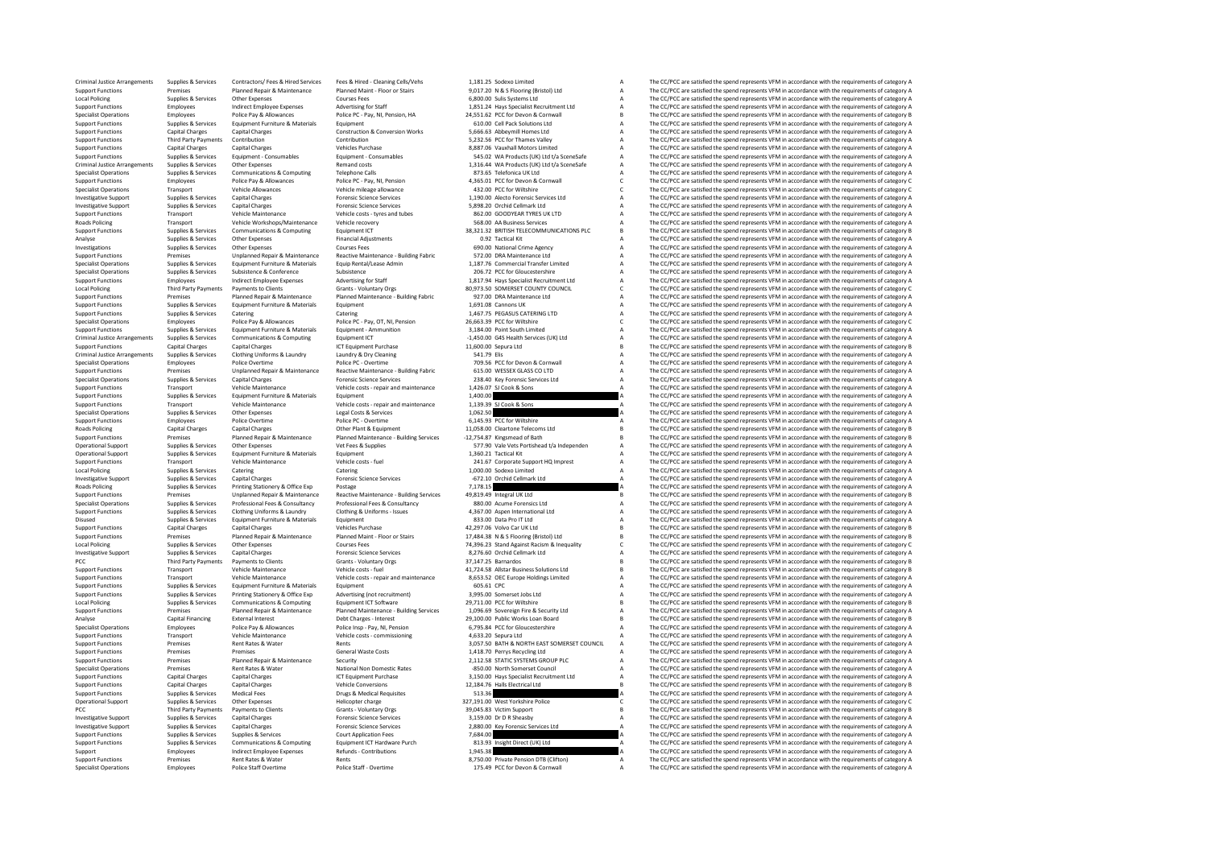| | | | | | | | |
|---|---|---|---|---|---|---|---|
| Criminal Justice Arrangements | Supplies & Services | Contractors/ Fees & Hired Services | Fees & Hired - Cleaning Cells/Vehs | 1,181.25 | Sodexo Limited | A | The CC/PCC are satisfied the spend represents VFM in accordance with the requirements of category A |
| Support Functions | Premises | Planned Repair & Maintenance | Planned Maint - Floor or Stairs | 9,017.20 | N & S Flooring (Bristol) Ltd | A | The CC/PCC are satisfied the spend represents VFM in accordance with the requirements of category A |
| Local Policing | Supplies & Services | Other Expenses | Courses Fees | 6,800.00 | Sulis Systems Ltd | A | The CC/PCC are satisfied the spend represents VFM in accordance with the requirements of category A |
| Support Functions | Employees | Indirect Employee Expenses | Advertising for Staff | 1,851.24 | Hays Specialist Recruitment Ltd | A | The CC/PCC are satisfied the spend represents VFM in accordance with the requirements of category A |
| Specialist Operations | Employees | Police Pay & Allowances | Police PC - Pay, NI, Pension, HA | 24,551.62 | PCC for Devon & Cornwall | B | The CC/PCC are satisfied the spend represents VFM in accordance with the requirements of category B |
| Support Functions | Supplies & Services | Equipment Furniture & Materials | Equipment | 610.00 | Cell Pack Solutions Ltd | A | The CC/PCC are satisfied the spend represents VFM in accordance with the requirements of category A |
| Support Functions | Capital Charges | Capital Charges | Construction & Conversion Works | 5,666.63 | Abbeymill Homes Ltd | A | The CC/PCC are satisfied the spend represents VFM in accordance with the requirements of category A |
| Support Functions | Third Party Payments | Contribution | Contribution | 5,232.56 | PCC for Thames Valley | A | The CC/PCC are satisfied the spend represents VFM in accordance with the requirements of category A |
| Support Functions | Capital Charges | Capital Charges | Vehicles Purchase | 8,887.06 | Vauxhall Motors Limited | A | The CC/PCC are satisfied the spend represents VFM in accordance with the requirements of category A |
| Support Functions | Supplies & Services | Equipment - Consumables | Equipment - Consumables | 545.02 | WA Products (UK) Ltd t/a SceneSafe | A | The CC/PCC are satisfied the spend represents VFM in accordance with the requirements of category A |
| Criminal Justice Arrangements | Supplies & Services | Other Expenses | Remand costs | 1,316.44 | WA Products (UK) Ltd t/a SceneSafe | A | The CC/PCC are satisfied the spend represents VFM in accordance with the requirements of category A |
| Specialist Operations | Supplies & Services | Communications & Computing | Telephone Calls | 873.65 | Telefonica UK Ltd | A | The CC/PCC are satisfied the spend represents VFM in accordance with the requirements of category A |
| Support Functions | Employees | Police Pay & Allowances | Police PC - Pay, NI, Pension | 4,365.01 | PCC for Devon & Cornwall | C | The CC/PCC are satisfied the spend represents VFM in accordance with the requirements of category C |
| Specialist Operations | Transport | Vehicle Allowances | Vehicle mileage allowance | 432.00 | PCC for Wiltshire | C | The CC/PCC are satisfied the spend represents VFM in accordance with the requirements of category C |
| Investigative Support | Supplies & Services | Capital Charges | Forensic Science Services | 1,190.00 | Alecto Forensic Services Ltd | A | The CC/PCC are satisfied the spend represents VFM in accordance with the requirements of category A |
| Investigative Support | Supplies & Services | Capital Charges | Forensic Science Services | 5,898.20 | Orchid Cellmark Ltd | A | The CC/PCC are satisfied the spend represents VFM in accordance with the requirements of category A |
| Support Functions | Transport | Vehicle Maintenance | Vehicle costs - tyres and tubes | 862.00 | GOODYEAR TYRES UK LTD | A | The CC/PCC are satisfied the spend represents VFM in accordance with the requirements of category A |
| Roads Policing | Transport | Vehicle Workshops/Maintenance | Vehicle recovery | 568.00 | AA Business Services | A | The CC/PCC are satisfied the spend represents VFM in accordance with the requirements of category A |
| Support Functions | Supplies & Services | Communications & Computing | Equipment ICT | 38,321.32 | BRITISH TELECOMMUNICATIONS PLC | B | The CC/PCC are satisfied the spend represents VFM in accordance with the requirements of category B |
| Analyse | Supplies & Services | Other Expenses | Financial Adjustments | 0.92 | Tactical Kit | A | The CC/PCC are satisfied the spend represents VFM in accordance with the requirements of category A |
| Investigations | Supplies & Services | Other Expenses | Courses Fees | 690.00 | National Crime Agency | A | The CC/PCC are satisfied the spend represents VFM in accordance with the requirements of category A |
| Support Functions | Premises | Unplanned Repair & Maintenance | Reactive Maintenance - Building Fabric | 572.00 | DRA Maintenance Ltd | A | The CC/PCC are satisfied the spend represents VFM in accordance with the requirements of category A |
| Specialist Operations | Supplies & Services | Equipment Furniture & Materials | Equip Rental/Lease Admin | 1,187.76 | Commercial Transfer Limited | A | The CC/PCC are satisfied the spend represents VFM in accordance with the requirements of category A |
| Specialist Operations | Supplies & Services | Subsistence & Conference | Subsistence | 206.72 | PCC for Gloucestershire | A | The CC/PCC are satisfied the spend represents VFM in accordance with the requirements of category A |
| Support Functions | Employees | Indirect Employee Expenses | Advertising for Staff | 1,817.94 | Hays Specialist Recruitment Ltd | A | The CC/PCC are satisfied the spend represents VFM in accordance with the requirements of category A |
| Local Policing | Third Party Payments | Payments to Clients | Grants - Voluntary Orgs | 80,973.50 | SOMERSET COUNTY COUNCIL | C | The CC/PCC are satisfied the spend represents VFM in accordance with the requirements of category C |
| Support Functions | Premises | Planned Repair & Maintenance | Planned Maintenance - Building Fabric | 927.00 | DRA Maintenance Ltd | A | The CC/PCC are satisfied the spend represents VFM in accordance with the requirements of category A |
| Support Functions | Supplies & Services | Equipment Furniture & Materials | Equipment | 1,691.08 | Cannons UK | A | The CC/PCC are satisfied the spend represents VFM in accordance with the requirements of category A |
| Support Functions | Supplies & Services | Catering | Catering | 1,467.75 | PEGASUS CATERING LTD | A | The CC/PCC are satisfied the spend represents VFM in accordance with the requirements of category A |
| Specialist Operations | Employees | Police Pay & Allowances | Police PC - Pay, OT, NI, Pension | 26,663.39 | PCC for Wiltshire | C | The CC/PCC are satisfied the spend represents VFM in accordance with the requirements of category C |
| Support Functions | Supplies & Services | Equipment Furniture & Materials | Equipment - Ammunition | 3,184.00 | Point South Limited | A | The CC/PCC are satisfied the spend represents VFM in accordance with the requirements of category A |
| Criminal Justice Arrangements | Supplies & Services | Communications & Computing | Equipment ICT | -1,450.00 | G4S Health Services (UK) Ltd | A | The CC/PCC are satisfied the spend represents VFM in accordance with the requirements of category A |
| Support Functions | Capital Charges | Capital Charges | ICT Equipment Purchase | 11,600.00 | Sepura Ltd | B | The CC/PCC are satisfied the spend represents VFM in accordance with the requirements of category B |
| Criminal Justice Arrangements | Supplies & Services | Clothing Uniforms & Laundry | Laundry & Dry Cleaning | 541.79 | Elis | A | The CC/PCC are satisfied the spend represents VFM in accordance with the requirements of category A |
| Specialist Operations | Employees | Police Overtime | Police PC - Overtime | 709.56 | PCC for Devon & Cornwall | A | The CC/PCC are satisfied the spend represents VFM in accordance with the requirements of category A |
| Support Functions | Premises | Unplanned Repair & Maintenance | Reactive Maintenance - Building Fabric | 615.00 | WESSEX GLASS CO LTD | A | The CC/PCC are satisfied the spend represents VFM in accordance with the requirements of category A |
| Specialist Operations | Supplies & Services | Capital Charges | Forensic Science Services | 238.40 | Key Forensic Services Ltd | A | The CC/PCC are satisfied the spend represents VFM in accordance with the requirements of category A |
| Support Functions | Transport | Vehicle Maintenance | Vehicle costs - repair and maintenance | 1,426.07 | SJ Cook & Sons | A | The CC/PCC are satisfied the spend represents VFM in accordance with the requirements of category A |
| Support Functions | Supplies & Services | Equipment Furniture & Materials | Equipment | 1,400.00 | | A | The CC/PCC are satisfied the spend represents VFM in accordance with the requirements of category A |
| Support Functions | Transport | Vehicle Maintenance | Vehicle costs - repair and maintenance | 1,139.39 | SJ Cook & Sons | A | The CC/PCC are satisfied the spend represents VFM in accordance with the requirements of category A |
| Specialist Operations | Supplies & Services | Other Expenses | Legal Costs & Services | 1,062.50 | | A | The CC/PCC are satisfied the spend represents VFM in accordance with the requirements of category A |
| Support Functions | Employees | Police Overtime | Police PC - Overtime | 6,145.93 | PCC for Wiltshire | A | The CC/PCC are satisfied the spend represents VFM in accordance with the requirements of category A |
| Roads Policing | Capital Charges | Capital Charges | Other Plant & Equipment | 11,058.00 | Cleartone Telecoms Ltd | B | The CC/PCC are satisfied the spend represents VFM in accordance with the requirements of category B |
| Support Functions | Premises | Planned Repair & Maintenance | Planned Maintenance - Building Services | -12,754.87 | Kingsmead of Bath | B | The CC/PCC are satisfied the spend represents VFM in accordance with the requirements of category B |
| Operational Support | Supplies & Services | Other Expenses | Vet Fees & Supplies | 577.90 | Vale Vets Portishead t/a Independen | A | The CC/PCC are satisfied the spend represents VFM in accordance with the requirements of category A |
| Operational Support | Supplies & Services | Equipment Furniture & Materials | Equipment | 1,360.21 | Tactical Kit | A | The CC/PCC are satisfied the spend represents VFM in accordance with the requirements of category A |
| Support Functions | Transport | Vehicle Maintenance | Vehicle costs - fuel | 241.67 | Corporate Support HQ Imprest | A | The CC/PCC are satisfied the spend represents VFM in accordance with the requirements of category A |
| Local Policing | Supplies & Services | Catering | Catering | 1,000.00 | Sodexo Limited | A | The CC/PCC are satisfied the spend represents VFM in accordance with the requirements of category A |
| Investigative Support | Supplies & Services | Capital Charges | Forensic Science Services | -672.10 | Orchid Cellmark Ltd | A | The CC/PCC are satisfied the spend represents VFM in accordance with the requirements of category A |
| Roads Policing | Supplies & Services | Printing Stationery & Office Exp | Postage | 7,178.15 | | A | The CC/PCC are satisfied the spend represents VFM in accordance with the requirements of category A |
| Support Functions | Premises | Unplanned Repair & Maintenance | Reactive Maintenance - Building Services | 49,819.49 | Integral UK Ltd | B | The CC/PCC are satisfied the spend represents VFM in accordance with the requirements of category B |
| Specialist Operations | Supplies & Services | Professional Fees & Consultancy | Professional Fees & Consultancy | 880.00 | Acume Forensics Ltd | A | The CC/PCC are satisfied the spend represents VFM in accordance with the requirements of category A |
| Support Functions | Supplies & Services | Clothing Uniforms & Laundry | Clothing & Uniforms - Issues | 4,367.00 | Aspen International Ltd | A | The CC/PCC are satisfied the spend represents VFM in accordance with the requirements of category A |
| Disused | Supplies & Services | Equipment Furniture & Materials | Equipment | 833.00 | Data Pro IT Ltd | A | The CC/PCC are satisfied the spend represents VFM in accordance with the requirements of category A |
| Support Functions | Capital Charges | Capital Charges | Vehicles Purchase | 42,297.06 | Volvo Car UK Ltd | B | The CC/PCC are satisfied the spend represents VFM in accordance with the requirements of category B |
| Support Functions | Premises | Planned Repair & Maintenance | Planned Maint - Floor or Stairs | 17,484.38 | N & S Flooring (Bristol) Ltd | B | The CC/PCC are satisfied the spend represents VFM in accordance with the requirements of category B |
| Local Policing | Supplies & Services | Other Expenses | Courses Fees | 74,396.23 | Stand Against Racism & Inequality | C | The CC/PCC are satisfied the spend represents VFM in accordance with the requirements of category C |
| Investigative Support | Supplies & Services | Capital Charges | Forensic Science Services | 8,276.60 | Orchid Cellmark Ltd | A | The CC/PCC are satisfied the spend represents VFM in accordance with the requirements of category A |
| PCC | Third Party Payments | Payments to Clients | Grants - Voluntary Orgs | 37,147.25 | Barnardos | B | The CC/PCC are satisfied the spend represents VFM in accordance with the requirements of category B |
| Support Functions | Transport | Vehicle Maintenance | Vehicle costs - fuel | 41,724.58 | Allstar Business Solutions Ltd | B | The CC/PCC are satisfied the spend represents VFM in accordance with the requirements of category B |
| Support Functions | Transport | Vehicle Maintenance | Vehicle costs - repair and maintenance | 8,653.52 | OEC Europe Holdings Limited | A | The CC/PCC are satisfied the spend represents VFM in accordance with the requirements of category A |
| Support Functions | Supplies & Services | Equipment Furniture & Materials | Equipment | 605.61 | CPC | A | The CC/PCC are satisfied the spend represents VFM in accordance with the requirements of category A |
| Support Functions | Supplies & Services | Printing Stationery & Office Exp | Advertising (not recruitment) | 3,995.00 | Somerset Jobs Ltd | A | The CC/PCC are satisfied the spend represents VFM in accordance with the requirements of category A |
| Local Policing | Supplies & Services | Communications & Computing | Equipment ICT Software | 29,711.00 | PCC for Wiltshire | B | The CC/PCC are satisfied the spend represents VFM in accordance with the requirements of category B |
| Support Functions | Premises | Planned Repair & Maintenance | Planned Maintenance - Building Services | 1,096.69 | Sovereign Fire & Security Ltd | A | The CC/PCC are satisfied the spend represents VFM in accordance with the requirements of category A |
| Analyse | Capital Financing | External Interest | Debt Charges - Interest | 29,100.00 | Public Works Loan Board | B | The CC/PCC are satisfied the spend represents VFM in accordance with the requirements of category B |
| Specialist Operations | Employees | Police Pay & Allowances | Police Insp - Pay, NI, Pension | 6,795.84 | PCC for Gloucestershire | A | The CC/PCC are satisfied the spend represents VFM in accordance with the requirements of category A |
| Support Functions | Transport | Vehicle Maintenance | Vehicle costs - commissioning | 4,633.20 | Sepura Ltd | A | The CC/PCC are satisfied the spend represents VFM in accordance with the requirements of category A |
| Support Functions | Premises | Rent Rates & Water | Rents | 3,057.50 | BATH & NORTH EAST SOMERSET COUNCIL | A | The CC/PCC are satisfied the spend represents VFM in accordance with the requirements of category A |
| Support Functions | Premises | Premises | General Waste Costs | 1,418.70 | Perrys Recycling Ltd | A | The CC/PCC are satisfied the spend represents VFM in accordance with the requirements of category A |
| Support Functions | Premises | Planned Repair & Maintenance | Security | 2,112.58 | STATIC SYSTEMS GROUP PLC | A | The CC/PCC are satisfied the spend represents VFM in accordance with the requirements of category A |
| Specialist Operations | Premises | Rent Rates & Water | National Non Domestic Rates | -850.00 | North Somerset Council | A | The CC/PCC are satisfied the spend represents VFM in accordance with the requirements of category A |
| Support Functions | Capital Charges | Capital Charges | ICT Equipment Purchase | 3,150.00 | Hays Specialist Recruitment Ltd | A | The CC/PCC are satisfied the spend represents VFM in accordance with the requirements of category A |
| Support Functions | Capital Charges | Capital Charges | Vehicle Conversions | 12,184.76 | Halls Electrical Ltd | B | The CC/PCC are satisfied the spend represents VFM in accordance with the requirements of category B |
| Support Functions | Supplies & Services | Medical Fees | Drugs & Medical Requisites | 513.36 | | A | The CC/PCC are satisfied the spend represents VFM in accordance with the requirements of category A |
| Operational Support | Supplies & Services | Other Expenses | Helicopter charge | 327,191.00 | West Yorkshire Police | C | The CC/PCC are satisfied the spend represents VFM in accordance with the requirements of category C |
| PCC | Third Party Payments | Payments to Clients | Grants - Voluntary Orgs | 39,045.83 | Victim Support | B | The CC/PCC are satisfied the spend represents VFM in accordance with the requirements of category B |
| Investigative Support | Supplies & Services | Capital Charges | Forensic Science Services | 3,159.00 | Dr D R Sheasby | A | The CC/PCC are satisfied the spend represents VFM in accordance with the requirements of category A |
| Investigative Support | Supplies & Services | Capital Charges | Forensic Science Services | 2,880.00 | Key Forensic Services Ltd | A | The CC/PCC are satisfied the spend represents VFM in accordance with the requirements of category A |
| Support Functions | Supplies & Services | Supplies & Services | Court Application Fees | 7,684.00 | | A | The CC/PCC are satisfied the spend represents VFM in accordance with the requirements of category A |
| Support Functions | Supplies & Services | Communications & Computing | Equipment ICT Hardware Purch | 813.93 | Insight Direct (UK) Ltd | A | The CC/PCC are satisfied the spend represents VFM in accordance with the requirements of category A |
| Support | Employees | Indirect Employee Expenses | Refunds - Contributions | 1,945.38 | | A | The CC/PCC are satisfied the spend represents VFM in accordance with the requirements of category A |
| Support Functions | Premises | Rent Rates & Water | Rents | 8,750.00 | Private Pension DTB (Clifton) | A | The CC/PCC are satisfied the spend represents VFM in accordance with the requirements of category A |
| Specialist Operations | Employees | Police Staff Overtime | Police Staff - Overtime | 175.49 | PCC for Devon & Cornwall | A | The CC/PCC are satisfied the spend represents VFM in accordance with the requirements of category A |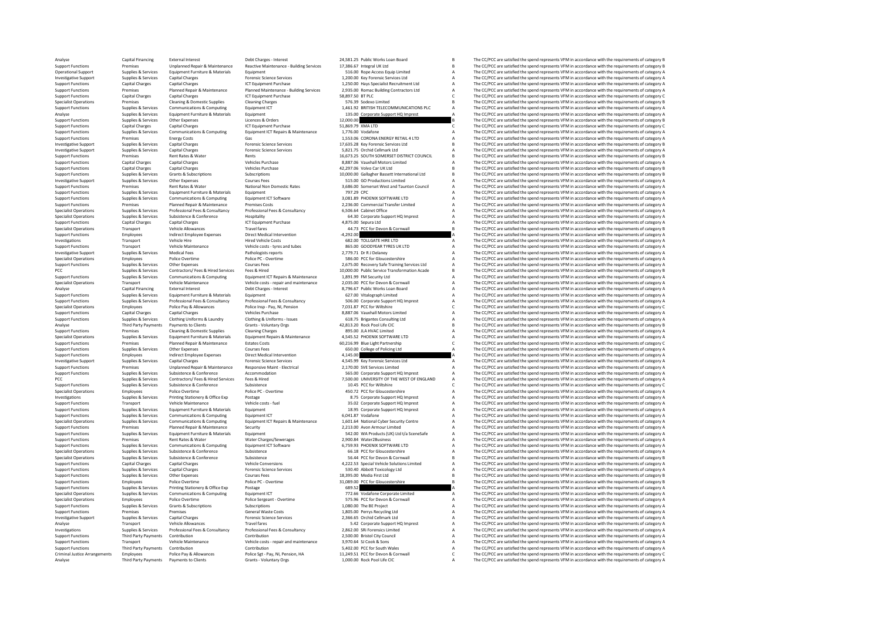| | | | | | | | |
|---|---|---|---|---|---|---|---|
| Analyse | Capital Financing | External Interest | Debt Charges - Interest | 24,581.25 | Public Works Loan Board | B | The CC/PCC are satisfied the spend represents VFM in accordance with the requirements of category B |
| Support Functions | Premises | Unplanned Repair & Maintenance | Reactive Maintenance - Building Services | 17,386.67 | Integral UK Ltd | B | The CC/PCC are satisfied the spend represents VFM in accordance with the requirements of category B |
| Operational Support | Supplies & Services | Equipment Furniture & Materials | Equipment | 516.00 | Rope Access Equip Limited | A | The CC/PCC are satisfied the spend represents VFM in accordance with the requirements of category A |
| Investigative Support | Supplies & Services | Capital Charges | Forensic Science Services | 1,200.00 | Key Forensic Services Ltd | A | The CC/PCC are satisfied the spend represents VFM in accordance with the requirements of category A |
| Support Functions | Capital Charges | Capital Charges | ICT Equipment Purchase | 1,250.00 | Hays Specialist Recruitment Ltd | A | The CC/PCC are satisfied the spend represents VFM in accordance with the requirements of category A |
| Support Functions | Premises | Planned Repair & Maintenance | Planned Maintenance - Building Services | 2,935.00 | Romac Building Contractors Ltd | A | The CC/PCC are satisfied the spend represents VFM in accordance with the requirements of category A |
| Support Functions | Capital Charges | Capital Charges | ICT Equipment Purchase | 58,897.50 | BT PLC | C | The CC/PCC are satisfied the spend represents VFM in accordance with the requirements of category C |
| Specialist Operations | Premises | Cleaning & Domestic Supplies | Cleaning Charges | 576.39 | Sodexo Limited | B | The CC/PCC are satisfied the spend represents VFM in accordance with the requirements of category B |
| Support Functions | Supplies & Services | Communications & Computing | Equipment ICT | 1,461.92 | BRITISH TELECOMMUNICATIONS PLC | A | The CC/PCC are satisfied the spend represents VFM in accordance with the requirements of category A |
| Analyse | Supplies & Services | Equipment Furniture & Materials | Equipment | 135.00 | Corporate Support HQ Imprest | A | The CC/PCC are satisfied the spend represents VFM in accordance with the requirements of category A |
| Support Functions | Supplies & Services | Other Expenses | Licences & Orders | 12,000.00 | | B | The CC/PCC are satisfied the spend represents VFM in accordance with the requirements of category B |
| Support Functions | Capital Charges | Capital Charges | ICT Equipment Purchase | 51,869.79 | XMA LTD | C | The CC/PCC are satisfied the spend represents VFM in accordance with the requirements of category C |
| Support Functions | Supplies & Services | Communications & Computing | Equipment ICT Repairs & Maintenance | 1,776.00 | Vodafone | A | The CC/PCC are satisfied the spend represents VFM in accordance with the requirements of category A |
| Support Functions | Premises | Energy Costs | Gas | 1,553.06 | CORONA ENERGY RETAIL 4 LTD | A | The CC/PCC are satisfied the spend represents VFM in accordance with the requirements of category A |
| Investigative Support | Supplies & Services | Capital Charges | Forensic Science Services | 17,635.28 | Key Forensic Services Ltd | B | The CC/PCC are satisfied the spend represents VFM in accordance with the requirements of category B |
| Investigative Support | Supplies & Services | Capital Charges | Forensic Science Services | 5,821.75 | Orchid Cellmark Ltd | A | The CC/PCC are satisfied the spend represents VFM in accordance with the requirements of category A |
| Support Functions | Premises | Rent Rates & Water | Rents | 16,673.25 | SOUTH SOMERSET DISTRICT COUNCIL | B | The CC/PCC are satisfied the spend represents VFM in accordance with the requirements of category B |
| Support Functions | Capital Charges | Capital Charges | Vehicles Purchase | 8,887.06 | Vauxhall Motors Limited | A | The CC/PCC are satisfied the spend represents VFM in accordance with the requirements of category A |
| Support Functions | Capital Charges | Capital Charges | Vehicles Purchase | 42,297.06 | Volvo Car UK Ltd | B | The CC/PCC are satisfied the spend represents VFM in accordance with the requirements of category B |
| Support Functions | Supplies & Services | Grants & Subscriptions | Subscriptions | 10,000.00 | Gallagher Bassett International Ltd | B | The CC/PCC are satisfied the spend represents VFM in accordance with the requirements of category B |
| Investigative Support | Supplies & Services | Other Expenses | Courses Fees | 515.00 | GO Productions Limited | A | The CC/PCC are satisfied the spend represents VFM in accordance with the requirements of category A |
| Support Functions | Premises | Rent Rates & Water | National Non Domestic Rates | 3,686.00 | Somerset West and Taunton Council | A | The CC/PCC are satisfied the spend represents VFM in accordance with the requirements of category A |
| Support Functions | Supplies & Services | Equipment Furniture & Materials | Equipment | 797.29 | CPC | A | The CC/PCC are satisfied the spend represents VFM in accordance with the requirements of category A |
| Support Functions | Supplies & Services | Communications & Computing | Equipment ICT Software | 3,081.89 | PHOENIX SOFTWARE LTD | A | The CC/PCC are satisfied the spend represents VFM in accordance with the requirements of category A |
| Support Functions | Premises | Planned Repair & Maintenance | Premises Costs | 2,236.00 | Commercial Transfer Limited | A | The CC/PCC are satisfied the spend represents VFM in accordance with the requirements of category A |
| Specialist Operations | Supplies & Services | Professional Fees & Consultancy | Professional Fees & Consultancy | 6,506.64 | Cabinet Office | A | The CC/PCC are satisfied the spend represents VFM in accordance with the requirements of category A |
| Specialist Operations | Supplies & Services | Subsistence & Conference | Hospitality | 64.30 | Corporate Support HQ Imprest | A | The CC/PCC are satisfied the spend represents VFM in accordance with the requirements of category A |
| Support Functions | Capital Charges | Capital Charges | ICT Equipment Purchase | 4,875.00 | Sepura Ltd | A | The CC/PCC are satisfied the spend represents VFM in accordance with the requirements of category A |
| Specialist Operations | Transport | Vehicle Allowances | Travel fares | 44.73 | PCC for Devon & Cornwall | B | The CC/PCC are satisfied the spend represents VFM in accordance with the requirements of category B |
| Support Functions | Employees | Indirect Employee Expenses | Direct Medical Intervention | -4,292.00 | | A | The CC/PCC are satisfied the spend represents VFM in accordance with the requirements of category A |
| Investigations | Transport | Vehicle Hire | Hired Vehicle Costs | 682.00 | TOLLGATE HIRE LTD | A | The CC/PCC are satisfied the spend represents VFM in accordance with the requirements of category A |
| Support Functions | Transport | Vehicle Maintenance | Vehicle costs - tyres and tubes | 865.00 | GOODYEAR TYRES UK LTD | A | The CC/PCC are satisfied the spend represents VFM in accordance with the requirements of category A |
| Investigative Support | Supplies & Services | Medical Fees | Pathologists reports | 2,779.71 | Dr R J Delaney | A | The CC/PCC are satisfied the spend represents VFM in accordance with the requirements of category A |
| Specialist Operations | Employees | Police Overtime | Police PC - Overtime | 586.00 | PCC for Gloucestershire | A | The CC/PCC are satisfied the spend represents VFM in accordance with the requirements of category A |
| Support Functions | Supplies & Services | Other Expenses | Courses Fees | 2,675.00 | Recovery Safe Training Services Ltd | A | The CC/PCC are satisfied the spend represents VFM in accordance with the requirements of category A |
| PCC | Supplies & Services | Contractors/ Fees & Hired Services | Fees & Hired | 10,000.00 | Public Service Transformation Acade | B | The CC/PCC are satisfied the spend represents VFM in accordance with the requirements of category B |
| Support Functions | Supplies & Services | Communications & Computing | Equipment ICT Repairs & Maintenance | 1,891.99 | FM Security Ltd | A | The CC/PCC are satisfied the spend represents VFM in accordance with the requirements of category A |
| Specialist Operations | Transport | Vehicle Maintenance | Vehicle costs - repair and maintenance | 2,035.00 | PCC for Devon & Cornwall | A | The CC/PCC are satisfied the spend represents VFM in accordance with the requirements of category A |
| Analyse | Capital Financing | External Interest | Debt Charges - Interest | 8,796.67 | Public Works Loan Board | A | The CC/PCC are satisfied the spend represents VFM in accordance with the requirements of category A |
| Support Functions | Supplies & Services | Equipment Furniture & Materials | Equipment | 627.00 | Vitalograph Limited | A | The CC/PCC are satisfied the spend represents VFM in accordance with the requirements of category A |
| Support Functions | Supplies & Services | Professional Fees & Consultancy | Professional Fees & Consultancy | 506.00 | Corporate Support HQ Imprest | A | The CC/PCC are satisfied the spend represents VFM in accordance with the requirements of category A |
| Specialist Operations | Employees | Police Pay & Allowances | Police Insp - Pay, NI, Pension | 7,031.87 | PCC for Wiltshire | C | The CC/PCC are satisfied the spend represents VFM in accordance with the requirements of category C |
| Support Functions | Capital Charges | Capital Charges | Vehicles Purchase | 8,887.06 | Vauxhall Motors Limited | A | The CC/PCC are satisfied the spend represents VFM in accordance with the requirements of category A |
| Support Functions | Supplies & Services | Clothing Uniforms & Laundry | Clothing & Uniforms - Issues | 618.75 | Brigantes Consulting Ltd | A | The CC/PCC are satisfied the spend represents VFM in accordance with the requirements of category A |
| Analyse | Third Party Payments | Payments to Clients | Grants - Voluntary Orgs | 42,813.20 | Rock Pool Life CIC | B | The CC/PCC are satisfied the spend represents VFM in accordance with the requirements of category B |
| Support Functions | Premises | Cleaning & Domestic Supplies | Cleaning Charges | 895.00 | JLA HVAC Limited | A | The CC/PCC are satisfied the spend represents VFM in accordance with the requirements of category A |
| Specialist Operations | Supplies & Services | Equipment Furniture & Materials | Equipment Repairs & Maintenance | 4,545.52 | PHOENIX SOFTWARE LTD | A | The CC/PCC are satisfied the spend represents VFM in accordance with the requirements of category A |
| Support Functions | Premises | Planned Repair & Maintenance | Estates Costs | 60,216.99 | Blue Light Partnership | C | The CC/PCC are satisfied the spend represents VFM in accordance with the requirements of category C |
| Support Functions | Supplies & Services | Other Expenses | Courses Fees | 650.00 | College of Policing Ltd | A | The CC/PCC are satisfied the spend represents VFM in accordance with the requirements of category A |
| Support Functions | Employees | Indirect Employee Expenses | Direct Medical Intervention | 4,145.00 | | A | The CC/PCC are satisfied the spend represents VFM in accordance with the requirements of category A |
| Investigative Support | Supplies & Services | Capital Charges | Forensic Science Services | 4,545.99 | Key Forensic Services Ltd | A | The CC/PCC are satisfied the spend represents VFM in accordance with the requirements of category A |
| Support Functions | Premises | Unplanned Repair & Maintenance | Responsive Maint - Electrical | 2,170.00 | SVE Services Limited | A | The CC/PCC are satisfied the spend represents VFM in accordance with the requirements of category A |
| Support Functions | Supplies & Services | Subsistence & Conference | Accommodation | 565.00 | Corporate Support HQ Imprest | A | The CC/PCC are satisfied the spend represents VFM in accordance with the requirements of category A |
| PCC | Supplies & Services | Contractors/ Fees & Hired Services | Fees & Hired | 7,500.00 | UNIVERSITY OF THE WEST OF ENGLAND | A | The CC/PCC are satisfied the spend represents VFM in accordance with the requirements of category A |
| Support Functions | Supplies & Services | Subsistence & Conference | Subsistence | 10.45 | PCC for Wiltshire | C | The CC/PCC are satisfied the spend represents VFM in accordance with the requirements of category C |
| Specialist Operations | Employees | Police Overtime | Police PC - Overtime | 450.72 | PCC for Gloucestershire | A | The CC/PCC are satisfied the spend represents VFM in accordance with the requirements of category A |
| Investigations | Supplies & Services | Printing Stationery & Office Exp | Postage | 8.75 | Corporate Support HQ Imprest | A | The CC/PCC are satisfied the spend represents VFM in accordance with the requirements of category A |
| Support Functions | Transport | Vehicle Maintenance | Vehicle costs - fuel | 35.02 | Corporate Support HQ Imprest | A | The CC/PCC are satisfied the spend represents VFM in accordance with the requirements of category A |
| Support Functions | Supplies & Services | Equipment Furniture & Materials | Equipment | 18.95 | Corporate Support HQ Imprest | A | The CC/PCC are satisfied the spend represents VFM in accordance with the requirements of category A |
| Support Functions | Supplies & Services | Communications & Computing | Equipment ICT | 6,041.87 | Vodafone | A | The CC/PCC are satisfied the spend represents VFM in accordance with the requirements of category A |
| Specialist Operations | Supplies & Services | Communications & Computing | Equipment ICT Repairs & Maintenance | 1,601.64 | National Cyber Security Centre | A | The CC/PCC are satisfied the spend represents VFM in accordance with the requirements of category A |
| Support Functions | Premises | Planned Repair & Maintenance | Security | 2,213.00 | Avon Armour Limited | A | The CC/PCC are satisfied the spend represents VFM in accordance with the requirements of category A |
| Support Functions | Supplies & Services | Equipment Furniture & Materials | Equipment | 542.00 | WA Products (UK) Ltd t/a SceneSafe | A | The CC/PCC are satisfied the spend represents VFM in accordance with the requirements of category A |
| Support Functions | Premises | Rent Rates & Water | Water Charges/Sewerages | 2,900.84 | Water2Business | A | The CC/PCC are satisfied the spend represents VFM in accordance with the requirements of category A |
| Support Functions | Supplies & Services | Communications & Computing | Equipment ICT Software | 6,759.93 | PHOENIX SOFTWARE LTD | A | The CC/PCC are satisfied the spend represents VFM in accordance with the requirements of category A |
| Specialist Operations | Supplies & Services | Subsistence & Conference | Subsistence | 66.18 | PCC for Gloucestershire | A | The CC/PCC are satisfied the spend represents VFM in accordance with the requirements of category A |
| Specialist Operations | Supplies & Services | Subsistence & Conference | Subsistence | 56.44 | PCC for Devon & Cornwall | B | The CC/PCC are satisfied the spend represents VFM in accordance with the requirements of category B |
| Support Functions | Capital Charges | Capital Charges | Vehicle Conversions | 4,222.53 | Special Vehicle Solutions Limited | A | The CC/PCC are satisfied the spend represents VFM in accordance with the requirements of category A |
| Support Functions | Supplies & Services | Capital Charges | Forensic Science Services | 530.40 | Abbott Toxicology Ltd | A | The CC/PCC are satisfied the spend represents VFM in accordance with the requirements of category A |
| Support Functions | Supplies & Services | Other Expenses | Courses Fees | 18,395.00 | Media First Ltd | B | The CC/PCC are satisfied the spend represents VFM in accordance with the requirements of category B |
| Support Functions | Employees | Police Overtime | Police PC - Overtime | 31,089.00 | PCC for Gloucestershire | B | The CC/PCC are satisfied the spend represents VFM in accordance with the requirements of category B |
| Support Functions | Supplies & Services | Printing Stationery & Office Exp | Postage | 689.52 | | A | The CC/PCC are satisfied the spend represents VFM in accordance with the requirements of category A |
| Specialist Operations | Supplies & Services | Communications & Computing | Equipment ICT | 772.66 | Vodafone Corporate Limited | A | The CC/PCC are satisfied the spend represents VFM in accordance with the requirements of category A |
| Specialist Operations | Employees | Police Overtime | Police Sergeant - Overtime | 575.96 | PCC for Devon & Cornwall | A | The CC/PCC are satisfied the spend represents VFM in accordance with the requirements of category A |
| Support Functions | Supplies & Services | Grants & Subscriptions | Subscriptions | 1,080.00 | The BE Project | A | The CC/PCC are satisfied the spend represents VFM in accordance with the requirements of category A |
| Support Functions | Premises | Premises | General Waste Costs | 1,805.00 | Perrys Recycling Ltd | A | The CC/PCC are satisfied the spend represents VFM in accordance with the requirements of category A |
| Investigative Support | Supplies & Services | Capital Charges | Forensic Science Services | 2,366.65 | Orchid Cellmark Ltd | A | The CC/PCC are satisfied the spend represents VFM in accordance with the requirements of category A |
| Analyse | Transport | Vehicle Allowances | Travel fares | 5.42 | Corporate Support HQ Imprest | A | The CC/PCC are satisfied the spend represents VFM in accordance with the requirements of category A |
| Investigations | Supplies & Services | Professional Fees & Consultancy | Professional Fees & Consultancy | 2,862.00 | SRi Forensics Limited | A | The CC/PCC are satisfied the spend represents VFM in accordance with the requirements of category A |
| Support Functions | Third Party Payments | Contribution | Contribution | 2,500.00 | Bristol City Council | A | The CC/PCC are satisfied the spend represents VFM in accordance with the requirements of category A |
| Support Functions | Transport | Vehicle Maintenance | Vehicle costs - repair and maintenance | 3,970.64 | SJ Cook & Sons | A | The CC/PCC are satisfied the spend represents VFM in accordance with the requirements of category A |
| Support Functions | Third Party Payments | Contribution | Contribution | 5,402.00 | PCC for South Wales | A | The CC/PCC are satisfied the spend represents VFM in accordance with the requirements of category A |
| Criminal Justice Arrangements | Employees | Police Pay & Allowances | Police Sgt - Pay, NI, Pension, HA | 11,249.51 | PCC for Devon & Cornwall | C | The CC/PCC are satisfied the spend represents VFM in accordance with the requirements of category C |
| Analyse | Third Party Payments | Payments to Clients | Grants - Voluntary Orgs | 1,000.00 | Rock Pool Life CIC | A | The CC/PCC are satisfied the spend represents VFM in accordance with the requirements of category A |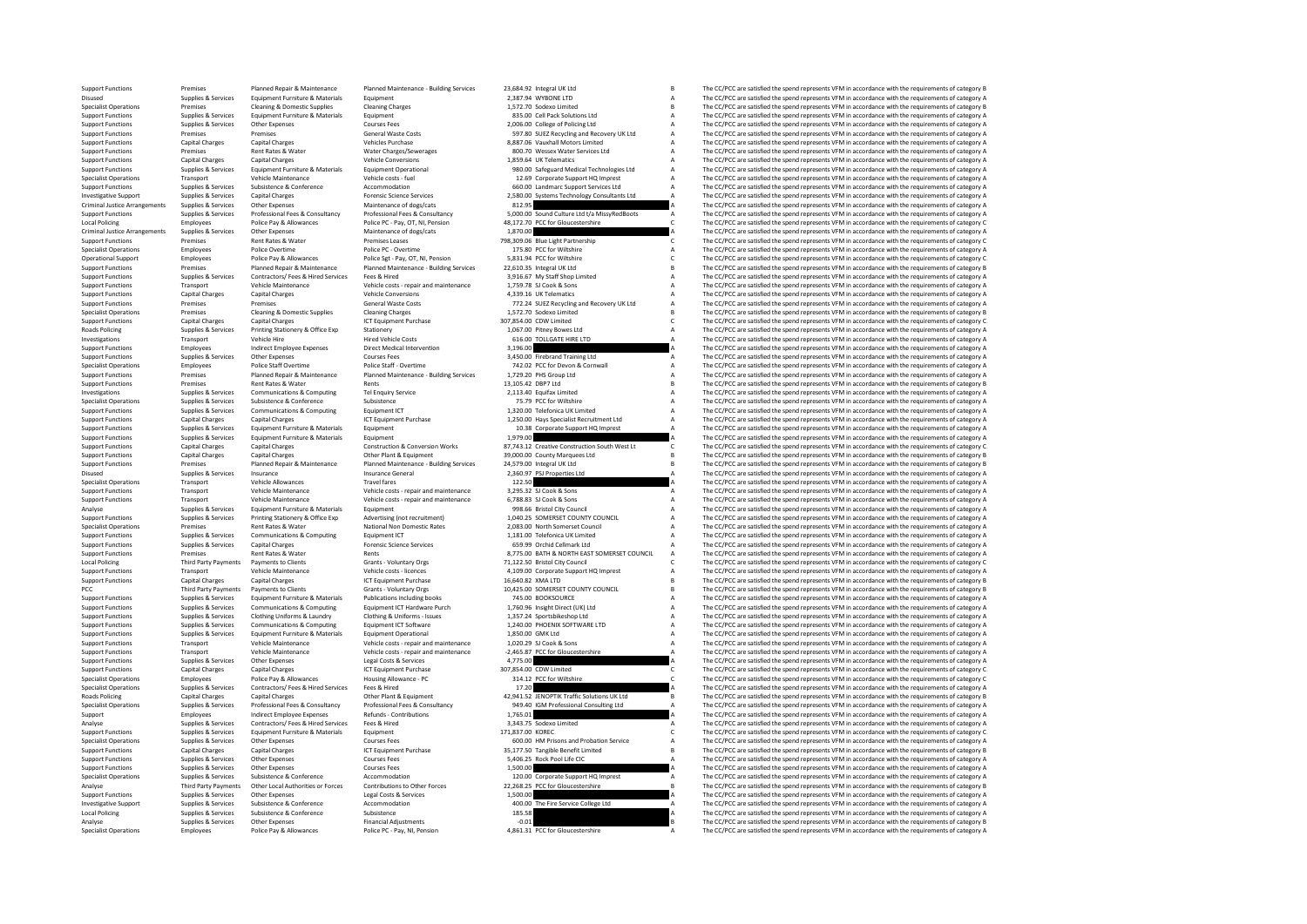| | | | | | | | |
|---|---|---|---|---|---|---|---|
| Support Functions | Premises | Planned Repair & Maintenance | Planned Maintenance - Building Services | 23,684.92 | Integral UK Ltd | B | The CC/PCC are satisfied the spend represents VFM in accordance with the requirements of category B |
| Disused | Supplies & Services | Equipment Furniture & Materials | Equipment | 2,387.94 | WYBONE LTD | A | The CC/PCC are satisfied the spend represents VFM in accordance with the requirements of category A |
| Specialist Operations | Premises | Cleaning & Domestic Supplies | Cleaning Charges | 1,572.70 | Sodexo Limited | B | The CC/PCC are satisfied the spend represents VFM in accordance with the requirements of category B |
| Support Functions | Supplies & Services | Equipment Furniture & Materials | Equipment | 835.00 | Cell Pack Solutions Ltd | A | The CC/PCC are satisfied the spend represents VFM in accordance with the requirements of category A |
| Support Functions | Supplies & Services | Other Expenses | Courses Fees | 2,006.00 | College of Policing Ltd | A | The CC/PCC are satisfied the spend represents VFM in accordance with the requirements of category A |
| Support Functions | Premises | Premises | General Waste Costs | 597.80 | SUEZ Recycling and Recovery UK Ltd | A | The CC/PCC are satisfied the spend represents VFM in accordance with the requirements of category A |
| Support Functions | Capital Charges | Capital Charges | Vehicles Purchase | 8,887.06 | Vauxhall Motors Limited | A | The CC/PCC are satisfied the spend represents VFM in accordance with the requirements of category A |
| Support Functions | Premises | Rent Rates & Water | Water Charges/Sewerages | 800.70 | Wessex Water Services Ltd | A | The CC/PCC are satisfied the spend represents VFM in accordance with the requirements of category A |
| Support Functions | Capital Charges | Capital Charges | Vehicle Conversions | 1,859.64 | UK Telematics | A | The CC/PCC are satisfied the spend represents VFM in accordance with the requirements of category A |
| Support Functions | Supplies & Services | Equipment Furniture & Materials | Equipment Operational | 980.00 | Safeguard Medical Technologies Ltd | A | The CC/PCC are satisfied the spend represents VFM in accordance with the requirements of category A |
| Specialist Operations | Transport | Vehicle Maintenance | Vehicle costs - fuel | 12.69 | Corporate Support HQ Imprest | A | The CC/PCC are satisfied the spend represents VFM in accordance with the requirements of category A |
| Support Functions | Supplies & Services | Subsistence & Conference | Accommodation | 660.00 | Landmarc Support Services Ltd | A | The CC/PCC are satisfied the spend represents VFM in accordance with the requirements of category A |
| Investigative Support | Supplies & Services | Capital Charges | Forensic Science Services | 2,580.00 | Systems Technology Consultants Ltd | A | The CC/PCC are satisfied the spend represents VFM in accordance with the requirements of category A |
| Criminal Justice Arrangements | Supplies & Services | Other Expenses | Maintenance of dogs/cats | 812.95 | | A | The CC/PCC are satisfied the spend represents VFM in accordance with the requirements of category A |
| Support Functions | Supplies & Services | Professional Fees & Consultancy | Professional Fees & Consultancy | 5,000.00 | Sound Culture Ltd t/a MissyRedBoots | A | The CC/PCC are satisfied the spend represents VFM in accordance with the requirements of category A |
| Local Policing | Employees | Police Pay & Allowances | Police PC - Pay, OT, NI, Pension | 48,172.70 | PCC for Gloucestershire | C | The CC/PCC are satisfied the spend represents VFM in accordance with the requirements of category C |
| Criminal Justice Arrangements | Supplies & Services | Other Expenses | Maintenance of dogs/cats | 1,870.00 | | A | The CC/PCC are satisfied the spend represents VFM in accordance with the requirements of category A |
| Support Functions | Premises | Rent Rates & Water | Premises Leases | 798,309.06 | Blue Light Partnership | C | The CC/PCC are satisfied the spend represents VFM in accordance with the requirements of category C |
| Specialist Operations | Employees | Police Overtime | Police PC - Overtime | 175.80 | PCC for Wiltshire | A | The CC/PCC are satisfied the spend represents VFM in accordance with the requirements of category A |
| Operational Support | Employees | Police Pay & Allowances | Police Sgt - Pay, OT, NI, Pension | 5,831.94 | PCC for Wiltshire | C | The CC/PCC are satisfied the spend represents VFM in accordance with the requirements of category C |
| Support Functions | Premises | Planned Repair & Maintenance | Planned Maintenance - Building Services | 22,610.35 | Integral UK Ltd | B | The CC/PCC are satisfied the spend represents VFM in accordance with the requirements of category B |
| Support Functions | Supplies & Services | Contractors/ Fees & Hired Services | Fees & Hired | 3,916.67 | My Staff Shop Limited | A | The CC/PCC are satisfied the spend represents VFM in accordance with the requirements of category A |
| Support Functions | Transport | Vehicle Maintenance | Vehicle costs - repair and maintenance | 1,759.78 | SJ Cook & Sons | A | The CC/PCC are satisfied the spend represents VFM in accordance with the requirements of category A |
| Support Functions | Capital Charges | Capital Charges | Vehicle Conversions | 4,339.16 | UK Telematics | A | The CC/PCC are satisfied the spend represents VFM in accordance with the requirements of category A |
| Support Functions | Premises | Premises | General Waste Costs | 772.24 | SUEZ Recycling and Recovery UK Ltd | A | The CC/PCC are satisfied the spend represents VFM in accordance with the requirements of category A |
| Specialist Operations | Premises | Cleaning & Domestic Supplies | Cleaning Charges | 1,572.70 | Sodexo Limited | B | The CC/PCC are satisfied the spend represents VFM in accordance with the requirements of category B |
| Support Functions | Capital Charges | Capital Charges | ICT Equipment Purchase | 307,854.00 | CDW Limited | C | The CC/PCC are satisfied the spend represents VFM in accordance with the requirements of category C |
| Roads Policing | Supplies & Services | Printing Stationery & Office Exp | Stationery | 1,067.00 | Pitney Bowes Ltd | A | The CC/PCC are satisfied the spend represents VFM in accordance with the requirements of category A |
| Investigations | Transport | Vehicle Hire | Hired Vehicle Costs | 616.00 | TOLLGATE HIRE LTD | A | The CC/PCC are satisfied the spend represents VFM in accordance with the requirements of category A |
| Support Functions | Employees | Indirect Employee Expenses | Direct Medical Intervention | 3,196.00 | | A | The CC/PCC are satisfied the spend represents VFM in accordance with the requirements of category A |
| Support Functions | Supplies & Services | Other Expenses | Courses Fees | 3,450.00 | Firebrand Training Ltd | A | The CC/PCC are satisfied the spend represents VFM in accordance with the requirements of category A |
| Specialist Operations | Employees | Police Staff Overtime | Police Staff - Overtime | 742.02 | PCC for Devon & Cornwall | A | The CC/PCC are satisfied the spend represents VFM in accordance with the requirements of category A |
| Support Functions | Premises | Planned Repair & Maintenance | Planned Maintenance - Building Services | 1,729.20 | PHS Group Ltd | A | The CC/PCC are satisfied the spend represents VFM in accordance with the requirements of category A |
| Support Functions | Premises | Rent Rates & Water | Rents | 13,105.42 | DBP7 Ltd | B | The CC/PCC are satisfied the spend represents VFM in accordance with the requirements of category B |
| Investigations | Supplies & Services | Communications & Computing | Tel Enquiry Service | 2,113.40 | Equifax Limited | A | The CC/PCC are satisfied the spend represents VFM in accordance with the requirements of category A |
| Specialist Operations | Supplies & Services | Subsistence & Conference | Subsistence | 75.79 | PCC for Wiltshire | A | The CC/PCC are satisfied the spend represents VFM in accordance with the requirements of category A |
| Support Functions | Supplies & Services | Communications & Computing | Equipment ICT | 1,320.00 | Telefonica UK Limited | A | The CC/PCC are satisfied the spend represents VFM in accordance with the requirements of category A |
| Support Functions | Capital Charges | Capital Charges | ICT Equipment Purchase | 1,250.00 | Hays Specialist Recruitment Ltd | A | The CC/PCC are satisfied the spend represents VFM in accordance with the requirements of category A |
| Support Functions | Supplies & Services | Equipment Furniture & Materials | Equipment | 10.38 | Corporate Support HQ Imprest | A | The CC/PCC are satisfied the spend represents VFM in accordance with the requirements of category A |
| Support Functions | Supplies & Services | Equipment Furniture & Materials | Equipment | 1,979.00 | | A | The CC/PCC are satisfied the spend represents VFM in accordance with the requirements of category A |
| Support Functions | Capital Charges | Capital Charges | Construction & Conversion Works | 87,743.12 | Creative Construction South West Lt | C | The CC/PCC are satisfied the spend represents VFM in accordance with the requirements of category C |
| Support Functions | Capital Charges | Capital Charges | Other Plant & Equipment | 39,000.00 | County Marquees Ltd | B | The CC/PCC are satisfied the spend represents VFM in accordance with the requirements of category B |
| Support Functions | Premises | Planned Repair & Maintenance | Planned Maintenance - Building Services | 24,579.00 | Integral UK Ltd | B | The CC/PCC are satisfied the spend represents VFM in accordance with the requirements of category B |
| Disused | Supplies & Services | Insurance | Insurance General | 2,360.97 | PSJ Properties Ltd | A | The CC/PCC are satisfied the spend represents VFM in accordance with the requirements of category A |
| Specialist Operations | Transport | Vehicle Allowances | Travel fares | 122.50 | | A | The CC/PCC are satisfied the spend represents VFM in accordance with the requirements of category A |
| Support Functions | Transport | Vehicle Maintenance | Vehicle costs - repair and maintenance | 3,295.32 | SJ Cook & Sons | A | The CC/PCC are satisfied the spend represents VFM in accordance with the requirements of category A |
| Support Functions | Transport | Vehicle Maintenance | Vehicle costs - repair and maintenance | 6,788.83 | SJ Cook & Sons | A | The CC/PCC are satisfied the spend represents VFM in accordance with the requirements of category A |
| Analyse | Supplies & Services | Equipment Furniture & Materials | Equipment | 998.66 | Bristol City Council | A | The CC/PCC are satisfied the spend represents VFM in accordance with the requirements of category A |
| Support Functions | Supplies & Services | Printing Stationery & Office Exp | Advertising (not recruitment) | 1,040.25 | SOMERSET COUNTY COUNCIL | A | The CC/PCC are satisfied the spend represents VFM in accordance with the requirements of category A |
| Specialist Operations | Premises | Rent Rates & Water | National Non Domestic Rates | 2,083.00 | North Somerset Council | A | The CC/PCC are satisfied the spend represents VFM in accordance with the requirements of category A |
| Support Functions | Supplies & Services | Communications & Computing | Equipment ICT | 1,181.00 | Telefonica UK Limited | A | The CC/PCC are satisfied the spend represents VFM in accordance with the requirements of category A |
| Support Functions | Supplies & Services | Capital Charges | Forensic Science Services | 659.99 | Orchid Cellmark Ltd | A | The CC/PCC are satisfied the spend represents VFM in accordance with the requirements of category A |
| Support Functions | Premises | Rent Rates & Water | Rents | 8,775.00 | BATH & NORTH EAST SOMERSET COUNCIL | A | The CC/PCC are satisfied the spend represents VFM in accordance with the requirements of category A |
| Local Policing | Third Party Payments | Payments to Clients | Grants - Voluntary Orgs | 71,122.50 | Bristol City Council | C | The CC/PCC are satisfied the spend represents VFM in accordance with the requirements of category C |
| Support Functions | Transport | Vehicle Maintenance | Vehicle costs - licences | 4,109.00 | Corporate Support HQ Imprest | A | The CC/PCC are satisfied the spend represents VFM in accordance with the requirements of category A |
| Support Functions | Capital Charges | Capital Charges | ICT Equipment Purchase | 16,640.82 | XMA LTD | B | The CC/PCC are satisfied the spend represents VFM in accordance with the requirements of category B |
| PCC | Third Party Payments | Payments to Clients | Grants - Voluntary Orgs | 10,425.00 | SOMERSET COUNTY COUNCIL | B | The CC/PCC are satisfied the spend represents VFM in accordance with the requirements of category B |
| Support Functions | Supplies & Services | Equipment Furniture & Materials | Publications including books | 745.00 | BOOKSOURCE | A | The CC/PCC are satisfied the spend represents VFM in accordance with the requirements of category A |
| Support Functions | Supplies & Services | Communications & Computing | Equipment ICT Hardware Purch | 1,760.96 | Insight Direct (UK) Ltd | A | The CC/PCC are satisfied the spend represents VFM in accordance with the requirements of category A |
| Support Functions | Supplies & Services | Clothing Uniforms & Laundry | Clothing & Uniforms - Issues | 1,357.24 | Sportsbikeshop Ltd | A | The CC/PCC are satisfied the spend represents VFM in accordance with the requirements of category A |
| Support Functions | Supplies & Services | Communications & Computing | Equipment ICT Software | 1,240.00 | PHOENIX SOFTWARE LTD | A | The CC/PCC are satisfied the spend represents VFM in accordance with the requirements of category A |
| Support Functions | Supplies & Services | Equipment Furniture & Materials | Equipment Operational | 1,850.00 | GMK Ltd | A | The CC/PCC are satisfied the spend represents VFM in accordance with the requirements of category A |
| Support Functions | Transport | Vehicle Maintenance | Vehicle costs - repair and maintenance | 1,020.29 | SJ Cook & Sons | A | The CC/PCC are satisfied the spend represents VFM in accordance with the requirements of category A |
| Support Functions | Transport | Vehicle Maintenance | Vehicle costs - repair and maintenance | -2,465.87 | PCC for Gloucestershire | A | The CC/PCC are satisfied the spend represents VFM in accordance with the requirements of category A |
| Support Functions | Supplies & Services | Other Expenses | Legal Costs & Services | 4,775.00 | | A | The CC/PCC are satisfied the spend represents VFM in accordance with the requirements of category A |
| Support Functions | Capital Charges | Capital Charges | ICT Equipment Purchase | 307,854.00 | CDW Limited | C | The CC/PCC are satisfied the spend represents VFM in accordance with the requirements of category C |
| Specialist Operations | Employees | Police Pay & Allowances | Housing Allowance - PC | 314.12 | PCC for Wiltshire | C | The CC/PCC are satisfied the spend represents VFM in accordance with the requirements of category C |
| Specialist Operations | Supplies & Services | Contractors/ Fees & Hired Services | Fees & Hired | 17.20 | | A | The CC/PCC are satisfied the spend represents VFM in accordance with the requirements of category A |
| Roads Policing | Capital Charges | Capital Charges | Other Plant & Equipment | 42,941.52 | JENOPTIK Traffic Solutions UK Ltd | B | The CC/PCC are satisfied the spend represents VFM in accordance with the requirements of category B |
| Specialist Operations | Supplies & Services | Professional Fees & Consultancy | Professional Fees & Consultancy | 949.40 | IGM Professional Consulting Ltd | A | The CC/PCC are satisfied the spend represents VFM in accordance with the requirements of category A |
| Support | Employees | Indirect Employee Expenses | Refunds - Contributions | 1,765.01 | | A | The CC/PCC are satisfied the spend represents VFM in accordance with the requirements of category A |
| Analyse | Supplies & Services | Contractors/ Fees & Hired Services | Fees & Hired | 3,343.75 | Sodexo Limited | A | The CC/PCC are satisfied the spend represents VFM in accordance with the requirements of category A |
| Support Functions | Supplies & Services | Equipment Furniture & Materials | Equipment | 171,837.00 | KOREC | C | The CC/PCC are satisfied the spend represents VFM in accordance with the requirements of category C |
| Specialist Operations | Supplies & Services | Other Expenses | Courses Fees | 600.00 | HM Prisons and Probation Service | A | The CC/PCC are satisfied the spend represents VFM in accordance with the requirements of category A |
| Support Functions | Capital Charges | Capital Charges | ICT Equipment Purchase | 35,177.50 | Tangible Benefit Limited | B | The CC/PCC are satisfied the spend represents VFM in accordance with the requirements of category B |
| Support Functions | Supplies & Services | Other Expenses | Courses Fees | 5,406.25 | Rock Pool Life CIC | A | The CC/PCC are satisfied the spend represents VFM in accordance with the requirements of category A |
| Support Functions | Supplies & Services | Other Expenses | Courses Fees | 1,500.00 | | A | The CC/PCC are satisfied the spend represents VFM in accordance with the requirements of category A |
| Specialist Operations | Supplies & Services | Subsistence & Conference | Accommodation | 120.00 | Corporate Support HQ Imprest | A | The CC/PCC are satisfied the spend represents VFM in accordance with the requirements of category A |
| Analyse | Third Party Payments | Other Local Authorities or Forces | Contributions to Other Forces | 22,268.25 | PCC for Gloucestershire | B | The CC/PCC are satisfied the spend represents VFM in accordance with the requirements of category B |
| Support Functions | Supplies & Services | Other Expenses | Legal Costs & Services | 1,500.00 | | A | The CC/PCC are satisfied the spend represents VFM in accordance with the requirements of category A |
| Investigative Support | Supplies & Services | Subsistence & Conference | Accommodation | 400.00 | The Fire Service College Ltd | A | The CC/PCC are satisfied the spend represents VFM in accordance with the requirements of category A |
| Local Policing | Supplies & Services | Subsistence & Conference | Subsistence | 185.58 | | A | The CC/PCC are satisfied the spend represents VFM in accordance with the requirements of category A |
| Analyse | Supplies & Services | Other Expenses | Financial Adjustments | -0.01 | | B | The CC/PCC are satisfied the spend represents VFM in accordance with the requirements of category B |
| Specialist Operations | Employees | Police Pay & Allowances | Police PC - Pay, NI, Pension | 4,861.31 | PCC for Gloucestershire | A | The CC/PCC are satisfied the spend represents VFM in accordance with the requirements of category A |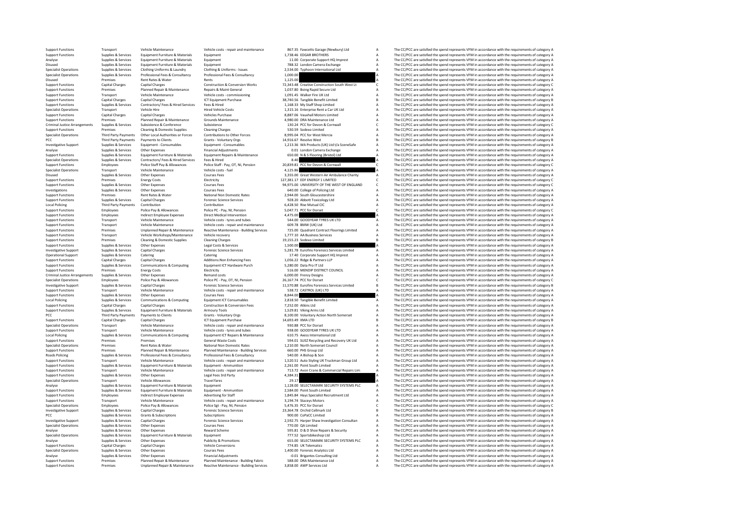| | | | | | | | |
|---|---|---|---|---|---|---|---|
| Support Functions | Transport | Vehicle Maintenance | Vehicle costs - repair and maintenance | 867.35 | Fawcetts Garage (Newbury) Ltd | A | The CC/PCC are satisfied the spend represents VFM in accordance with the requirements of category A |
| Support Functions | Supplies & Services | Equipment Furniture & Materials | Equipment | 1,738.46 | EDGAR BROTHERS | A | The CC/PCC are satisfied the spend represents VFM in accordance with the requirements of category A |
| Analyse | Supplies & Services | Equipment Furniture & Materials | Equipment | 11.00 | Corporate Support HQ Imprest | A | The CC/PCC are satisfied the spend represents VFM in accordance with the requirements of category A |
| Disused | Supplies & Services | Equipment Furniture & Materials | Equipment | 788.32 | London Camera Exchange | A | The CC/PCC are satisfied the spend represents VFM in accordance with the requirements of category A |
| Specialist Operations | Supplies & Services | Clothing Uniforms & Laundry | Clothing & Uniforms - Issues | 2,534.00 | Typhoon International Ltd | A | The CC/PCC are satisfied the spend represents VFM in accordance with the requirements of category A |
| Specialist Operations | Supplies & Services | Professional Fees & Consultancy | Professional Fees & Consultancy | 1,000.00 | | A | The CC/PCC are satisfied the spend represents VFM in accordance with the requirements of category A |
| Disused | Premises | Rent Rates & Water | Rents | 1,125.00 | | A | The CC/PCC are satisfied the spend represents VFM in accordance with the requirements of category A |
| Support Functions | Capital Charges | Capital Charges | Construction & Conversion Works | 72,343.48 | Creative Construction South West Lt | C | The CC/PCC are satisfied the spend represents VFM in accordance with the requirements of category C |
| Support Functions | Premises | Planned Repair & Maintenance | Repairs & Maint General | 1,037.80 | Boing Rapid Secure Ltd | A | The CC/PCC are satisfied the spend represents VFM in accordance with the requirements of category A |
| Support Functions | Transport | Vehicle Maintenance | Vehicle costs - commissioning | 1,091.45 | Walker Fire UK Ltd | A | The CC/PCC are satisfied the spend represents VFM in accordance with the requirements of category A |
| Support Functions | Capital Charges | Capital Charges | ICT Equipment Purchase | 38,740.56 | Tangible Benefit Limited | B | The CC/PCC are satisfied the spend represents VFM in accordance with the requirements of category B |
| Support Functions | Supplies & Services | Contractors/ Fees & Hired Services | Fees & Hired | 1,168.33 | My Staff Shop Limited | A | The CC/PCC are satisfied the spend represents VFM in accordance with the requirements of category A |
| Specialist Operations | Transport | Vehicle Hire | Hired Vehicle Costs | 1,315.16 | Enterprise Rent a Car UK Ltd | A | The CC/PCC are satisfied the spend represents VFM in accordance with the requirements of category A |
| Support Functions | Capital Charges | Capital Charges | Vehicles Purchase | 8,887.06 | Vauxhall Motors Limited | A | The CC/PCC are satisfied the spend represents VFM in accordance with the requirements of category A |
| Support Functions | Premises | Planned Repair & Maintenance | Grounds Maintenance | 4,980.00 | DRA Maintenance Ltd | A | The CC/PCC are satisfied the spend represents VFM in accordance with the requirements of category A |
| Criminal Justice Arrangements | Supplies & Services | Subsistence & Conference | Subsistence | 130.24 | PCC for Devon & Cornwall | C | The CC/PCC are satisfied the spend represents VFM in accordance with the requirements of category C |
| Support Functions | Premises | Cleaning & Domestic Supplies | Cleaning Charges | 530.59 | Sodexo Limited | A | The CC/PCC are satisfied the spend represents VFM in accordance with the requirements of category A |
| Specialist Operations | Third Party Payments | Other Local Authorities or Forces | Contributions to Other Forces | 8,995.04 | PCC for West Mercia | A | The CC/PCC are satisfied the spend represents VFM in accordance with the requirements of category A |
| PCC | Third Party Payments | Payments to Clients | Grants - Voluntary Orgs | 14,916.67 | Resolve West | B | The CC/PCC are satisfied the spend represents VFM in accordance with the requirements of category B |
| Investigative Support | Supplies & Services | Equipment - Consumables | Equipment - Consumables | 1,213.36 | WA Products (UK) Ltd t/a SceneSafe | A | The CC/PCC are satisfied the spend represents VFM in accordance with the requirements of category A |
| Analyse | Supplies & Services | Other Expenses | Financial Adjustments | 0.01 | London Camera Exchange | A | The CC/PCC are satisfied the spend represents VFM in accordance with the requirements of category A |
| Support Functions | Supplies & Services | Equipment Furniture & Materials | Equipment Repairs & Maintenance | 650.00 | N & S Flooring (Bristol) Ltd | A | The CC/PCC are satisfied the spend represents VFM in accordance with the requirements of category A |
| Specialist Operations | Supplies & Services | Contractors/ Fees & Hired Services | Fees & Hired | 8.40 | | A | The CC/PCC are satisfied the spend represents VFM in accordance with the requirements of category A |
| Support Functions | Employees | Police Staff Pay & Allowances | Police Staff - Pay, OT, NI, Pension | 20,839.81 | PCC for Devon & Cornwall | C | The CC/PCC are satisfied the spend represents VFM in accordance with the requirements of category C |
| Specialist Operations | Transport | Vehicle Maintenance | Vehicle costs - fuel | 4,125.86 | | A | The CC/PCC are satisfied the spend represents VFM in accordance with the requirements of category A |
| Disused | Supplies & Services | Other Expenses | Courses Fees | 3,355.00 | Great Western Air Ambulance Charity | A | The CC/PCC are satisfied the spend represents VFM in accordance with the requirements of category A |
| Support Functions | Premises | Energy Costs | Electricity | 127,381.17 | EDF ENERGY 1 LIMITED | C | The CC/PCC are satisfied the spend represents VFM in accordance with the requirements of category C |
| Support Functions | Supplies & Services | Other Expenses | Courses Fees | 94,975.00 | UNIVERSITY OF THE WEST OF ENGLAND | C | The CC/PCC are satisfied the spend represents VFM in accordance with the requirements of category C |
| Investigations | Supplies & Services | Other Expenses | Courses Fees | 640.00 | College of Policing Ltd | A | The CC/PCC are satisfied the spend represents VFM in accordance with the requirements of category A |
| Support Functions | Premises | Rent Rates & Water | National Non Domestic Rates | 2,944.00 | South Gloucestershire | A | The CC/PCC are satisfied the spend represents VFM in accordance with the requirements of category A |
| Support Functions | Supplies & Services | Capital Charges | Forensic Science Services | 928.20 | Abbott Toxicology Ltd | A | The CC/PCC are satisfied the spend represents VFM in accordance with the requirements of category A |
| Local Policing | Third Party Payments | Contribution | Contribution | 6,428.50 | Rise Mutual CIC | A | The CC/PCC are satisfied the spend represents VFM in accordance with the requirements of category A |
| Support Functions | Employees | Police Pay & Allowances | Police PC - Pay, OT, NI, Pension | 5,047.71 | PCC for Dorset | C | The CC/PCC are satisfied the spend represents VFM in accordance with the requirements of category C |
| Support Functions | Employees | Indirect Employee Expenses | Direct Medical Intervention | 4,475.00 | | A | The CC/PCC are satisfied the spend represents VFM in accordance with the requirements of category A |
| Support Functions | Transport | Vehicle Maintenance | Vehicle costs - tyres and tubes | 544.00 | GOODYEAR TYRES UK LTD | A | The CC/PCC are satisfied the spend represents VFM in accordance with the requirements of category A |
| Support Functions | Transport | Vehicle Maintenance | Vehicle costs - repair and maintenance | 609.78 | BMW (UK) Ltd | A | The CC/PCC are satisfied the spend represents VFM in accordance with the requirements of category A |
| Support Functions | Premises | Unplanned Repair & Maintenance | Reactive Maintenance - Building Services | 725.00 | Quadrant Contract Floorings Limited | A | The CC/PCC are satisfied the spend represents VFM in accordance with the requirements of category A |
| Support Functions | Transport | Vehicle Workshops/Maintenance | Vehicle recovery | 1,777.10 | AA Business Services | A | The CC/PCC are satisfied the spend represents VFM in accordance with the requirements of category A |
| Support Functions | Premises | Cleaning & Domestic Supplies | Cleaning Charges | 19,155.23 | Sodexo Limited | B | The CC/PCC are satisfied the spend represents VFM in accordance with the requirements of category B |
| Support Functions | Supplies & Services | Other Expenses | Legal Costs & Services | 1,500.00 | | A | The CC/PCC are satisfied the spend represents VFM in accordance with the requirements of category A |
| Investigative Support | Supplies & Services | Capital Charges | Forensic Science Services | 5,281.78 | Eurofins Forensics Services Limited | A | The CC/PCC are satisfied the spend represents VFM in accordance with the requirements of category A |
| Operational Support | Supplies & Services | Catering | Catering | 17.40 | Corporate Support HQ Imprest | A | The CC/PCC are satisfied the spend represents VFM in accordance with the requirements of category A |
| Support Functions | Capital Charges | Capital Charges | Additions:Non Enhancing Fees | 1,056.22 | Ridge & Partners LLP | A | The CC/PCC are satisfied the spend represents VFM in accordance with the requirements of category A |
| Support Functions | Supplies & Services | Communications & Computing | Equipment ICT Hardware Purch | 5,280.00 | Data Pro IT Ltd | A | The CC/PCC are satisfied the spend represents VFM in accordance with the requirements of category A |
| Support Functions | Premises | Energy Costs | Electricity | 516.00 | MENDIP DISTRICT COUNCIL | A | The CC/PCC are satisfied the spend represents VFM in accordance with the requirements of category A |
| Criminal Justice Arrangements | Supplies & Services | Other Expenses | Remand costs | 6,000.00 | Frenzy Designs | A | The CC/PCC are satisfied the spend represents VFM in accordance with the requirements of category A |
| Specialist Operations | Employees | Police Pay & Allowances | Police PC - Pay, OT, NI, Pension | 26,167.74 | PCC for Dorset | C | The CC/PCC are satisfied the spend represents VFM in accordance with the requirements of category C |
| Investigative Support | Supplies & Services | Capital Charges | Forensic Science Services | 11,570.88 | Eurofins Forensics Services Limited | B | The CC/PCC are satisfied the spend represents VFM in accordance with the requirements of category B |
| Support Functions | Transport | Vehicle Maintenance | Vehicle costs - repair and maintenance | 538.72 | CASTROL (UK) LTD | A | The CC/PCC are satisfied the spend represents VFM in accordance with the requirements of category A |
| Support Functions | Supplies & Services | Other Expenses | Courses Fees | 8,844.00 | | A | The CC/PCC are satisfied the spend represents VFM in accordance with the requirements of category A |
| Local Policing | Supplies & Services | Communications & Computing | Equipment ICT Consumables | 2,818.50 | Tangible Benefit Limited | A | The CC/PCC are satisfied the spend represents VFM in accordance with the requirements of category A |
| Support Functions | Capital Charges | Capital Charges | Construction & Conversion Fees | 7,252.00 | Atkins Ltd | A | The CC/PCC are satisfied the spend represents VFM in accordance with the requirements of category A |
| Support Functions | Supplies & Services | Equipment Furniture & Materials | Armoury Tools | 1,529.81 | Viking Arms Ltd | A | The CC/PCC are satisfied the spend represents VFM in accordance with the requirements of category A |
| PCC | Third Party Payments | Payments to Clients | Grants - Voluntary Orgs | 8,100.00 | Voluntary Action North Somerset | A | The CC/PCC are satisfied the spend represents VFM in accordance with the requirements of category A |
| Support Functions | Capital Charges | Capital Charges | ICT Equipment Purchase | 14,693.49 | XMA LTD | B | The CC/PCC are satisfied the spend represents VFM in accordance with the requirements of category B |
| Specialist Operations | Transport | Vehicle Maintenance | Vehicle costs - repair and maintenance | 930.88 | PCC for Dorset | A | The CC/PCC are satisfied the spend represents VFM in accordance with the requirements of category A |
| Support Functions | Transport | Vehicle Maintenance | Vehicle costs - tyres and tubes | 938.00 | GOODYEAR TYRES UK LTD | A | The CC/PCC are satisfied the spend represents VFM in accordance with the requirements of category A |
| Local Policing | Supplies & Services | Communications & Computing | Equipment ICT Repairs & Maintenance | 610.75 | Axess International Ltd | A | The CC/PCC are satisfied the spend represents VFM in accordance with the requirements of category A |
| Support Functions | Premises | Premises | General Waste Costs | 594.01 | SUEZ Recycling and Recovery UK Ltd | A | The CC/PCC are satisfied the spend represents VFM in accordance with the requirements of category A |
| Specialist Operations | Premises | Rent Rates & Water | National Non Domestic Rates | 1,210.00 | North Somerset Council | A | The CC/PCC are satisfied the spend represents VFM in accordance with the requirements of category A |
| Support Functions | Premises | Planned Repair & Maintenance | Planned Maintenance - Building Services | 660.00 | PHS Group Ltd | A | The CC/PCC are satisfied the spend represents VFM in accordance with the requirements of category A |
| Roads Policing | Supplies & Services | Professional Fees & Consultancy | Professional Fees & Consultancy | 540.00 | A Bishop & Son | A | The CC/PCC are satisfied the spend represents VFM in accordance with the requirements of category A |
| Support Functions | Transport | Vehicle Maintenance | Vehicle costs - repair and maintenance | 1,520.51 | Auto Styling UK Truckman Group Ltd | A | The CC/PCC are satisfied the spend represents VFM in accordance with the requirements of category A |
| Support Functions | Supplies & Services | Equipment Furniture & Materials | Equipment - Ammunition | 2,261.00 | Point South Limited | A | The CC/PCC are satisfied the spend represents VFM in accordance with the requirements of category A |
| Support Functions | Transport | Vehicle Maintenance | Vehicle costs - repair and maintenance | 713.72 | Avon Crane & Commercial Repairs Lim | A | The CC/PCC are satisfied the spend represents VFM in accordance with the requirements of category A |
| Support Functions | Supplies & Services | Other Expenses | Legal Fees 3rd Party | 4,384.31 | | A | The CC/PCC are satisfied the spend represents VFM in accordance with the requirements of category A |
| Specialist Operations | Transport | Vehicle Allowances | Travel fares | 29.17 | | A | The CC/PCC are satisfied the spend represents VFM in accordance with the requirements of category A |
| Analyse | Supplies & Services | Equipment Furniture & Materials | Equipment | 1,128.00 | SELECTAMARK SECURITY SYSTEMS PLC | A | The CC/PCC are satisfied the spend represents VFM in accordance with the requirements of category A |
| Support Functions | Supplies & Services | Equipment Furniture & Materials | Equipment - Ammunition | 2,584.00 | Point South Limited | A | The CC/PCC are satisfied the spend represents VFM in accordance with the requirements of category A |
| Support Functions | Employees | Indirect Employee Expenses | Advertising for Staff | 1,845.84 | Hays Specialist Recruitment Ltd | A | The CC/PCC are satisfied the spend represents VFM in accordance with the requirements of category A |
| Support Functions | Transport | Vehicle Maintenance | Vehicle costs - repair and maintenance | 3,194.74 | Staceys Motors | A | The CC/PCC are satisfied the spend represents VFM in accordance with the requirements of category A |
| Specialist Operations | Employees | Police Pay & Allowances | Police Sgt - Pay, NI, Pension | 5,476.35 | PCC for Dorset | C | The CC/PCC are satisfied the spend represents VFM in accordance with the requirements of category C |
| Investigative Support | Supplies & Services | Capital Charges | Forensic Science Services | 23,364.78 | Orchid Cellmark Ltd | B | The CC/PCC are satisfied the spend represents VFM in accordance with the requirements of category B |
| PCC | Supplies & Services | Grants & Subscriptions | Subscriptions | 900.00 | CoPaCC Limited | A | The CC/PCC are satisfied the spend represents VFM in accordance with the requirements of category A |
| Investigative Support | Supplies & Services | Capital Charges | Forensic Science Services | 2,592.75 | Harper Shaw Investigation Consultan | A | The CC/PCC are satisfied the spend represents VFM in accordance with the requirements of category A |
| Specialist Operations | Supplies & Services | Other Expenses | Courses Fees | 770.00 | QA Limited | A | The CC/PCC are satisfied the spend represents VFM in accordance with the requirements of category A |
| Analyse | Supplies & Services | Other Expenses | Reward Scheme | 595.81 | D & D Shoe Repairs & Security | A | The CC/PCC are satisfied the spend represents VFM in accordance with the requirements of category A |
| Specialist Operations | Supplies & Services | Equipment Furniture & Materials | Equipment | 777.52 | Sportsbikeshop Ltd | A | The CC/PCC are satisfied the spend represents VFM in accordance with the requirements of category A |
| Analyse | Supplies & Services | Other Expenses | Publicity & Promotions | 655.00 | SELECTAMARK SECURITY SYSTEMS PLC | A | The CC/PCC are satisfied the spend represents VFM in accordance with the requirements of category A |
| Support Functions | Capital Charges | Capital Charges | Vehicle Conversions | 774.85 | UK Telematics | A | The CC/PCC are satisfied the spend represents VFM in accordance with the requirements of category A |
| Specialist Operations | Supplies & Services | Other Expenses | Courses Fees | 1,400.00 | Forensic Analytics Ltd | A | The CC/PCC are satisfied the spend represents VFM in accordance with the requirements of category A |
| Analyse | Supplies & Services | Other Expenses | Financial Adjustments | -0.01 | Brigantes Consulting Ltd | A | The CC/PCC are satisfied the spend represents VFM in accordance with the requirements of category A |
| Support Functions | Premises | Planned Repair & Maintenance | Planned Maintenance - Building Fabric | 588.00 | DRA Maintenance Ltd | A | The CC/PCC are satisfied the spend represents VFM in accordance with the requirements of category A |
| Support Functions | Premises | Unplanned Repair & Maintenance | Reactive Maintenance - Building Services | 3,858.00 | AWP Services Ltd | A | The CC/PCC are satisfied the spend represents VFM in accordance with the requirements of category A |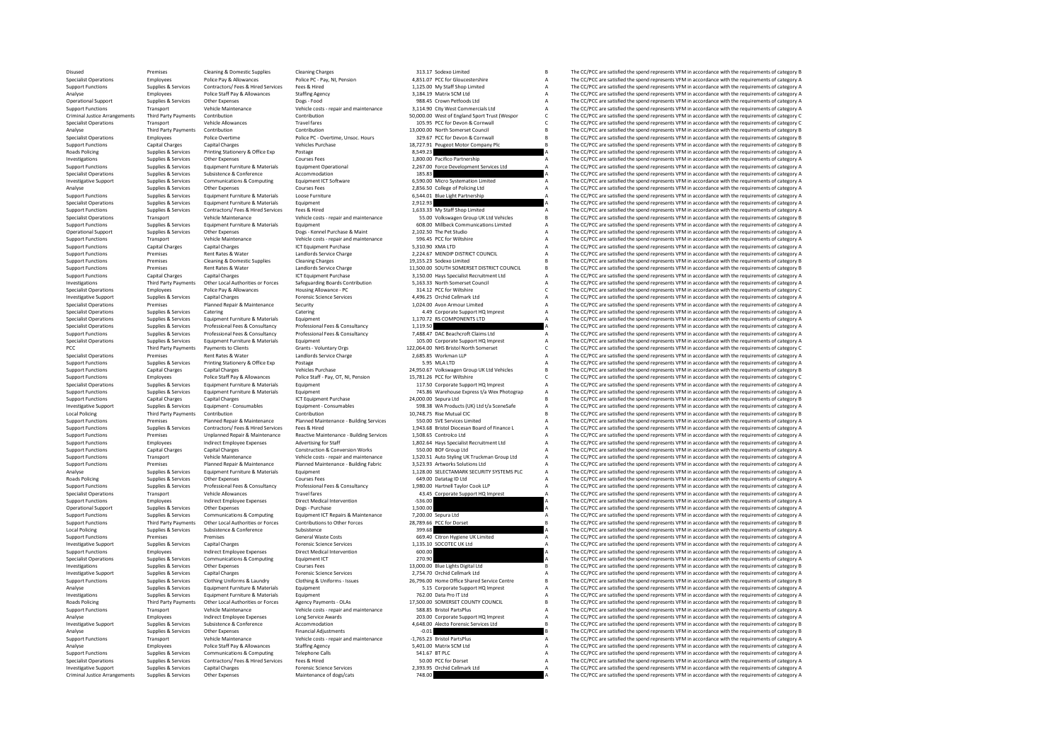| | | | | | | | |
|---|---|---|---|---|---|---|---|
| Disused | Premises | Cleaning & Domestic Supplies | Cleaning Charges | 313.17 | Sodexo Limited | B | The CC/PCC are satisfied the spend represents VFM in accordance with the requirements of category B |
| Specialist Operations | Employees | Police Pay & Allowances | Police PC - Pay, NI, Pension | 4,851.07 | PCC for Gloucestershire | A | The CC/PCC are satisfied the spend represents VFM in accordance with the requirements of category A |
| Support Functions | Supplies & Services | Contractors/ Fees & Hired Services | Fees & Hired | 1,125.00 | My Staff Shop Limited | A | The CC/PCC are satisfied the spend represents VFM in accordance with the requirements of category A |
| Analyse | Employees | Police Staff Pay & Allowances | Staffing Agency | 3,184.19 | Matrix SCM Ltd | A | The CC/PCC are satisfied the spend represents VFM in accordance with the requirements of category A |
| Operational Support | Supplies & Services | Other Expenses | Dogs - Food | 988.45 | Crown Petfoods Ltd | A | The CC/PCC are satisfied the spend represents VFM in accordance with the requirements of category A |
| Support Functions | Transport | Vehicle Maintenance | Vehicle costs - repair and maintenance | 3,114.90 | City West Commercials Ltd | A | The CC/PCC are satisfied the spend represents VFM in accordance with the requirements of category A |
| Criminal Justice Arrangements | Third Party Payments | Contribution | Contribution | 50,000.00 | West of England Sport Trust (Wespor | C | The CC/PCC are satisfied the spend represents VFM in accordance with the requirements of category C |
| Specialist Operations | Transport | Vehicle Allowances | Travel fares | 105.95 | PCC for Devon & Cornwall | C | The CC/PCC are satisfied the spend represents VFM in accordance with the requirements of category C |
| Analyse | Third Party Payments | Contribution | Contribution | 13,000.00 | North Somerset Council | B | The CC/PCC are satisfied the spend represents VFM in accordance with the requirements of category B |
| Specialist Operations | Employees | Police Overtime | Police PC - Overtime, Unsoc. Hours | 329.67 | PCC for Devon & Cornwall | B | The CC/PCC are satisfied the spend represents VFM in accordance with the requirements of category B |
| Support Functions | Capital Charges | Capital Charges | Vehicles Purchase | 18,727.91 | Peugeot Motor Company Plc | B | The CC/PCC are satisfied the spend represents VFM in accordance with the requirements of category B |
| Roads Policing | Supplies & Services | Printing Stationery & Office Exp | Postage | 8,549.23 | | A | The CC/PCC are satisfied the spend represents VFM in accordance with the requirements of category A |
| Investigations | Supplies & Services | Other Expenses | Courses Fees | 1,800.00 | Pacifico Partnership | A | The CC/PCC are satisfied the spend represents VFM in accordance with the requirements of category A |
| Support Functions | Supplies & Services | Equipment Furniture & Materials | Equipment Operational | 2,267.00 | Force Development Services Ltd | A | The CC/PCC are satisfied the spend represents VFM in accordance with the requirements of category A |
| Specialist Operations | Supplies & Services | Subsistence & Conference | Accommodation | 185.83 | | A | The CC/PCC are satisfied the spend represents VFM in accordance with the requirements of category A |
| Investigative Support | Supplies & Services | Communications & Computing | Equipment ICT Software | 6,590.00 | Micro Systemation Limited | A | The CC/PCC are satisfied the spend represents VFM in accordance with the requirements of category A |
| Analyse | Supplies & Services | Other Expenses | Courses Fees | 2,856.50 | College of Policing Ltd | A | The CC/PCC are satisfied the spend represents VFM in accordance with the requirements of category A |
| Support Functions | Supplies & Services | Equipment Furniture & Materials | Loose Furniture | 6,544.01 | Blue Light Partnership | A | The CC/PCC are satisfied the spend represents VFM in accordance with the requirements of category A |
| Specialist Operations | Supplies & Services | Equipment Furniture & Materials | Equipment | 2,912.93 | | A | The CC/PCC are satisfied the spend represents VFM in accordance with the requirements of category A |
| Support Functions | Supplies & Services | Contractors/ Fees & Hired Services | Fees & Hired | 1,633.33 | My Staff Shop Limited | A | The CC/PCC are satisfied the spend represents VFM in accordance with the requirements of category A |
| Specialist Operations | Transport | Vehicle Maintenance | Vehicle costs - repair and maintenance | 55.00 | Volkswagen Group UK Ltd Vehicles | B | The CC/PCC are satisfied the spend represents VFM in accordance with the requirements of category B |
| Support Functions | Supplies & Services | Equipment Furniture & Materials | Equipment | 608.00 | Millbeck Communications Limited | A | The CC/PCC are satisfied the spend represents VFM in accordance with the requirements of category A |
| Operational Support | Supplies & Services | Other Expenses | Dogs - Kennel Purchase & Maint | 2,102.50 | The Pet Studio | A | The CC/PCC are satisfied the spend represents VFM in accordance with the requirements of category A |
| Support Functions | Transport | Vehicle Maintenance | Vehicle costs - repair and maintenance | 596.45 | PCC for Wiltshire | A | The CC/PCC are satisfied the spend represents VFM in accordance with the requirements of category A |
| Support Functions | Capital Charges | Capital Charges | ICT Equipment Purchase | 5,310.90 | XMA LTD | A | The CC/PCC are satisfied the spend represents VFM in accordance with the requirements of category A |
| Support Functions | Premises | Rent Rates & Water | Landlords Service Charge | 2,224.67 | MENDIP DISTRICT COUNCIL | A | The CC/PCC are satisfied the spend represents VFM in accordance with the requirements of category A |
| Support Functions | Premises | Cleaning & Domestic Supplies | Cleaning Charges | 19,155.23 | Sodexo Limited | B | The CC/PCC are satisfied the spend represents VFM in accordance with the requirements of category B |
| Support Functions | Premises | Rent Rates & Water | Landlords Service Charge | 11,500.00 | SOUTH SOMERSET DISTRICT COUNCIL | B | The CC/PCC are satisfied the spend represents VFM in accordance with the requirements of category B |
| Support Functions | Capital Charges | Capital Charges | ICT Equipment Purchase | 3,150.00 | Hays Specialist Recruitment Ltd | A | The CC/PCC are satisfied the spend represents VFM in accordance with the requirements of category A |
| Investigations | Third Party Payments | Other Local Authorities or Forces | Safeguarding Boards Contribution | 5,163.33 | North Somerset Council | A | The CC/PCC are satisfied the spend represents VFM in accordance with the requirements of category A |
| Specialist Operations | Employees | Police Pay & Allowances | Housing Allowance - PC | 314.12 | PCC for Wiltshire | C | The CC/PCC are satisfied the spend represents VFM in accordance with the requirements of category C |
| Investigative Support | Supplies & Services | Capital Charges | Forensic Science Services | 4,496.25 | Orchid Cellmark Ltd | A | The CC/PCC are satisfied the spend represents VFM in accordance with the requirements of category A |
| Specialist Operations | Premises | Planned Repair & Maintenance | Security | 1,024.00 | Avon Armour Limited | A | The CC/PCC are satisfied the spend represents VFM in accordance with the requirements of category A |
| Specialist Operations | Supplies & Services | Catering | Catering | 4.49 | Corporate Support HQ Imprest | A | The CC/PCC are satisfied the spend represents VFM in accordance with the requirements of category A |
| Specialist Operations | Supplies & Services | Equipment Furniture & Materials | Equipment | 1,170.72 | RS COMPONENTS LTD | A | The CC/PCC are satisfied the spend represents VFM in accordance with the requirements of category A |
| Specialist Operations | Supplies & Services | Professional Fees & Consultancy | Professional Fees & Consultancy | 1,119.50 | | A | The CC/PCC are satisfied the spend represents VFM in accordance with the requirements of category A |
| Support Functions | Supplies & Services | Professional Fees & Consultancy | Professional Fees & Consultancy | 7,488.47 | DAC Beachcroft Claims Ltd | A | The CC/PCC are satisfied the spend represents VFM in accordance with the requirements of category A |
| Specialist Operations | Supplies & Services | Equipment Furniture & Materials | Equipment | 105.00 | Corporate Support HQ Imprest | A | The CC/PCC are satisfied the spend represents VFM in accordance with the requirements of category A |
| PCC | Third Party Payments | Payments to Clients | Grants - Voluntary Orgs | 122,064.00 | NHS Bristol North Somerset | C | The CC/PCC are satisfied the spend represents VFM in accordance with the requirements of category C |
| Specialist Operations | Premises | Rent Rates & Water | Landlords Service Charge | 2,685.85 | Workman LLP | A | The CC/PCC are satisfied the spend represents VFM in accordance with the requirements of category A |
| Support Functions | Supplies & Services | Printing Stationery & Office Exp | Postage | 5.95 | MLA LTD | A | The CC/PCC are satisfied the spend represents VFM in accordance with the requirements of category A |
| Support Functions | Capital Charges | Capital Charges | Vehicles Purchase | 24,950.67 | Volkswagen Group UK Ltd Vehicles | B | The CC/PCC are satisfied the spend represents VFM in accordance with the requirements of category B |
| Support Functions | Employees | Police Staff Pay & Allowances | Police Staff - Pay, OT, NI, Pension | 15,781.26 | PCC for Wiltshire | C | The CC/PCC are satisfied the spend represents VFM in accordance with the requirements of category C |
| Specialist Operations | Supplies & Services | Equipment Furniture & Materials | Equipment | 117.50 | Corporate Support HQ Imprest | A | The CC/PCC are satisfied the spend represents VFM in accordance with the requirements of category A |
| Support Functions | Supplies & Services | Equipment Furniture & Materials | Equipment | 745.86 | Warehouse Express t/a Wex Photograp | A | The CC/PCC are satisfied the spend represents VFM in accordance with the requirements of category A |
| Support Functions | Capital Charges | Capital Charges | ICT Equipment Purchase | 24,000.00 | Sepura Ltd | B | The CC/PCC are satisfied the spend represents VFM in accordance with the requirements of category B |
| Investigative Support | Supplies & Services | Equipment - Consumables | Equipment - Consumables | 598.38 | WA Products (UK) Ltd t/a SceneSafe | A | The CC/PCC are satisfied the spend represents VFM in accordance with the requirements of category A |
| Local Policing | Third Party Payments | Contribution | Contribution | 10,748.75 | Rise Mutual CIC | B | The CC/PCC are satisfied the spend represents VFM in accordance with the requirements of category B |
| Support Functions | Premises | Planned Repair & Maintenance | Planned Maintenance - Building Services | 550.00 | SVE Services Limited | A | The CC/PCC are satisfied the spend represents VFM in accordance with the requirements of category A |
| Support Functions | Supplies & Services | Contractors/ Fees & Hired Services | Fees & Hired | 1,943.68 | Bristol Diocesan Board of Finance L | A | The CC/PCC are satisfied the spend represents VFM in accordance with the requirements of category A |
| Support Functions | Premises | Unplanned Repair & Maintenance | Reactive Maintenance - Building Services | 1,508.65 | Controlco Ltd | A | The CC/PCC are satisfied the spend represents VFM in accordance with the requirements of category A |
| Support Functions | Employees | Indirect Employee Expenses | Advertising for Staff | 1,802.64 | Hays Specialist Recruitment Ltd | A | The CC/PCC are satisfied the spend represents VFM in accordance with the requirements of category A |
| Support Functions | Capital Charges | Capital Charges | Construction & Conversion Works | 550.00 | BOF Group Ltd | A | The CC/PCC are satisfied the spend represents VFM in accordance with the requirements of category A |
| Support Functions | Transport | Vehicle Maintenance | Vehicle costs - repair and maintenance | 1,520.51 | Auto Styling UK Truckman Group Ltd | A | The CC/PCC are satisfied the spend represents VFM in accordance with the requirements of category A |
| Support Functions | Premises | Planned Repair & Maintenance | Planned Maintenance - Building Fabric | 3,523.93 | Artworks Solutions Ltd | A | The CC/PCC are satisfied the spend represents VFM in accordance with the requirements of category A |
| Analyse | Supplies & Services | Equipment Furniture & Materials | Equipment | 1,128.00 | SELECTAMARK SECURITY SYSTEMS PLC | A | The CC/PCC are satisfied the spend represents VFM in accordance with the requirements of category A |
| Roads Policing | Supplies & Services | Other Expenses | Courses Fees | 649.00 | Datatag ID Ltd | A | The CC/PCC are satisfied the spend represents VFM in accordance with the requirements of category A |
| Support Functions | Supplies & Services | Professional Fees & Consultancy | Professional Fees & Consultancy | 1,980.00 | Hartnell Taylor Cook LLP | A | The CC/PCC are satisfied the spend represents VFM in accordance with the requirements of category A |
| Specialist Operations | Transport | Vehicle Allowances | Travel fares | 43.45 | Corporate Support HQ Imprest | A | The CC/PCC are satisfied the spend represents VFM in accordance with the requirements of category A |
| Support Functions | Employees | Indirect Employee Expenses | Direct Medical Intervention | -536.00 | | A | The CC/PCC are satisfied the spend represents VFM in accordance with the requirements of category A |
| Operational Support | Supplies & Services | Other Expenses | Dogs - Purchase | 1,500.00 | | A | The CC/PCC are satisfied the spend represents VFM in accordance with the requirements of category A |
| Support Functions | Supplies & Services | Communications & Computing | Equipment ICT Repairs & Maintenance | 7,200.00 | Sepura Ltd | A | The CC/PCC are satisfied the spend represents VFM in accordance with the requirements of category A |
| Support Functions | Third Party Payments | Other Local Authorities or Forces | Contributions to Other Forces | 28,789.66 | PCC for Dorset | B | The CC/PCC are satisfied the spend represents VFM in accordance with the requirements of category B |
| Local Policing | Supplies & Services | Subsistence & Conference | Subsistence | 399.68 | | A | The CC/PCC are satisfied the spend represents VFM in accordance with the requirements of category A |
| Support Functions | Premises | Premises | General Waste Costs | 669.40 | Citron Hygiene UK Limited | A | The CC/PCC are satisfied the spend represents VFM in accordance with the requirements of category A |
| Investigative Support | Supplies & Services | Capital Charges | Forensic Science Services | 1,135.10 | SOCOTEC UK Ltd | A | The CC/PCC are satisfied the spend represents VFM in accordance with the requirements of category A |
| Support Functions | Employees | Indirect Employee Expenses | Direct Medical Intervention | 600.00 | | A | The CC/PCC are satisfied the spend represents VFM in accordance with the requirements of category A |
| Specialist Operations | Supplies & Services | Communications & Computing | Equipment ICT | 270.90 | | A | The CC/PCC are satisfied the spend represents VFM in accordance with the requirements of category A |
| Investigations | Supplies & Services | Other Expenses | Courses Fees | 13,000.00 | Blue Lights Digital Ltd | B | The CC/PCC are satisfied the spend represents VFM in accordance with the requirements of category B |
| Investigative Support | Supplies & Services | Capital Charges | Forensic Science Services | 2,754.70 | Orchid Cellmark Ltd | A | The CC/PCC are satisfied the spend represents VFM in accordance with the requirements of category A |
| Support Functions | Supplies & Services | Clothing Uniforms & Laundry | Clothing & Uniforms - Issues | 26,796.00 | Home Office Shared Service Centre | B | The CC/PCC are satisfied the spend represents VFM in accordance with the requirements of category B |
| Analyse | Supplies & Services | Equipment Furniture & Materials | Equipment | 5.15 | Corporate Support HQ Imprest | A | The CC/PCC are satisfied the spend represents VFM in accordance with the requirements of category A |
| Investigations | Supplies & Services | Equipment Furniture & Materials | Equipment | 762.00 | Data Pro IT Ltd | A | The CC/PCC are satisfied the spend represents VFM in accordance with the requirements of category A |
| Roads Policing | Third Party Payments | Other Local Authorities or Forces | Agency Payments - OLAs | 17,500.00 | SOMERSET COUNTY COUNCIL | B | The CC/PCC are satisfied the spend represents VFM in accordance with the requirements of category B |
| Support Functions | Transport | Vehicle Maintenance | Vehicle costs - repair and maintenance | 588.85 | Bristol PartsPlus | A | The CC/PCC are satisfied the spend represents VFM in accordance with the requirements of category A |
| Analyse | Employees | Indirect Employee Expenses | Long Service Awards | 203.00 | Corporate Support HQ Imprest | A | The CC/PCC are satisfied the spend represents VFM in accordance with the requirements of category A |
| Investigative Support | Supplies & Services | Subsistence & Conference | Accommodation | 4,648.00 | Alecto Forensic Services Ltd | B | The CC/PCC are satisfied the spend represents VFM in accordance with the requirements of category B |
| Analyse | Supplies & Services | Other Expenses | Financial Adjustments | -0.01 | | B | The CC/PCC are satisfied the spend represents VFM in accordance with the requirements of category B |
| Support Functions | Transport | Vehicle Maintenance | Vehicle costs - repair and maintenance | -1,765.23 | Bristol PartsPlus | A | The CC/PCC are satisfied the spend represents VFM in accordance with the requirements of category A |
| Analyse | Employees | Police Staff Pay & Allowances | Staffing Agency | 5,401.00 | Matrix SCM Ltd | A | The CC/PCC are satisfied the spend represents VFM in accordance with the requirements of category A |
| Support Functions | Supplies & Services | Communications & Computing | Telephone Calls | 541.67 | BT PLC | A | The CC/PCC are satisfied the spend represents VFM in accordance with the requirements of category A |
| Specialist Operations | Supplies & Services | Contractors/ Fees & Hired Services | Fees & Hired | 50.00 | PCC for Dorset | A | The CC/PCC are satisfied the spend represents VFM in accordance with the requirements of category A |
| Investigative Support | Supplies & Services | Capital Charges | Forensic Science Services | 2,393.95 | Orchid Cellmark Ltd | A | The CC/PCC are satisfied the spend represents VFM in accordance with the requirements of category A |
| Criminal Justice Arrangements | Supplies & Services | Other Expenses | Maintenance of dogs/cats | 748.00 | | A | The CC/PCC are satisfied the spend represents VFM in accordance with the requirements of category A |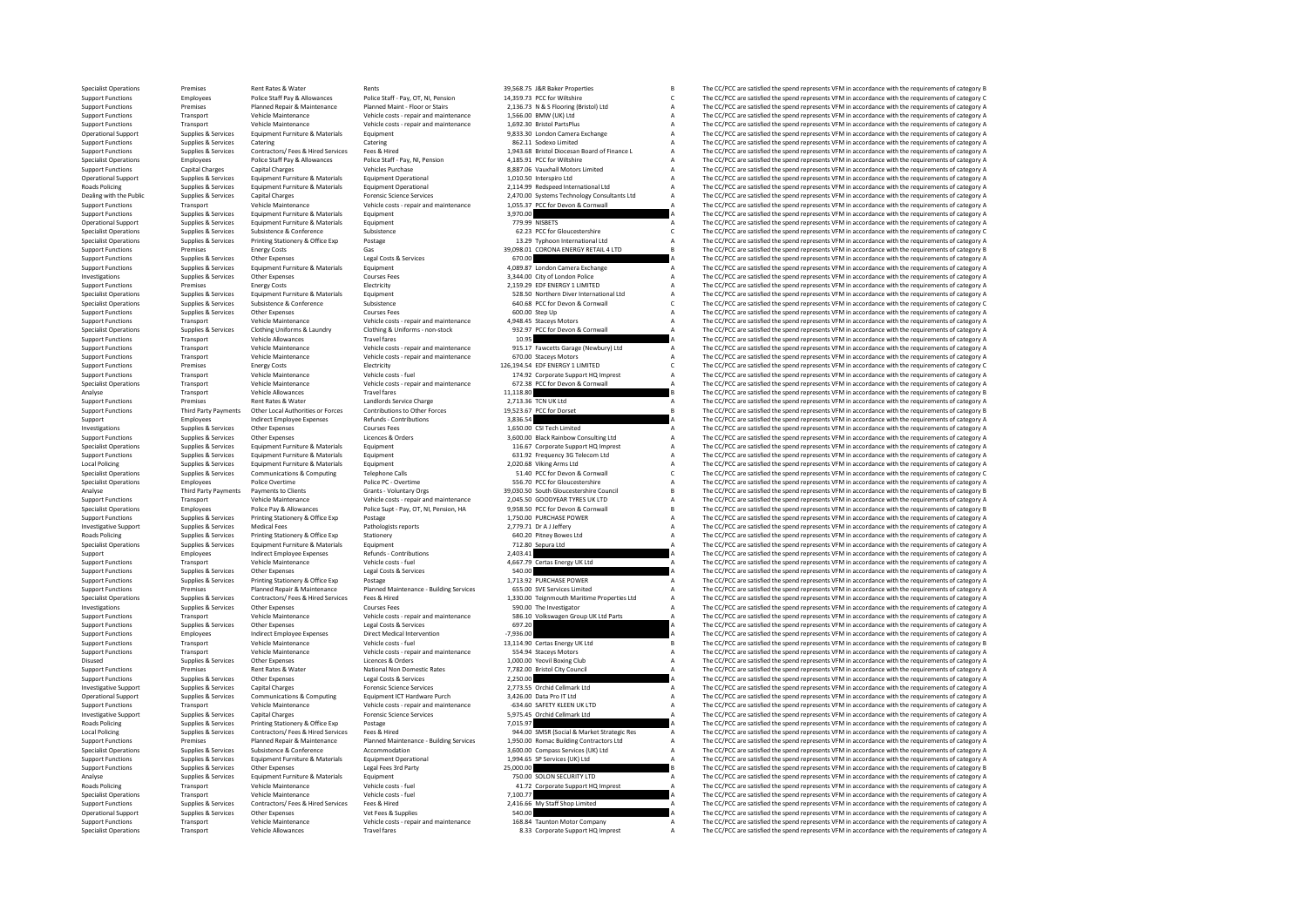| | | | | | | | |
|---|---|---|---|---|---|---|---|
| Specialist Operations | Premises | Rent Rates & Water | Rents | 39,568.75 | J&R Baker Properties | B | The CC/PCC are satisfied the spend represents VFM in accordance with the requirements of category B |
| Support Functions | Employees | Police Staff Pay & Allowances | Police Staff - Pay, OT, NI, Pension | 14,359.73 | PCC for Wiltshire | C | The CC/PCC are satisfied the spend represents VFM in accordance with the requirements of category C |
| Support Functions | Premises | Planned Repair & Maintenance | Planned Maint - Floor or Stairs | 2,136.73 | N & S Flooring (Bristol) Ltd | A | The CC/PCC are satisfied the spend represents VFM in accordance with the requirements of category A |
| Support Functions | Transport | Vehicle Maintenance | Vehicle costs - repair and maintenance | 1,566.00 | BMW (UK) Ltd | A | The CC/PCC are satisfied the spend represents VFM in accordance with the requirements of category A |
| Support Functions | Transport | Vehicle Maintenance | Vehicle costs - repair and maintenance | 1,692.30 | Bristol PartsPlus | A | The CC/PCC are satisfied the spend represents VFM in accordance with the requirements of category A |
| Operational Support | Supplies & Services | Equipment Furniture & Materials | Equipment | 9,833.30 | London Camera Exchange | A | The CC/PCC are satisfied the spend represents VFM in accordance with the requirements of category A |
| Support Functions | Supplies & Services | Catering | Catering | 862.11 | Sodexo Limited | A | The CC/PCC are satisfied the spend represents VFM in accordance with the requirements of category A |
| Support Functions | Supplies & Services | Contractors/ Fees & Hired Services | Fees & Hired | 1,943.68 | Bristol Diocesan Board of Finance L | A | The CC/PCC are satisfied the spend represents VFM in accordance with the requirements of category A |
| Specialist Operations | Employees | Police Staff Pay & Allowances | Police Staff - Pay, NI, Pension | 4,185.91 | PCC for Wiltshire | A | The CC/PCC are satisfied the spend represents VFM in accordance with the requirements of category A |
| Support Functions | Capital Charges | Capital Charges | Vehicles Purchase | 8,887.06 | Vauxhall Motors Limited | A | The CC/PCC are satisfied the spend represents VFM in accordance with the requirements of category A |
| Operational Support | Supplies & Services | Equipment Furniture & Materials | Equipment Operational | 1,010.50 | Interspiro Ltd | A | The CC/PCC are satisfied the spend represents VFM in accordance with the requirements of category A |
| Roads Policing | Supplies & Services | Equipment Furniture & Materials | Equipment Operational | 2,114.99 | Redspeed International Ltd | A | The CC/PCC are satisfied the spend represents VFM in accordance with the requirements of category A |
| Dealing with the Public | Supplies & Services | Capital Charges | Forensic Science Services | 2,470.00 | Systems Technology Consultants Ltd | A | The CC/PCC are satisfied the spend represents VFM in accordance with the requirements of category A |
| Support Functions | Transport | Vehicle Maintenance | Vehicle costs - repair and maintenance | 1,055.37 | PCC for Devon & Cornwall | A | The CC/PCC are satisfied the spend represents VFM in accordance with the requirements of category A |
| Support Functions | Supplies & Services | Equipment Furniture & Materials | Equipment | 3,970.00 | | A | The CC/PCC are satisfied the spend represents VFM in accordance with the requirements of category A |
| Operational Support | Supplies & Services | Equipment Furniture & Materials | Equipment | 779.99 | NISBETS | A | The CC/PCC are satisfied the spend represents VFM in accordance with the requirements of category A |
| Specialist Operations | Supplies & Services | Subsistence & Conference | Subsistence | 62.23 | PCC for Gloucestershire | C | The CC/PCC are satisfied the spend represents VFM in accordance with the requirements of category C |
| Specialist Operations | Supplies & Services | Printing Stationery & Office Exp | Postage | 13.29 | Typhoon International Ltd | A | The CC/PCC are satisfied the spend represents VFM in accordance with the requirements of category A |
| Support Functions | Premises | Energy Costs | Gas | 39,098.01 | CORONA ENERGY RETAIL 4 LTD | B | The CC/PCC are satisfied the spend represents VFM in accordance with the requirements of category B |
| Support Functions | Supplies & Services | Other Expenses | Legal Costs & Services | 670.00 | | A | The CC/PCC are satisfied the spend represents VFM in accordance with the requirements of category A |
| Support Functions | Supplies & Services | Equipment Furniture & Materials | Equipment | 4,089.87 | London Camera Exchange | A | The CC/PCC are satisfied the spend represents VFM in accordance with the requirements of category A |
| Investigations | Supplies & Services | Other Expenses | Courses Fees | 3,344.00 | City of London Police | A | The CC/PCC are satisfied the spend represents VFM in accordance with the requirements of category A |
| Support Functions | Premises | Energy Costs | Electricity | 2,159.29 | EDF ENERGY 1 LIMITED | A | The CC/PCC are satisfied the spend represents VFM in accordance with the requirements of category A |
| Specialist Operations | Supplies & Services | Equipment Furniture & Materials | Equipment | 528.50 | Northern Diver International Ltd | A | The CC/PCC are satisfied the spend represents VFM in accordance with the requirements of category A |
| Specialist Operations | Supplies & Services | Subsistence & Conference | Subsistence | 640.68 | PCC for Devon & Cornwall | C | The CC/PCC are satisfied the spend represents VFM in accordance with the requirements of category C |
| Support Functions | Supplies & Services | Other Expenses | Courses Fees | 600.00 | Step Up | A | The CC/PCC are satisfied the spend represents VFM in accordance with the requirements of category A |
| Support Functions | Transport | Vehicle Maintenance | Vehicle costs - repair and maintenance | 4,948.45 | Staceys Motors | A | The CC/PCC are satisfied the spend represents VFM in accordance with the requirements of category A |
| Specialist Operations | Supplies & Services | Clothing Uniforms & Laundry | Clothing & Uniforms - non-stock | 932.97 | PCC for Devon & Cornwall | A | The CC/PCC are satisfied the spend represents VFM in accordance with the requirements of category A |
| Support Functions | Transport | Vehicle Allowances | Travel fares | 10.95 | | A | The CC/PCC are satisfied the spend represents VFM in accordance with the requirements of category A |
| Support Functions | Transport | Vehicle Maintenance | Vehicle costs - repair and maintenance | 915.17 | Fawcetts Garage (Newbury) Ltd | A | The CC/PCC are satisfied the spend represents VFM in accordance with the requirements of category A |
| Support Functions | Transport | Vehicle Maintenance | Vehicle costs - repair and maintenance | 670.00 | Staceys Motors | A | The CC/PCC are satisfied the spend represents VFM in accordance with the requirements of category A |
| Support Functions | Premises | Energy Costs | Electricity | 126,194.54 | EDF ENERGY 1 LIMITED | C | The CC/PCC are satisfied the spend represents VFM in accordance with the requirements of category C |
| Support Functions | Transport | Vehicle Maintenance | Vehicle costs - fuel | 174.92 | Corporate Support HQ Imprest | A | The CC/PCC are satisfied the spend represents VFM in accordance with the requirements of category A |
| Specialist Operations | Transport | Vehicle Maintenance | Vehicle costs - repair and maintenance | 672.38 | PCC for Devon & Cornwall | A | The CC/PCC are satisfied the spend represents VFM in accordance with the requirements of category A |
| Analyse | Transport | Vehicle Allowances | Travel fares | 11,118.80 | | B | The CC/PCC are satisfied the spend represents VFM in accordance with the requirements of category B |
| Support Functions | Premises | Rent Rates & Water | Landlords Service Charge | 2,713.36 | TCN UK Ltd | A | The CC/PCC are satisfied the spend represents VFM in accordance with the requirements of category A |
| Support Functions | Third Party Payments | Other Local Authorities or Forces | Contributions to Other Forces | 19,523.67 | PCC for Dorset | B | The CC/PCC are satisfied the spend represents VFM in accordance with the requirements of category B |
| Support | Employees | Indirect Employee Expenses | Refunds - Contributions | 3,836.54 | | A | The CC/PCC are satisfied the spend represents VFM in accordance with the requirements of category A |
| Investigations | Supplies & Services | Other Expenses | Courses Fees | 1,650.00 | CSI Tech Limited | A | The CC/PCC are satisfied the spend represents VFM in accordance with the requirements of category A |
| Support Functions | Supplies & Services | Other Expenses | Licences & Orders | 3,600.00 | Black Rainbow Consulting Ltd | A | The CC/PCC are satisfied the spend represents VFM in accordance with the requirements of category A |
| Specialist Operations | Supplies & Services | Equipment Furniture & Materials | Equipment | 116.67 | Corporate Support HQ Imprest | A | The CC/PCC are satisfied the spend represents VFM in accordance with the requirements of category A |
| Support Functions | Supplies & Services | Equipment Furniture & Materials | Equipment | 631.92 | Frequency 3G Telecom Ltd | A | The CC/PCC are satisfied the spend represents VFM in accordance with the requirements of category A |
| Local Policing | Supplies & Services | Equipment Furniture & Materials | Equipment | 2,020.68 | Viking Arms Ltd | A | The CC/PCC are satisfied the spend represents VFM in accordance with the requirements of category A |
| Specialist Operations | Supplies & Services | Communications & Computing | Telephone Calls | 51.40 | PCC for Devon & Cornwall | C | The CC/PCC are satisfied the spend represents VFM in accordance with the requirements of category C |
| Specialist Operations | Employees | Police Overtime | Police PC - Overtime | 556.70 | PCC for Gloucestershire | A | The CC/PCC are satisfied the spend represents VFM in accordance with the requirements of category A |
| Analyse | Third Party Payments | Payments to Clients | Grants - Voluntary Orgs | 39,030.50 | South Gloucestershire Council | B | The CC/PCC are satisfied the spend represents VFM in accordance with the requirements of category B |
| Support Functions | Transport | Vehicle Maintenance | Vehicle costs - repair and maintenance | 2,045.50 | GOODYEAR TYRES UK LTD | A | The CC/PCC are satisfied the spend represents VFM in accordance with the requirements of category A |
| Specialist Operations | Employees | Police Pay & Allowances | Police Supt - Pay, OT, NI, Pension, HA | 9,958.50 | PCC for Devon & Cornwall | B | The CC/PCC are satisfied the spend represents VFM in accordance with the requirements of category B |
| Support Functions | Supplies & Services | Printing Stationery & Office Exp | Postage | 1,750.00 | PURCHASE POWER | A | The CC/PCC are satisfied the spend represents VFM in accordance with the requirements of category A |
| Investigative Support | Supplies & Services | Medical Fees | Pathologists reports | 2,779.71 | Dr A J Jeffery | A | The CC/PCC are satisfied the spend represents VFM in accordance with the requirements of category A |
| Roads Policing | Supplies & Services | Printing Stationery & Office Exp | Stationery | 640.20 | Pitney Bowes Ltd | A | The CC/PCC are satisfied the spend represents VFM in accordance with the requirements of category A |
| Specialist Operations | Supplies & Services | Equipment Furniture & Materials | Equipment | 712.80 | Sepura Ltd | A | The CC/PCC are satisfied the spend represents VFM in accordance with the requirements of category A |
| Support | Employees | Indirect Employee Expenses | Refunds - Contributions | 2,403.41 | | A | The CC/PCC are satisfied the spend represents VFM in accordance with the requirements of category A |
| Support Functions | Transport | Vehicle Maintenance | Vehicle costs - fuel | 4,667.79 | Certas Energy UK Ltd | A | The CC/PCC are satisfied the spend represents VFM in accordance with the requirements of category A |
| Support Functions | Supplies & Services | Other Expenses | Legal Costs & Services | 540.00 | | A | The CC/PCC are satisfied the spend represents VFM in accordance with the requirements of category A |
| Support Functions | Supplies & Services | Printing Stationery & Office Exp | Postage | 1,713.92 | PURCHASE POWER | A | The CC/PCC are satisfied the spend represents VFM in accordance with the requirements of category A |
| Support Functions | Premises | Planned Repair & Maintenance | Planned Maintenance - Building Services | 655.00 | SVE Services Limited | A | The CC/PCC are satisfied the spend represents VFM in accordance with the requirements of category A |
| Specialist Operations | Supplies & Services | Contractors/ Fees & Hired Services | Fees & Hired | 1,330.00 | Teignmouth Maritime Properties Ltd | A | The CC/PCC are satisfied the spend represents VFM in accordance with the requirements of category A |
| Investigations | Supplies & Services | Other Expenses | Courses Fees | 590.00 | The Investigator | A | The CC/PCC are satisfied the spend represents VFM in accordance with the requirements of category A |
| Support Functions | Transport | Vehicle Maintenance | Vehicle costs - repair and maintenance | 586.10 | Volkswagen Group UK Ltd Parts | A | The CC/PCC are satisfied the spend represents VFM in accordance with the requirements of category A |
| Support Functions | Supplies & Services | Other Expenses | Legal Costs & Services | 697.20 | | A | The CC/PCC are satisfied the spend represents VFM in accordance with the requirements of category A |
| Support Functions | Employees | Indirect Employee Expenses | Direct Medical Intervention | -7,936.00 | | A | The CC/PCC are satisfied the spend represents VFM in accordance with the requirements of category A |
| Support Functions | Transport | Vehicle Maintenance | Vehicle costs - fuel | 13,114.90 | Certas Energy UK Ltd | B | The CC/PCC are satisfied the spend represents VFM in accordance with the requirements of category B |
| Support Functions | Transport | Vehicle Maintenance | Vehicle costs - repair and maintenance | 554.94 | Staceys Motors | A | The CC/PCC are satisfied the spend represents VFM in accordance with the requirements of category A |
| Disused | Supplies & Services | Other Expenses | Licences & Orders | 1,000.00 | Yeovil Boxing Club | A | The CC/PCC are satisfied the spend represents VFM in accordance with the requirements of category A |
| Support Functions | Premises | Rent Rates & Water | National Non Domestic Rates | 7,782.00 | Bristol City Council | A | The CC/PCC are satisfied the spend represents VFM in accordance with the requirements of category A |
| Support Functions | Supplies & Services | Other Expenses | Legal Costs & Services | 2,250.00 | | A | The CC/PCC are satisfied the spend represents VFM in accordance with the requirements of category A |
| Investigative Support | Supplies & Services | Capital Charges | Forensic Science Services | 2,773.55 | Orchid Cellmark Ltd | A | The CC/PCC are satisfied the spend represents VFM in accordance with the requirements of category A |
| Operational Support | Supplies & Services | Communications & Computing | Equipment ICT Hardware Purch | 3,426.00 | Data Pro IT Ltd | A | The CC/PCC are satisfied the spend represents VFM in accordance with the requirements of category A |
| Support Functions | Transport | Vehicle Maintenance | Vehicle costs - repair and maintenance | -634.60 | SAFETY KLEEN UK LTD | A | The CC/PCC are satisfied the spend represents VFM in accordance with the requirements of category A |
| Investigative Support | Supplies & Services | Capital Charges | Forensic Science Services | 5,975.45 | Orchid Cellmark Ltd | A | The CC/PCC are satisfied the spend represents VFM in accordance with the requirements of category A |
| Roads Policing | Supplies & Services | Printing Stationery & Office Exp | Postage | 7,015.97 | | A | The CC/PCC are satisfied the spend represents VFM in accordance with the requirements of category A |
| Local Policing | Supplies & Services | Contractors/ Fees & Hired Services | Fees & Hired | 944.00 | SMSR (Social & Market Strategic Res | A | The CC/PCC are satisfied the spend represents VFM in accordance with the requirements of category A |
| Support Functions | Premises | Planned Repair & Maintenance | Planned Maintenance - Building Services | 1,950.00 | Romac Building Contractors Ltd | A | The CC/PCC are satisfied the spend represents VFM in accordance with the requirements of category A |
| Specialist Operations | Supplies & Services | Subsistence & Conference | Accommodation | 3,600.00 | Compass Services (UK) Ltd | A | The CC/PCC are satisfied the spend represents VFM in accordance with the requirements of category A |
| Support Functions | Supplies & Services | Equipment Furniture & Materials | Equipment Operational | 1,994.65 | SP Services (UK) Ltd | A | The CC/PCC are satisfied the spend represents VFM in accordance with the requirements of category A |
| Support Functions | Supplies & Services | Other Expenses | Legal Fees 3rd Party | 25,000.00 | | B | The CC/PCC are satisfied the spend represents VFM in accordance with the requirements of category B |
| Analyse | Supplies & Services | Equipment Furniture & Materials | Equipment | 750.00 | SOLON SECURITY LTD | A | The CC/PCC are satisfied the spend represents VFM in accordance with the requirements of category A |
| Roads Policing | Transport | Vehicle Maintenance | Vehicle costs - fuel | 41.72 | Corporate Support HQ Imprest | A | The CC/PCC are satisfied the spend represents VFM in accordance with the requirements of category A |
| Specialist Operations | Transport | Vehicle Maintenance | Vehicle costs - fuel | 7,100.77 | | A | The CC/PCC are satisfied the spend represents VFM in accordance with the requirements of category A |
| Support Functions | Supplies & Services | Contractors/ Fees & Hired Services | Fees & Hired | 2,416.66 | My Staff Shop Limited | A | The CC/PCC are satisfied the spend represents VFM in accordance with the requirements of category A |
| Operational Support | Supplies & Services | Other Expenses | Vet Fees & Supplies | 540.00 | | A | The CC/PCC are satisfied the spend represents VFM in accordance with the requirements of category A |
| Support Functions | Transport | Vehicle Maintenance | Vehicle costs - repair and maintenance | 168.84 | Taunton Motor Company | A | The CC/PCC are satisfied the spend represents VFM in accordance with the requirements of category A |
| Specialist Operations | Transport | Vehicle Allowances | Travel fares | 8.33 | Corporate Support HQ Imprest | A | The CC/PCC are satisfied the spend represents VFM in accordance with the requirements of category A |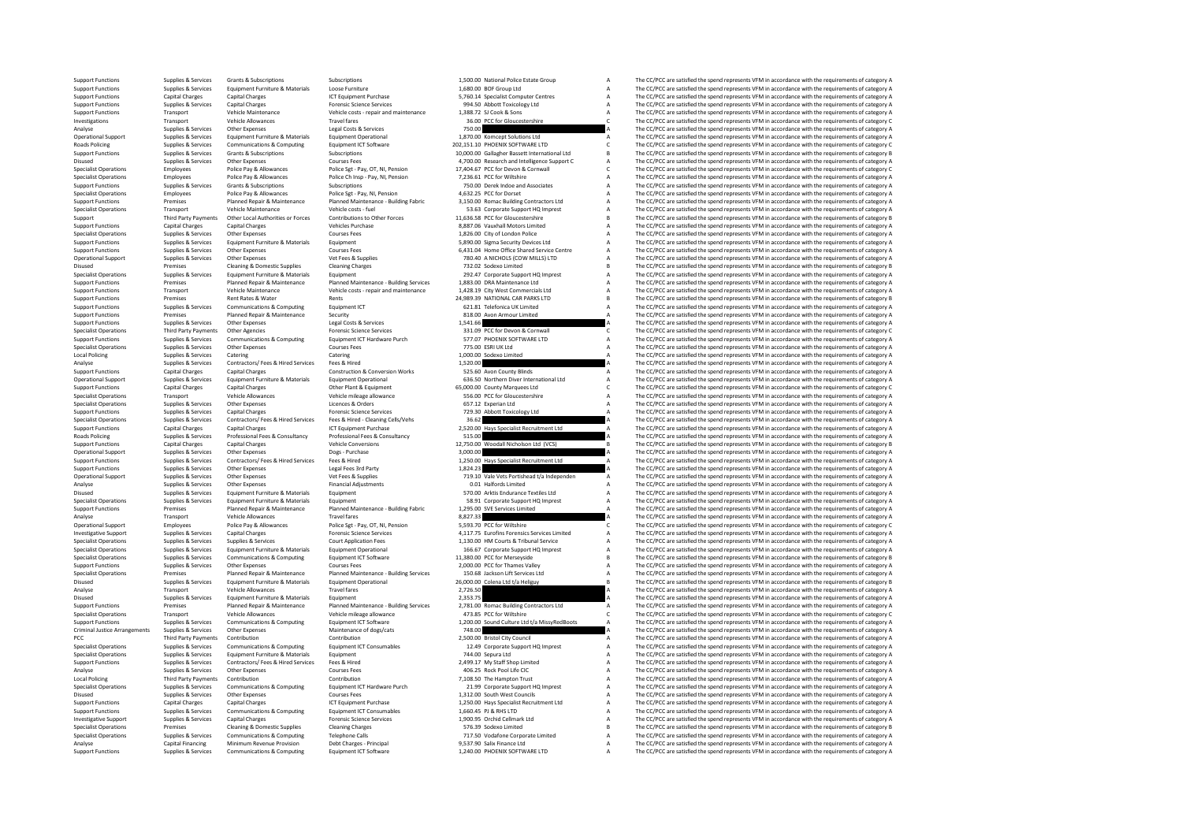| | | | | | | | |
|---|---|---|---|---|---|---|---|
| Support Functions | Supplies & Services | Grants & Subscriptions | Subscriptions | 1,500.00 | National Police Estate Group | A | The CC/PCC are satisfied the spend represents VFM in accordance with the requirements of category A |
| Support Functions | Supplies & Services | Equipment Furniture & Materials | Loose Furniture | 1,680.00 | BOF Group Ltd | A | The CC/PCC are satisfied the spend represents VFM in accordance with the requirements of category A |
| Support Functions | Capital Charges | Capital Charges | ICT Equipment Purchase | 5,760.14 | Specialist Computer Centres | A | The CC/PCC are satisfied the spend represents VFM in accordance with the requirements of category A |
| Support Functions | Supplies & Services | Capital Charges | Forensic Science Services | 994.50 | Abbott Toxicology Ltd | A | The CC/PCC are satisfied the spend represents VFM in accordance with the requirements of category A |
| Support Functions | Transport | Vehicle Maintenance | Vehicle costs - repair and maintenance | 1,388.72 | SJ Cook & Sons | A | The CC/PCC are satisfied the spend represents VFM in accordance with the requirements of category A |
| Investigations | Transport | Vehicle Allowances | Travel fares | 36.00 | PCC for Gloucestershire | C | The CC/PCC are satisfied the spend represents VFM in accordance with the requirements of category C |
| Analyse | Supplies & Services | Other Expenses | Legal Costs & Services | 750.00 | | A | The CC/PCC are satisfied the spend represents VFM in accordance with the requirements of category A |
| Operational Support | Supplies & Services | Equipment Furniture & Materials | Equipment Operational | 1,870.00 | Komcept Solutions Ltd | A | The CC/PCC are satisfied the spend represents VFM in accordance with the requirements of category A |
| Roads Policing | Supplies & Services | Communications & Computing | Equipment ICT Software | 202,151.10 | PHOENIX SOFTWARE LTD | C | The CC/PCC are satisfied the spend represents VFM in accordance with the requirements of category C |
| Support Functions | Supplies & Services | Grants & Subscriptions | Subscriptions | 10,000.00 | Gallagher Bassett International Ltd | B | The CC/PCC are satisfied the spend represents VFM in accordance with the requirements of category B |
| Disused | Supplies & Services | Other Expenses | Courses Fees | 4,700.00 | Research and Intelligence Support C | A | The CC/PCC are satisfied the spend represents VFM in accordance with the requirements of category A |
| Specialist Operations | Employees | Police Pay & Allowances | Police Sgt - Pay, OT, NI, Pension | 17,404.67 | PCC for Devon & Cornwall | C | The CC/PCC are satisfied the spend represents VFM in accordance with the requirements of category C |
| Specialist Operations | Employees | Police Pay & Allowances | Police Ch Insp - Pay, NI, Pension | 7,236.61 | PCC for Wiltshire | A | The CC/PCC are satisfied the spend represents VFM in accordance with the requirements of category A |
| Support Functions | Supplies & Services | Grants & Subscriptions | Subscriptions | 750.00 | Derek Indoe and Associates | A | The CC/PCC are satisfied the spend represents VFM in accordance with the requirements of category A |
| Specialist Operations | Employees | Police Pay & Allowances | Police Sgt - Pay, NI, Pension | 4,632.25 | PCC for Dorset | A | The CC/PCC are satisfied the spend represents VFM in accordance with the requirements of category A |
| Support Functions | Premises | Planned Repair & Maintenance | Planned Maintenance - Building Fabric | 3,150.00 | Romac Building Contractors Ltd | A | The CC/PCC are satisfied the spend represents VFM in accordance with the requirements of category A |
| Specialist Operations | Transport | Vehicle Maintenance | Vehicle costs - fuel | 53.63 | Corporate Support HQ Imprest | A | The CC/PCC are satisfied the spend represents VFM in accordance with the requirements of category A |
| Support | Third Party Payments | Other Local Authorities or Forces | Contributions to Other Forces | 11,636.58 | PCC for Gloucestershire | B | The CC/PCC are satisfied the spend represents VFM in accordance with the requirements of category B |
| Support Functions | Capital Charges | Capital Charges | Vehicles Purchase | 8,887.06 | Vauxhall Motors Limited | A | The CC/PCC are satisfied the spend represents VFM in accordance with the requirements of category A |
| Specialist Operations | Supplies & Services | Other Expenses | Courses Fees | 1,826.00 | City of London Police | A | The CC/PCC are satisfied the spend represents VFM in accordance with the requirements of category A |
| Support Functions | Supplies & Services | Equipment Furniture & Materials | Equipment | 5,890.00 | Sigma Security Devices Ltd | A | The CC/PCC are satisfied the spend represents VFM in accordance with the requirements of category A |
| Support Functions | Supplies & Services | Other Expenses | Courses Fees | 6,431.04 | Home Office Shared Service Centre | A | The CC/PCC are satisfied the spend represents VFM in accordance with the requirements of category A |
| Operational Support | Supplies & Services | Other Expenses | Vet Fees & Supplies | 780.40 | A NICHOLS (COW MILLS) LTD | A | The CC/PCC are satisfied the spend represents VFM in accordance with the requirements of category A |
| Disused | Premises | Cleaning & Domestic Supplies | Cleaning Charges | 732.02 | Sodexo Limited | B | The CC/PCC are satisfied the spend represents VFM in accordance with the requirements of category B |
| Specialist Operations | Supplies & Services | Equipment Furniture & Materials | Equipment | 292.47 | Corporate Support HQ Imprest | A | The CC/PCC are satisfied the spend represents VFM in accordance with the requirements of category A |
| Support Functions | Premises | Planned Repair & Maintenance | Planned Maintenance - Building Services | 1,883.00 | DRA Maintenance Ltd | A | The CC/PCC are satisfied the spend represents VFM in accordance with the requirements of category A |
| Support Functions | Transport | Vehicle Maintenance | Vehicle costs - repair and maintenance | 1,428.19 | City West Commercials Ltd | A | The CC/PCC are satisfied the spend represents VFM in accordance with the requirements of category A |
| Support Functions | Premises | Rent Rates & Water | Rents | 24,989.39 | NATIONAL CAR PARKS LTD | B | The CC/PCC are satisfied the spend represents VFM in accordance with the requirements of category B |
| Support Functions | Supplies & Services | Communications & Computing | Equipment ICT | 621.81 | Telefonica UK Limited | A | The CC/PCC are satisfied the spend represents VFM in accordance with the requirements of category A |
| Support Functions | Premises | Planned Repair & Maintenance | Security | 818.00 | Avon Armour Limited | A | The CC/PCC are satisfied the spend represents VFM in accordance with the requirements of category A |
| Support Functions | Supplies & Services | Other Expenses | Legal Costs & Services | 1,541.66 | | A | The CC/PCC are satisfied the spend represents VFM in accordance with the requirements of category A |
| Specialist Operations | Third Party Payments | Other Agencies | Forensic Science Services | 331.09 | PCC for Devon & Cornwall | C | The CC/PCC are satisfied the spend represents VFM in accordance with the requirements of category C |
| Support Functions | Supplies & Services | Communications & Computing | Equipment ICT Hardware Purch | 577.07 | PHOENIX SOFTWARE LTD | A | The CC/PCC are satisfied the spend represents VFM in accordance with the requirements of category A |
| Specialist Operations | Supplies & Services | Other Expenses | Courses Fees | 775.00 | ESRI UK Ltd | A | The CC/PCC are satisfied the spend represents VFM in accordance with the requirements of category A |
| Local Policing | Supplies & Services | Catering | Catering | 1,000.00 | Sodexo Limited | A | The CC/PCC are satisfied the spend represents VFM in accordance with the requirements of category A |
| Analyse | Supplies & Services | Contractors/ Fees & Hired Services | Fees & Hired | 1,520.00 | | A | The CC/PCC are satisfied the spend represents VFM in accordance with the requirements of category A |
| Support Functions | Capital Charges | Capital Charges | Construction & Conversion Works | 525.60 | Avon County Blinds | A | The CC/PCC are satisfied the spend represents VFM in accordance with the requirements of category A |
| Operational Support | Supplies & Services | Equipment Furniture & Materials | Equipment Operational | 636.50 | Northern Diver International Ltd | A | The CC/PCC are satisfied the spend represents VFM in accordance with the requirements of category A |
| Support Functions | Capital Charges | Capital Charges | Other Plant & Equipment | 65,000.00 | County Marquees Ltd | C | The CC/PCC are satisfied the spend represents VFM in accordance with the requirements of category C |
| Specialist Operations | Transport | Vehicle Allowances | Vehicle mileage allowance | 556.00 | PCC for Gloucestershire | A | The CC/PCC are satisfied the spend represents VFM in accordance with the requirements of category A |
| Specialist Operations | Supplies & Services | Other Expenses | Licences & Orders | 657.12 | Experian Ltd | A | The CC/PCC are satisfied the spend represents VFM in accordance with the requirements of category A |
| Support Functions | Supplies & Services | Capital Charges | Forensic Science Services | 729.30 | Abbott Toxicology Ltd | A | The CC/PCC are satisfied the spend represents VFM in accordance with the requirements of category A |
| Specialist Operations | Supplies & Services | Contractors/ Fees & Hired Services | Fees & Hired - Cleaning Cells/Vehs | 36.62 | | A | The CC/PCC are satisfied the spend represents VFM in accordance with the requirements of category A |
| Support Functions | Capital Charges | Capital Charges | ICT Equipment Purchase | 2,520.00 | Hays Specialist Recruitment Ltd | A | The CC/PCC are satisfied the spend represents VFM in accordance with the requirements of category A |
| Roads Policing | Supplies & Services | Professional Fees & Consultancy | Professional Fees & Consultancy | 515.00 | | A | The CC/PCC are satisfied the spend represents VFM in accordance with the requirements of category A |
| Support Functions | Capital Charges | Capital Charges | Vehicle Conversions | 12,750.00 | Woodall Nicholson Ltd (VCS) | B | The CC/PCC are satisfied the spend represents VFM in accordance with the requirements of category B |
| Operational Support | Supplies & Services | Other Expenses | Dogs - Purchase | 3,000.00 | | A | The CC/PCC are satisfied the spend represents VFM in accordance with the requirements of category A |
| Support Functions | Supplies & Services | Contractors/ Fees & Hired Services | Fees & Hired | 1,250.00 | Hays Specialist Recruitment Ltd | A | The CC/PCC are satisfied the spend represents VFM in accordance with the requirements of category A |
| Support Functions | Supplies & Services | Other Expenses | Legal Fees 3rd Party | 1,824.23 | | A | The CC/PCC are satisfied the spend represents VFM in accordance with the requirements of category A |
| Operational Support | Supplies & Services | Other Expenses | Vet Fees & Supplies | 719.10 | Vale Vets Portishead t/a Independen | A | The CC/PCC are satisfied the spend represents VFM in accordance with the requirements of category A |
| Analyse | Supplies & Services | Other Expenses | Financial Adjustments | 0.01 | Halfords Limited | A | The CC/PCC are satisfied the spend represents VFM in accordance with the requirements of category A |
| Disused | Supplies & Services | Equipment Furniture & Materials | Equipment | 570.00 | Arktis Endurance Textiles Ltd | A | The CC/PCC are satisfied the spend represents VFM in accordance with the requirements of category A |
| Specialist Operations | Supplies & Services | Equipment Furniture & Materials | Equipment | 58.91 | Corporate Support HQ Imprest | A | The CC/PCC are satisfied the spend represents VFM in accordance with the requirements of category A |
| Support Functions | Premises | Planned Repair & Maintenance | Planned Maintenance - Building Fabric | 1,295.00 | SVE Services Limited | A | The CC/PCC are satisfied the spend represents VFM in accordance with the requirements of category A |
| Analyse | Transport | Vehicle Allowances | Travel fares | 8,827.33 | | A | The CC/PCC are satisfied the spend represents VFM in accordance with the requirements of category A |
| Operational Support | Employees | Police Pay & Allowances | Police Sgt - Pay, OT, NI, Pension | 5,593.70 | PCC for Wiltshire | C | The CC/PCC are satisfied the spend represents VFM in accordance with the requirements of category C |
| Investigative Support | Supplies & Services | Capital Charges | Forensic Science Services | 4,117.75 | Eurofins Forensics Services Limited | A | The CC/PCC are satisfied the spend represents VFM in accordance with the requirements of category A |
| Specialist Operations | Supplies & Services | Supplies & Services | Court Application Fees | 1,130.00 | HM Courts & Tribunal Service | A | The CC/PCC are satisfied the spend represents VFM in accordance with the requirements of category A |
| Specialist Operations | Supplies & Services | Equipment Furniture & Materials | Equipment Operational | 166.67 | Corporate Support HQ Imprest | A | The CC/PCC are satisfied the spend represents VFM in accordance with the requirements of category A |
| Specialist Operations | Supplies & Services | Communications & Computing | Equipment ICT Software | 11,380.00 | PCC for Merseyside | B | The CC/PCC are satisfied the spend represents VFM in accordance with the requirements of category B |
| Support Functions | Supplies & Services | Other Expenses | Courses Fees | 2,000.00 | PCC for Thames Valley | A | The CC/PCC are satisfied the spend represents VFM in accordance with the requirements of category A |
| Specialist Operations | Premises | Planned Repair & Maintenance | Planned Maintenance - Building Services | 150.68 | Jackson Lift Services Ltd | A | The CC/PCC are satisfied the spend represents VFM in accordance with the requirements of category A |
| Disused | Supplies & Services | Equipment Furniture & Materials | Equipment Operational | 26,000.00 | Colena Ltd t/a Heliguy | B | The CC/PCC are satisfied the spend represents VFM in accordance with the requirements of category B |
| Analyse | Transport | Vehicle Allowances | Travel fares | 2,726.50 | | A | The CC/PCC are satisfied the spend represents VFM in accordance with the requirements of category A |
| Disused | Supplies & Services | Equipment Furniture & Materials | Equipment | 2,353.75 | | A | The CC/PCC are satisfied the spend represents VFM in accordance with the requirements of category A |
| Support Functions | Premises | Planned Repair & Maintenance | Planned Maintenance - Building Services | 2,781.00 | Romac Building Contractors Ltd | A | The CC/PCC are satisfied the spend represents VFM in accordance with the requirements of category A |
| Specialist Operations | Transport | Vehicle Allowances | Vehicle mileage allowance | 473.85 | PCC for Wiltshire | C | The CC/PCC are satisfied the spend represents VFM in accordance with the requirements of category C |
| Support Functions | Supplies & Services | Communications & Computing | Equipment ICT Software | 1,200.00 | Sound Culture Ltd t/a MissyRedBoots | A | The CC/PCC are satisfied the spend represents VFM in accordance with the requirements of category A |
| Criminal Justice Arrangements | Supplies & Services | Other Expenses | Maintenance of dogs/cats | 748.00 | | A | The CC/PCC are satisfied the spend represents VFM in accordance with the requirements of category A |
| PCC | Third Party Payments | Contribution | Contribution | 2,500.00 | Bristol City Council | A | The CC/PCC are satisfied the spend represents VFM in accordance with the requirements of category A |
| Specialist Operations | Supplies & Services | Communications & Computing | Equipment ICT Consumables | 12.49 | Corporate Support HQ Imprest | A | The CC/PCC are satisfied the spend represents VFM in accordance with the requirements of category A |
| Specialist Operations | Supplies & Services | Equipment Furniture & Materials | Equipment | 744.00 | Sepura Ltd | A | The CC/PCC are satisfied the spend represents VFM in accordance with the requirements of category A |
| Support Functions | Supplies & Services | Contractors/ Fees & Hired Services | Fees & Hired | 2,499.17 | My Staff Shop Limited | A | The CC/PCC are satisfied the spend represents VFM in accordance with the requirements of category A |
| Analyse | Supplies & Services | Other Expenses | Courses Fees | 406.25 | Rock Pool Life CIC | A | The CC/PCC are satisfied the spend represents VFM in accordance with the requirements of category A |
| Local Policing | Third Party Payments | Contribution | Contribution | 7,108.50 | The Hampton Trust | A | The CC/PCC are satisfied the spend represents VFM in accordance with the requirements of category A |
| Specialist Operations | Supplies & Services | Communications & Computing | Equipment ICT Hardware Purch | 21.99 | Corporate Support HQ Imprest | A | The CC/PCC are satisfied the spend represents VFM in accordance with the requirements of category A |
| Disused | Supplies & Services | Other Expenses | Courses Fees | 1,312.00 | South West Councils | A | The CC/PCC are satisfied the spend represents VFM in accordance with the requirements of category A |
| Support Functions | Capital Charges | Capital Charges | ICT Equipment Purchase | 1,250.00 | Hays Specialist Recruitment Ltd | A | The CC/PCC are satisfied the spend represents VFM in accordance with the requirements of category A |
| Support Functions | Supplies & Services | Communications & Computing | Equipment ICT Consumables | 1,660.45 | PJ & RHS LTD | A | The CC/PCC are satisfied the spend represents VFM in accordance with the requirements of category A |
| Investigative Support | Supplies & Services | Capital Charges | Forensic Science Services | 1,900.95 | Orchid Cellmark Ltd | A | The CC/PCC are satisfied the spend represents VFM in accordance with the requirements of category A |
| Specialist Operations | Premises | Cleaning & Domestic Supplies | Cleaning Charges | 576.39 | Sodexo Limited | B | The CC/PCC are satisfied the spend represents VFM in accordance with the requirements of category B |
| Specialist Operations | Supplies & Services | Communications & Computing | Telephone Calls | 717.50 | Vodafone Corporate Limited | A | The CC/PCC are satisfied the spend represents VFM in accordance with the requirements of category A |
| Analyse | Capital Financing | Minimum Revenue Provision | Debt Charges - Principal | 9,537.90 | Salix Finance Ltd | A | The CC/PCC are satisfied the spend represents VFM in accordance with the requirements of category A |
| Support Functions | Supplies & Services | Communications & Computing | Equipment ICT Software | 1,240.00 | PHOENIX SOFTWARE LTD | A | The CC/PCC are satisfied the spend represents VFM in accordance with the requirements of category A |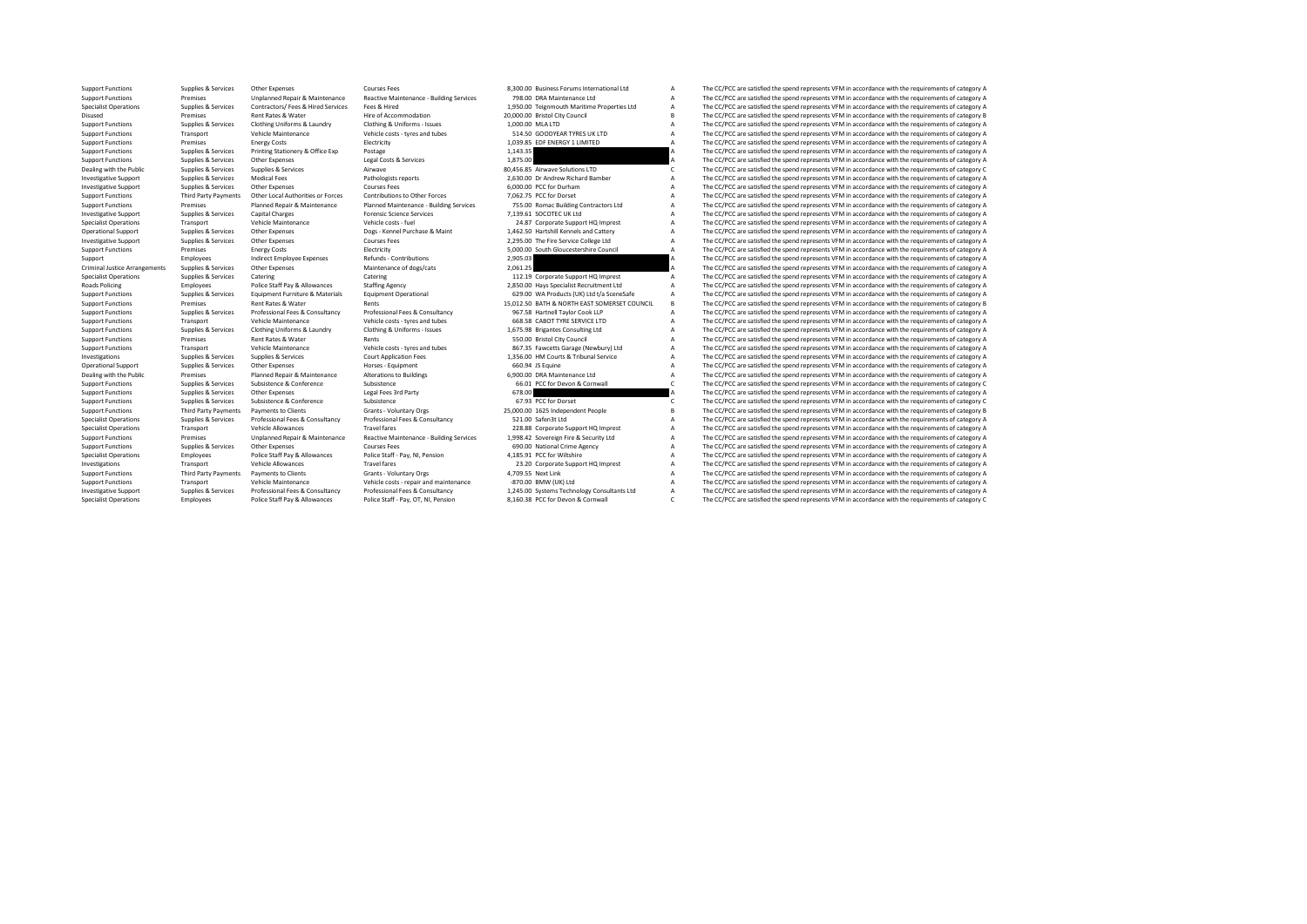| | | | | | | | |
|---|---|---|---|---|---|---|---|
| Support Functions | Supplies & Services | Other Expenses | Courses Fees | 8,300.00 | Business Forums International Ltd | A | The CC/PCC are satisfied the spend represents VFM in accordance with the requirements of category A |
| Support Functions | Premises | Unplanned Repair & Maintenance | Reactive Maintenance - Building Services | 798.00 | DRA Maintenance Ltd | A | The CC/PCC are satisfied the spend represents VFM in accordance with the requirements of category A |
| Specialist Operations | Supplies & Services | Contractors/ Fees & Hired Services | Fees & Hired | 1,950.00 | Teignmouth Maritime Properties Ltd | A | The CC/PCC are satisfied the spend represents VFM in accordance with the requirements of category A |
| Disused | Premises | Rent Rates & Water | Hire of Accommodation | 20,000.00 | Bristol City Council | B | The CC/PCC are satisfied the spend represents VFM in accordance with the requirements of category B |
| Support Functions | Supplies & Services | Clothing Uniforms & Laundry | Clothing & Uniforms - Issues | 1,000.00 | MLA LTD | A | The CC/PCC are satisfied the spend represents VFM in accordance with the requirements of category A |
| Support Functions | Transport | Vehicle Maintenance | Vehicle costs - tyres and tubes | 514.50 | GOODYEAR TYRES UK LTD | A | The CC/PCC are satisfied the spend represents VFM in accordance with the requirements of category A |
| Support Functions | Premises | Energy Costs | Electricity | 1,039.85 | EDF ENERGY 1 LIMITED | A | The CC/PCC are satisfied the spend represents VFM in accordance with the requirements of category A |
| Support Functions | Supplies & Services | Printing Stationery & Office Exp | Postage | 1,143.35 | | A | The CC/PCC are satisfied the spend represents VFM in accordance with the requirements of category A |
| Support Functions | Supplies & Services | Other Expenses | Legal Costs & Services | 1,875.00 | | A | The CC/PCC are satisfied the spend represents VFM in accordance with the requirements of category A |
| Dealing with the Public | Supplies & Services | Supplies & Services | Airwave | 80,456.85 | Airwave Solutions LTD | C | The CC/PCC are satisfied the spend represents VFM in accordance with the requirements of category C |
| Investigative Support | Supplies & Services | Medical Fees | Pathologists reports | 2,630.00 | Dr Andrew Richard Bamber | A | The CC/PCC are satisfied the spend represents VFM in accordance with the requirements of category A |
| Investigative Support | Supplies & Services | Other Expenses | Courses Fees | 6,000.00 | PCC for Durham | A | The CC/PCC are satisfied the spend represents VFM in accordance with the requirements of category A |
| Support Functions | Third Party Payments | Other Local Authorities or Forces | Contributions to Other Forces | 7,062.75 | PCC for Dorset | A | The CC/PCC are satisfied the spend represents VFM in accordance with the requirements of category A |
| Support Functions | Premises | Planned Repair & Maintenance | Planned Maintenance - Building Services | 755.00 | Romac Building Contractors Ltd | A | The CC/PCC are satisfied the spend represents VFM in accordance with the requirements of category A |
| Investigative Support | Supplies & Services | Capital Charges | Forensic Science Services | 7,139.61 | SOCOTEC UK Ltd | A | The CC/PCC are satisfied the spend represents VFM in accordance with the requirements of category A |
| Specialist Operations | Transport | Vehicle Maintenance | Vehicle costs - fuel | 24.87 | Corporate Support HQ Imprest | A | The CC/PCC are satisfied the spend represents VFM in accordance with the requirements of category A |
| Operational Support | Supplies & Services | Other Expenses | Dogs - Kennel Purchase & Maint | 1,462.50 | Hartshill Kennels and Cattery | A | The CC/PCC are satisfied the spend represents VFM in accordance with the requirements of category A |
| Investigative Support | Supplies & Services | Other Expenses | Courses Fees | 2,295.00 | The Fire Service College Ltd | A | The CC/PCC are satisfied the spend represents VFM in accordance with the requirements of category A |
| Support Functions | Premises | Energy Costs | Electricity | 5,000.00 | South Gloucestershire Council | A | The CC/PCC are satisfied the spend represents VFM in accordance with the requirements of category A |
| Support | Employees | Indirect Employee Expenses | Refunds - Contributions | 2,905.03 | | A | The CC/PCC are satisfied the spend represents VFM in accordance with the requirements of category A |
| Criminal Justice Arrangements | Supplies & Services | Other Expenses | Maintenance of dogs/cats | 2,061.25 | | A | The CC/PCC are satisfied the spend represents VFM in accordance with the requirements of category A |
| Specialist Operations | Supplies & Services | Catering | Catering | 112.19 | Corporate Support HQ Imprest | A | The CC/PCC are satisfied the spend represents VFM in accordance with the requirements of category A |
| Roads Policing | Employees | Police Staff Pay & Allowances | Staffing Agency | 2,850.00 | Hays Specialist Recruitment Ltd | A | The CC/PCC are satisfied the spend represents VFM in accordance with the requirements of category A |
| Support Functions | Supplies & Services | Equipment Furniture & Materials | Equipment Operational | 629.00 | WA Products (UK) Ltd t/a SceneSafe | A | The CC/PCC are satisfied the spend represents VFM in accordance with the requirements of category A |
| Support Functions | Premises | Rent Rates & Water | Rents | 15,012.50 | BATH & NORTH EAST SOMERSET COUNCIL | B | The CC/PCC are satisfied the spend represents VFM in accordance with the requirements of category B |
| Support Functions | Supplies & Services | Professional Fees & Consultancy | Professional Fees & Consultancy | 967.58 | Hartnell Taylor Cook LLP | A | The CC/PCC are satisfied the spend represents VFM in accordance with the requirements of category A |
| Support Functions | Transport | Vehicle Maintenance | Vehicle costs - tyres and tubes | 668.58 | CABOT TYRE SERVICE LTD | A | The CC/PCC are satisfied the spend represents VFM in accordance with the requirements of category A |
| Support Functions | Supplies & Services | Clothing Uniforms & Laundry | Clothing & Uniforms - Issues | 1,675.98 | Brigantes Consulting Ltd | A | The CC/PCC are satisfied the spend represents VFM in accordance with the requirements of category A |
| Support Functions | Premises | Rent Rates & Water | Rents | 550.00 | Bristol City Council | A | The CC/PCC are satisfied the spend represents VFM in accordance with the requirements of category A |
| Support Functions | Transport | Vehicle Maintenance | Vehicle costs - tyres and tubes | 867.35 | Fawcetts Garage (Newbury) Ltd | A | The CC/PCC are satisfied the spend represents VFM in accordance with the requirements of category A |
| Investigations | Supplies & Services | Supplies & Services | Court Application Fees | 1,356.00 | HM Courts & Tribunal Service | A | The CC/PCC are satisfied the spend represents VFM in accordance with the requirements of category A |
| Operational Support | Supplies & Services | Other Expenses | Horses - Equipment | 660.94 | JS Equine | A | The CC/PCC are satisfied the spend represents VFM in accordance with the requirements of category A |
| Dealing with the Public | Premises | Planned Repair & Maintenance | Alterations to Buildings | 6,900.00 | DRA Maintenance Ltd | A | The CC/PCC are satisfied the spend represents VFM in accordance with the requirements of category A |
| Support Functions | Supplies & Services | Subsistence & Conference | Subsistence | 66.01 | PCC for Devon & Cornwall | C | The CC/PCC are satisfied the spend represents VFM in accordance with the requirements of category C |
| Support Functions | Supplies & Services | Other Expenses | Legal Fees 3rd Party | 678.00 | | A | The CC/PCC are satisfied the spend represents VFM in accordance with the requirements of category A |
| Support Functions | Supplies & Services | Subsistence & Conference | Subsistence | 67.93 | PCC for Dorset | C | The CC/PCC are satisfied the spend represents VFM in accordance with the requirements of category C |
| Support Functions | Third Party Payments | Payments to Clients | Grants - Voluntary Orgs | 25,000.00 | 1625 Independent People | B | The CC/PCC are satisfied the spend represents VFM in accordance with the requirements of category B |
| Specialist Operations | Supplies & Services | Professional Fees & Consultancy | Professional Fees & Consultancy | 521.00 | Safen3t Ltd | A | The CC/PCC are satisfied the spend represents VFM in accordance with the requirements of category A |
| Specialist Operations | Transport | Vehicle Allowances | Travel fares | 228.88 | Corporate Support HQ Imprest | A | The CC/PCC are satisfied the spend represents VFM in accordance with the requirements of category A |
| Support Functions | Premises | Unplanned Repair & Maintenance | Reactive Maintenance - Building Services | 1,998.42 | Sovereign Fire & Security Ltd | A | The CC/PCC are satisfied the spend represents VFM in accordance with the requirements of category A |
| Support Functions | Supplies & Services | Other Expenses | Courses Fees | 690.00 | National Crime Agency | A | The CC/PCC are satisfied the spend represents VFM in accordance with the requirements of category A |
| Specialist Operations | Employees | Police Staff Pay & Allowances | Police Staff - Pay, NI, Pension | 4,185.91 | PCC for Wiltshire | A | The CC/PCC are satisfied the spend represents VFM in accordance with the requirements of category A |
| Investigations | Transport | Vehicle Allowances | Travel fares | 23.20 | Corporate Support HQ Imprest | A | The CC/PCC are satisfied the spend represents VFM in accordance with the requirements of category A |
| Support Functions | Third Party Payments | Payments to Clients | Grants - Voluntary Orgs | 4,709.55 | Next Link | A | The CC/PCC are satisfied the spend represents VFM in accordance with the requirements of category A |
| Support Functions | Transport | Vehicle Maintenance | Vehicle costs - repair and maintenance | -870.00 | BMW (UK) Ltd | A | The CC/PCC are satisfied the spend represents VFM in accordance with the requirements of category A |
| Investigative Support | Supplies & Services | Professional Fees & Consultancy | Professional Fees & Consultancy | 1,245.00 | Systems Technology Consultants Ltd | A | The CC/PCC are satisfied the spend represents VFM in accordance with the requirements of category A |
| Specialist Operations | Employees | Police Staff Pay & Allowances | Police Staff - Pay, OT, NI, Pension | 8,160.38 | PCC for Devon & Cornwall | C | The CC/PCC are satisfied the spend represents VFM in accordance with the requirements of category C |